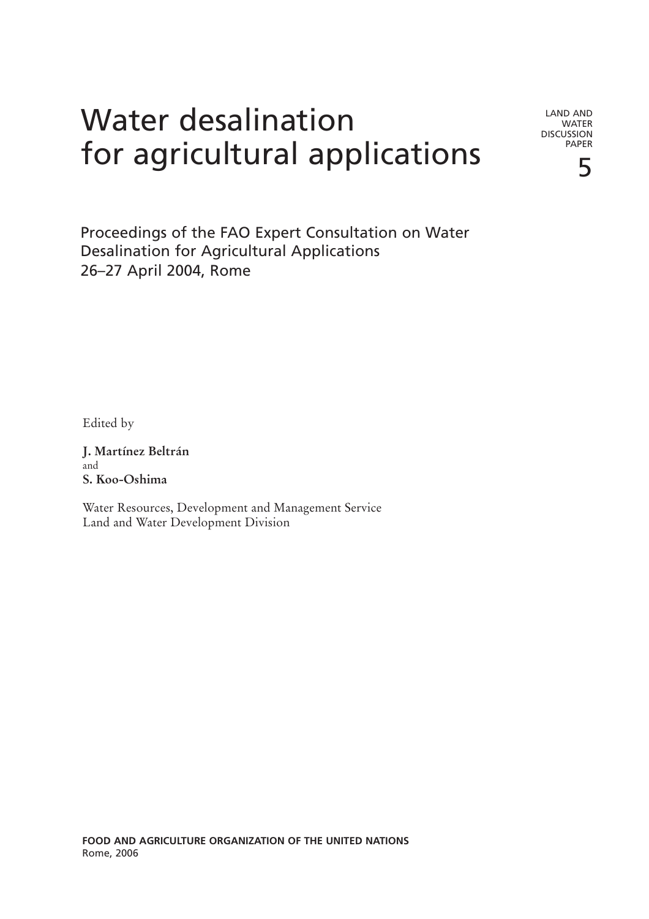# Water desalination for agricultural applications

LAND AND WATER DISCUSSION PAPER

5

Proceedings of the FAO Expert Consultation on Water Desalination for Agricultural Applications
26–27 April 2004, Rome

Edited by

**J. Martínez Beltrán**
and
**S. Koo-Oshima**

Water Resources, Development and Management Service
Land and Water Development Division

**FOOD AND AGRICULTURE ORGANIZATION OF THE UNITED NATIONS**
Rome, 2006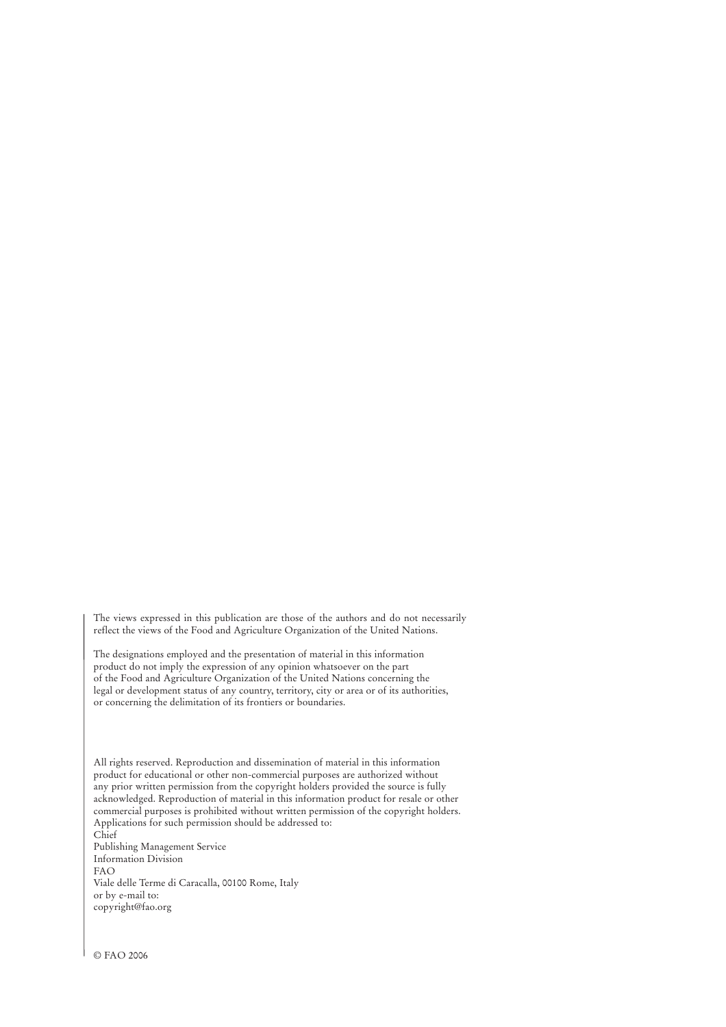The views expressed in this publication are those of the authors and do not necessarily reflect the views of the Food and Agriculture Organization of the United Nations.

The designations employed and the presentation of material in this information product do not imply the expression of any opinion whatsoever on the part of the Food and Agriculture Organization of the United Nations concerning the legal or development status of any country, territory, city or area or of its authorities, or concerning the delimitation of its frontiers or boundaries.

All rights reserved. Reproduction and dissemination of material in this information product for educational or other non-commercial purposes are authorized without any prior written permission from the copyright holders provided the source is fully acknowledged. Reproduction of material in this information product for resale or other commercial purposes is prohibited without written permission of the copyright holders. Applications for such permission should be addressed to:
Chief
Publishing Management Service
Information Division
FAO
Viale delle Terme di Caracalla, 00100 Rome, Italy
or by e-mail to:
copyright@fao.org

© FAO 2006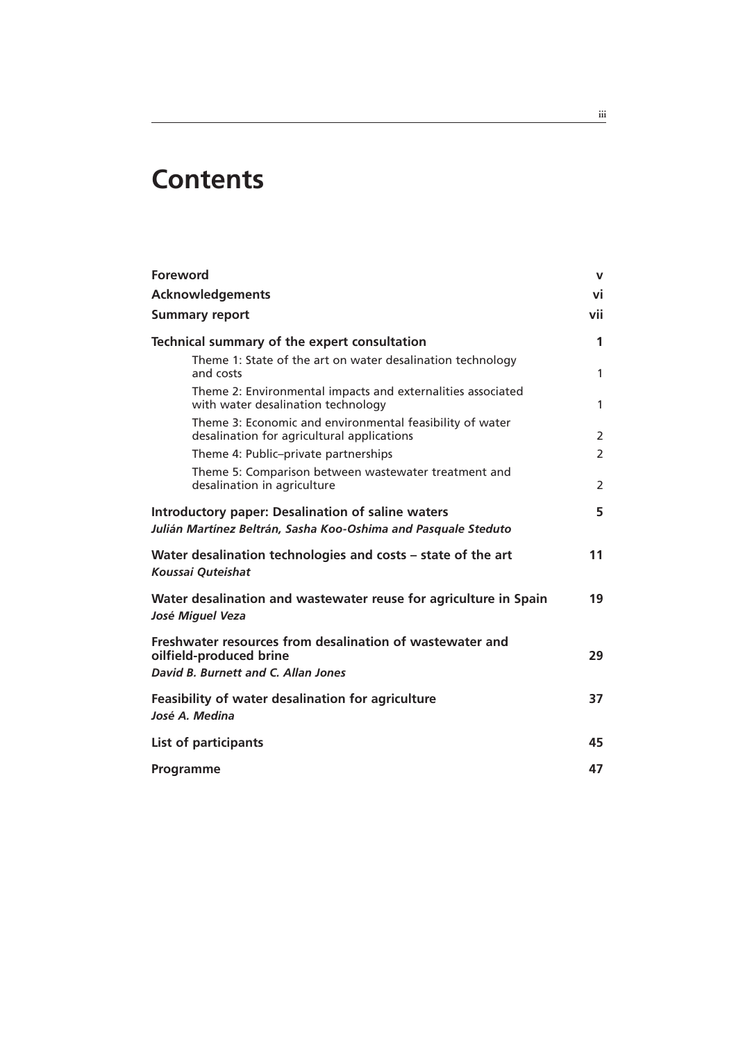# Contents

| | |
|---|---|
| **Foreword** | **v** |
| **Acknowledgements** | **vi** |
| **Summary report** | **vii** |
| **Technical summary of the expert consultation** | **1** |
| Theme 1: State of the art on water desalination technology and costs | 1 |
| Theme 2: Environmental impacts and externalities associated with water desalination technology | 1 |
| Theme 3: Economic and environmental feasibility of water desalination for agricultural applications | 2 |
| Theme 4: Public–private partnerships | 2 |
| Theme 5: Comparison between wastewater treatment and desalination in agriculture | 2 |
| **Introductory paper: Desalination of saline waters** *Julián Martínez Beltrán, Sasha Koo-Oshima and Pasquale Steduto* | **5** |
| **Water desalination technologies and costs – state of the art** *Koussai Quteishat* | **11** |
| **Water desalination and wastewater reuse for agriculture in Spain** *José Miguel Veza* | **19** |
| **Freshwater resources from desalination of wastewater and oilfield-produced brine** *David B. Burnett and C. Allan Jones* | **29** |
| **Feasibility of water desalination for agriculture** *José A. Medina* | **37** |
| **List of participants** | **45** |
| **Programme** | **47** |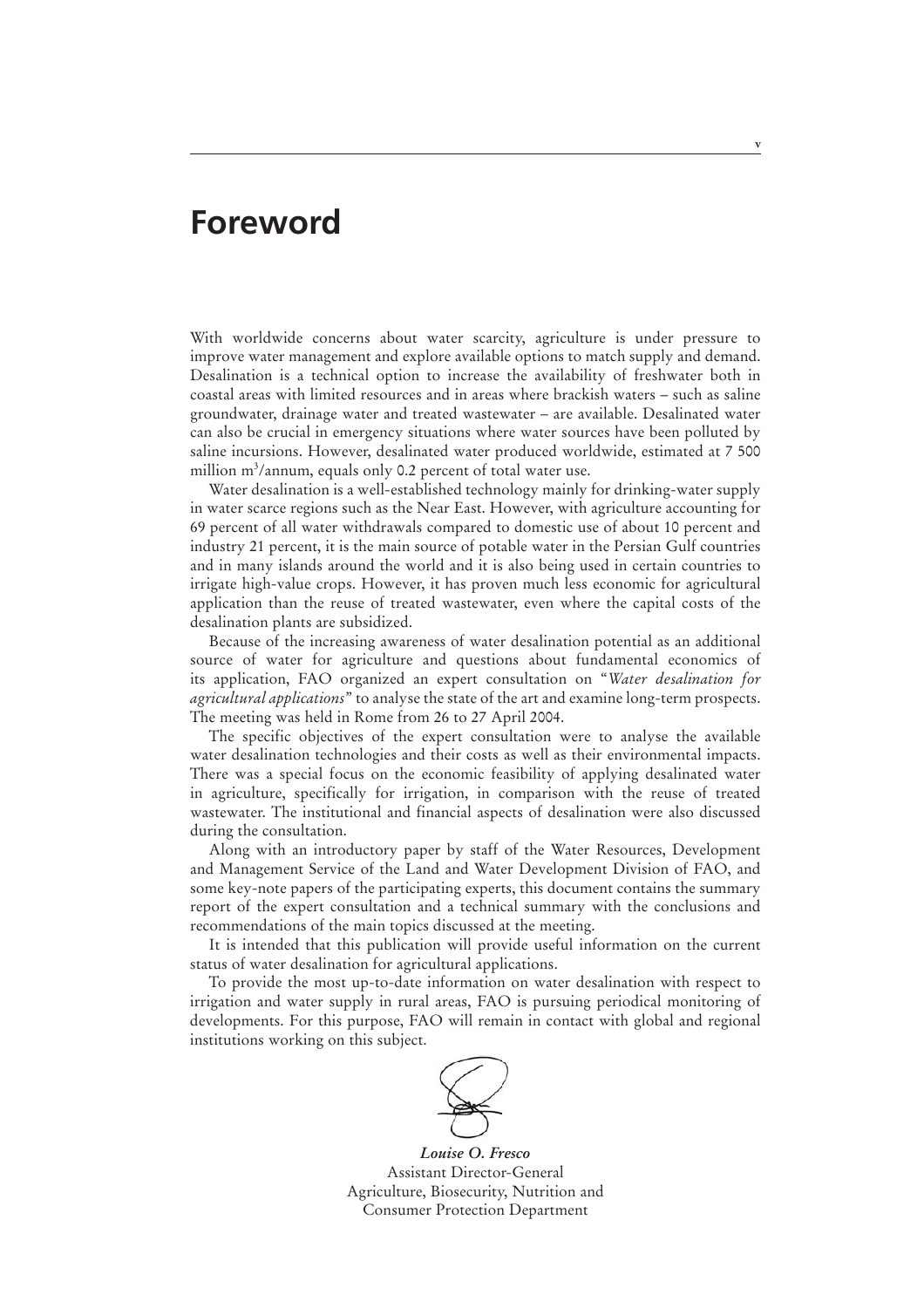# Foreword

With worldwide concerns about water scarcity, agriculture is under pressure to improve water management and explore available options to match supply and demand. Desalination is a technical option to increase the availability of freshwater both in coastal areas with limited resources and in areas where brackish waters – such as saline groundwater, drainage water and treated wastewater – are available. Desalinated water can also be crucial in emergency situations where water sources have been polluted by saline incursions. However, desalinated water produced worldwide, estimated at 7 500 million $m^3$/annum, equals only 0.2 percent of total water use.

Water desalination is a well-established technology mainly for drinking-water supply in water scarce regions such as the Near East. However, with agriculture accounting for 69 percent of all water withdrawals compared to domestic use of about 10 percent and industry 21 percent, it is the main source of potable water in the Persian Gulf countries and in many islands around the world and it is also being used in certain countries to irrigate high-value crops. However, it has proven much less economic for agricultural application than the reuse of treated wastewater, even where the capital costs of the desalination plants are subsidized.

Because of the increasing awareness of water desalination potential as an additional source of water for agriculture and questions about fundamental economics of its application, FAO organized an expert consultation on "*Water desalination for agricultural applications*" to analyse the state of the art and examine long-term prospects. The meeting was held in Rome from 26 to 27 April 2004.

The specific objectives of the expert consultation were to analyse the available water desalination technologies and their costs as well as their environmental impacts. There was a special focus on the economic feasibility of applying desalinated water in agriculture, specifically for irrigation, in comparison with the reuse of treated wastewater. The institutional and financial aspects of desalination were also discussed during the consultation.

Along with an introductory paper by staff of the Water Resources, Development and Management Service of the Land and Water Development Division of FAO, and some key-note papers of the participating experts, this document contains the summary report of the expert consultation and a technical summary with the conclusions and recommendations of the main topics discussed at the meeting.

It is intended that this publication will provide useful information on the current status of water desalination for agricultural applications.

To provide the most up-to-date information on water desalination with respect to irrigation and water supply in rural areas, FAO is pursuing periodical monitoring of developments. For this purpose, FAO will remain in contact with global and regional institutions working on this subject.

***Louise O. Fresco***
Assistant Director-General
Agriculture, Biosecurity, Nutrition and
Consumer Protection Department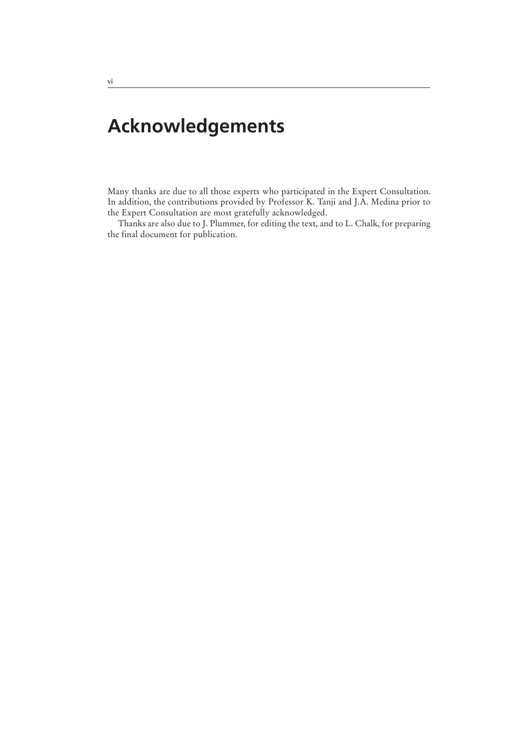# Acknowledgements

Many thanks are due to all those experts who participated in the Expert Consultation. In addition, the contributions provided by Professor K. Tanji and J.A. Medina prior to the Expert Consultation are most gratefully acknowledged.

Thanks are also due to J. Plummer, for editing the text, and to L. Chalk, for preparing the final document for publication.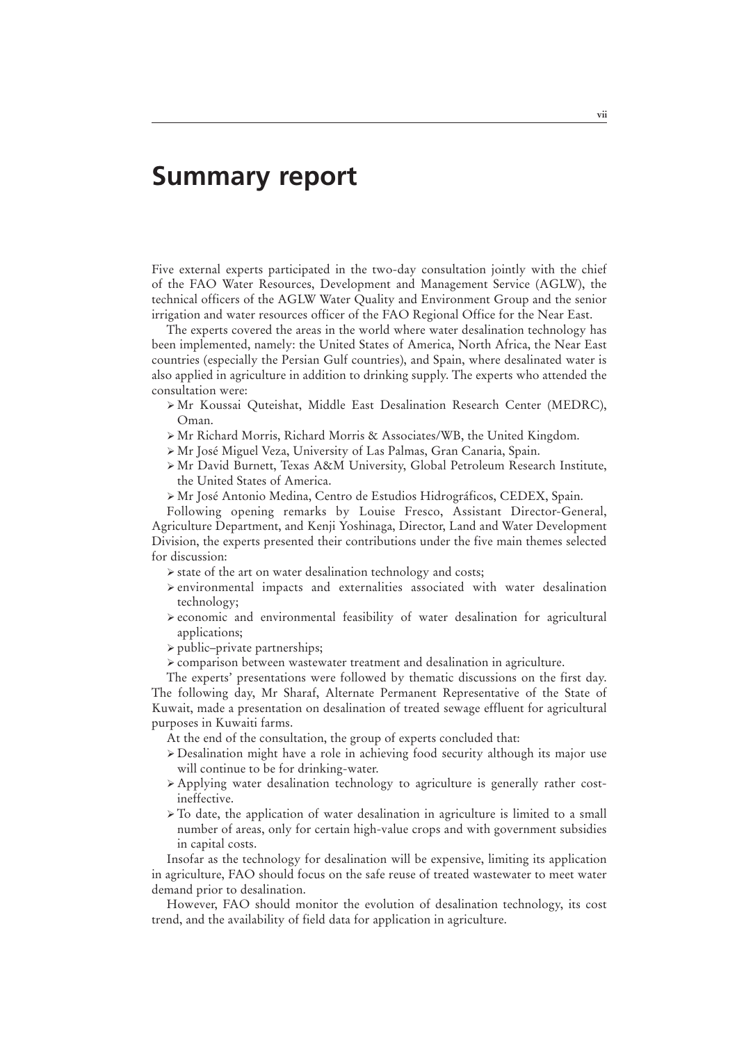# Summary report

Five external experts participated in the two-day consultation jointly with the chief of the FAO Water Resources, Development and Management Service (AGLW), the technical officers of the AGLW Water Quality and Environment Group and the senior irrigation and water resources officer of the FAO Regional Office for the Near East.

The experts covered the areas in the world where water desalination technology has been implemented, namely: the United States of America, North Africa, the Near East countries (especially the Persian Gulf countries), and Spain, where desalinated water is also applied in agriculture in addition to drinking supply. The experts who attended the consultation were:

- Mr Koussai Quteishat, Middle East Desalination Research Center (MEDRC), Oman.
- Mr Richard Morris, Richard Morris & Associates/WB, the United Kingdom.
- Mr José Miguel Veza, University of Las Palmas, Gran Canaria, Spain.
- Mr David Burnett, Texas A&M University, Global Petroleum Research Institute, the United States of America.
- Mr José Antonio Medina, Centro de Estudios Hidrográficos, CEDEX, Spain.

Following opening remarks by Louise Fresco, Assistant Director-General, Agriculture Department, and Kenji Yoshinaga, Director, Land and Water Development Division, the experts presented their contributions under the five main themes selected for discussion:

- state of the art on water desalination technology and costs;
- environmental impacts and externalities associated with water desalination technology;
- economic and environmental feasibility of water desalination for agricultural applications;
- public–private partnerships;
- comparison between wastewater treatment and desalination in agriculture.

The experts' presentations were followed by thematic discussions on the first day. The following day, Mr Sharaf, Alternate Permanent Representative of the State of Kuwait, made a presentation on desalination of treated sewage effluent for agricultural purposes in Kuwaiti farms.

At the end of the consultation, the group of experts concluded that:

- Desalination might have a role in achieving food security although its major use will continue to be for drinking-water.
- Applying water desalination technology to agriculture is generally rather cost-ineffective.
- To date, the application of water desalination in agriculture is limited to a small number of areas, only for certain high-value crops and with government subsidies in capital costs.

Insofar as the technology for desalination will be expensive, limiting its application in agriculture, FAO should focus on the safe reuse of treated wastewater to meet water demand prior to desalination.

However, FAO should monitor the evolution of desalination technology, its cost trend, and the availability of field data for application in agriculture.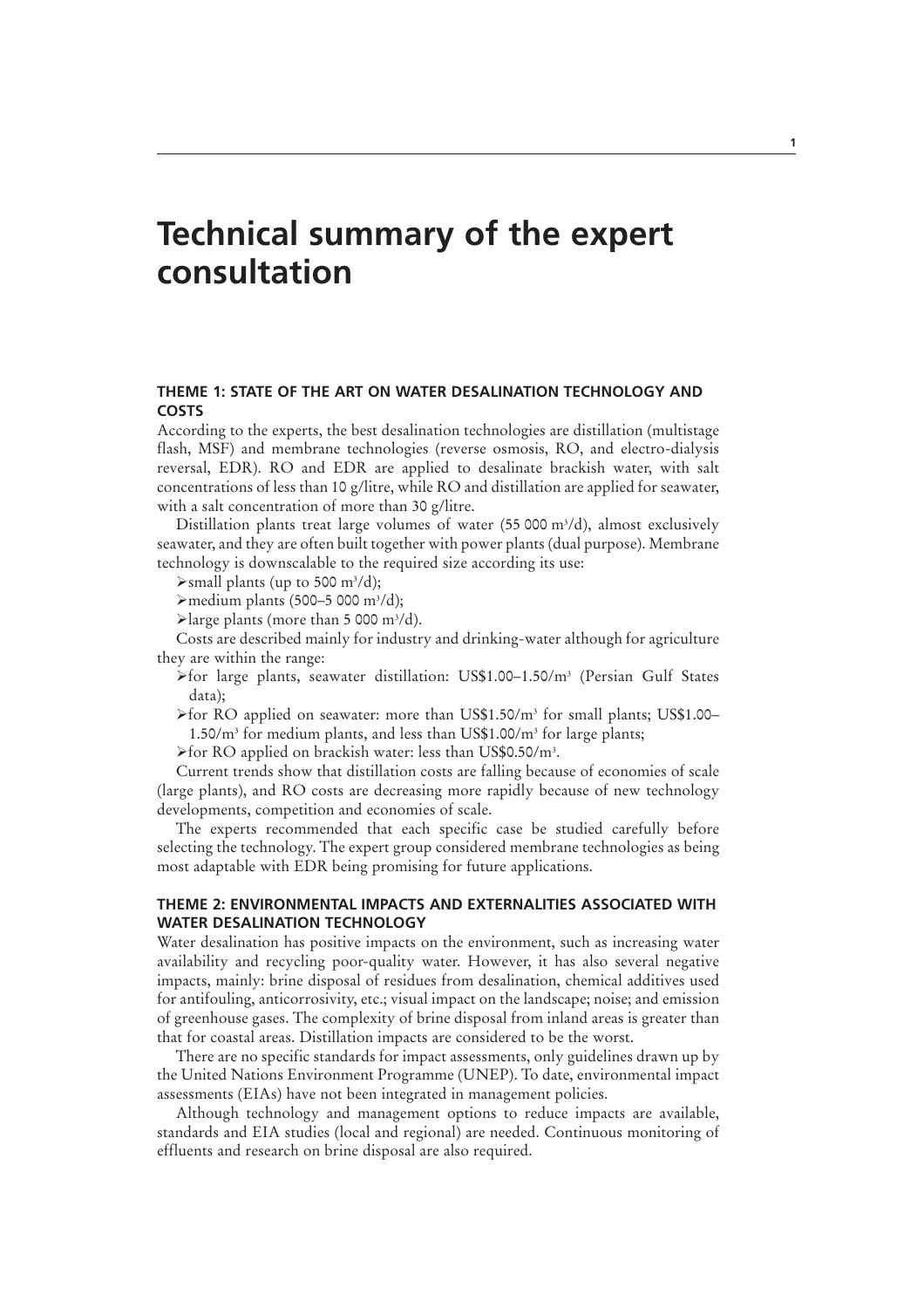# Technical summary of the expert consultation

### THEME 1: STATE OF THE ART ON WATER DESALINATION TECHNOLOGY AND COSTS

According to the experts, the best desalination technologies are distillation (multistage flash, MSF) and membrane technologies (reverse osmosis, RO, and electro-dialysis reversal, EDR). RO and EDR are applied to desalinate brackish water, with salt concentrations of less than 10 g/litre, while RO and distillation are applied for seawater, with a salt concentration of more than 30 g/litre.

Distillation plants treat large volumes of water (55 000 $m^3$/d), almost exclusively seawater, and they are often built together with power plants (dual purpose). Membrane technology is downscalable to the required size according its use:

- small plants (up to 500 $m^3$/d);
- medium plants (500–5 000 $m^3$/d);
- large plants (more than 5 000 $m^3$/d).

Costs are described mainly for industry and drinking-water although for agriculture they are within the range:

- for large plants, seawater distillation: US\$1.00–1.50/$m^3$ (Persian Gulf States data);
- for RO applied on seawater: more than US\$1.50/$m^3$ for small plants; US\$1.00–1.50/$m^3$ for medium plants, and less than US\$1.00/$m^3$ for large plants;
- for RO applied on brackish water: less than US\$0.50/$m^3$.

Current trends show that distillation costs are falling because of economies of scale (large plants), and RO costs are decreasing more rapidly because of new technology developments, competition and economies of scale.

The experts recommended that each specific case be studied carefully before selecting the technology. The expert group considered membrane technologies as being most adaptable with EDR being promising for future applications.

### THEME 2: ENVIRONMENTAL IMPACTS AND EXTERNALITIES ASSOCIATED WITH WATER DESALINATION TECHNOLOGY

Water desalination has positive impacts on the environment, such as increasing water availability and recycling poor-quality water. However, it has also several negative impacts, mainly: brine disposal of residues from desalination, chemical additives used for antifouling, anticorrosivity, etc.; visual impact on the landscape; noise; and emission of greenhouse gases. The complexity of brine disposal from inland areas is greater than that for coastal areas. Distillation impacts are considered to be the worst.

There are no specific standards for impact assessments, only guidelines drawn up by the United Nations Environment Programme (UNEP). To date, environmental impact assessments (EIAs) have not been integrated in management policies.

Although technology and management options to reduce impacts are available, standards and EIA studies (local and regional) are needed. Continuous monitoring of effluents and research on brine disposal are also required.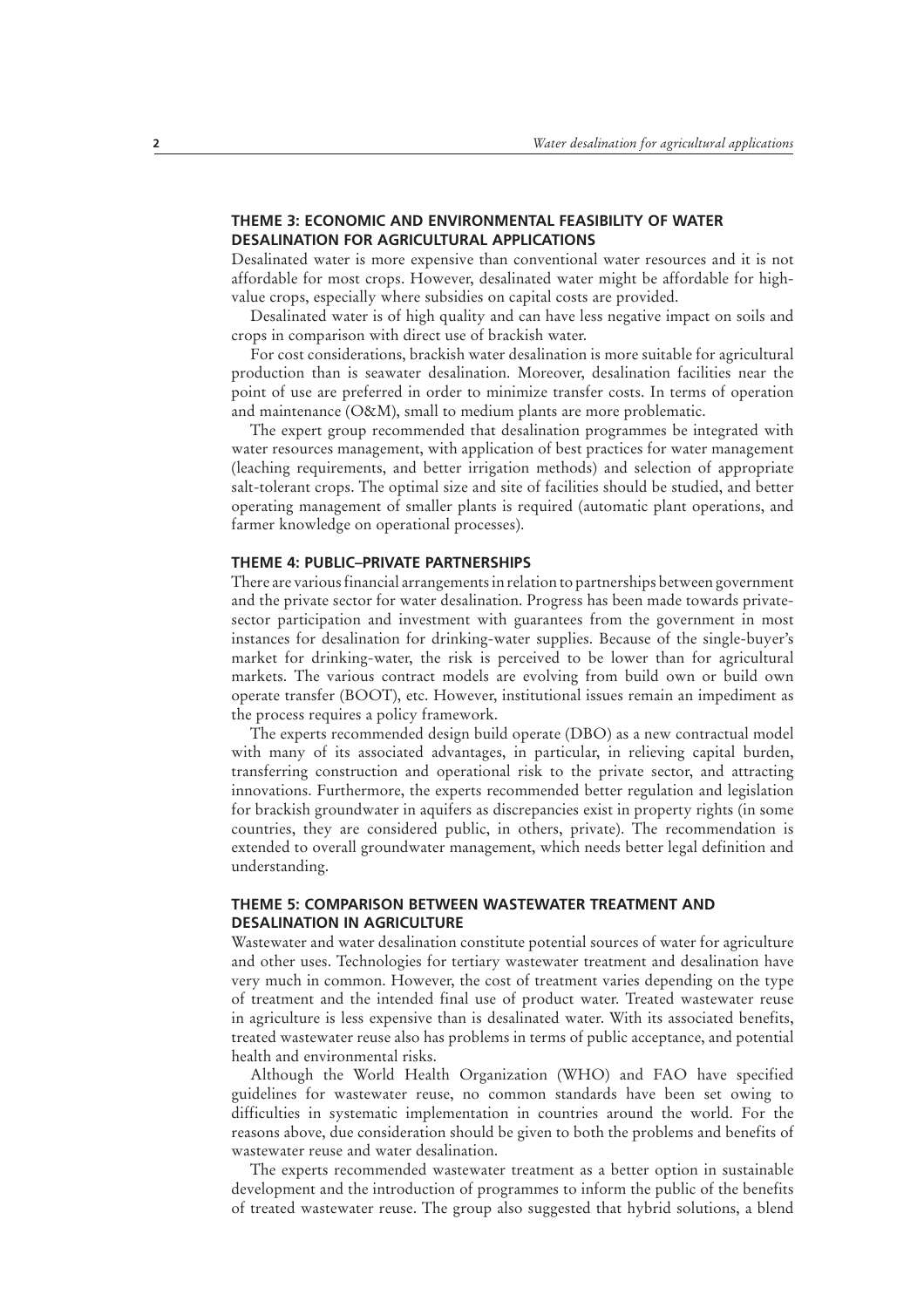### THEME 3: ECONOMIC AND ENVIRONMENTAL FEASIBILITY OF WATER DESALINATION FOR AGRICULTURAL APPLICATIONS

Desalinated water is more expensive than conventional water resources and it is not affordable for most crops. However, desalinated water might be affordable for high-value crops, especially where subsidies on capital costs are provided.

Desalinated water is of high quality and can have less negative impact on soils and crops in comparison with direct use of brackish water.

For cost considerations, brackish water desalination is more suitable for agricultural production than is seawater desalination. Moreover, desalination facilities near the point of use are preferred in order to minimize transfer costs. In terms of operation and maintenance (O&M), small to medium plants are more problematic.

The expert group recommended that desalination programmes be integrated with water resources management, with application of best practices for water management (leaching requirements, and better irrigation methods) and selection of appropriate salt-tolerant crops. The optimal size and site of facilities should be studied, and better operating management of smaller plants is required (automatic plant operations, and farmer knowledge on operational processes).

### THEME 4: PUBLIC–PRIVATE PARTNERSHIPS

There are various financial arrangements in relation to partnerships between government and the private sector for water desalination. Progress has been made towards private-sector participation and investment with guarantees from the government in most instances for desalination for drinking-water supplies. Because of the single-buyer's market for drinking-water, the risk is perceived to be lower than for agricultural markets. The various contract models are evolving from build own or build own operate transfer (BOOT), etc. However, institutional issues remain an impediment as the process requires a policy framework.

The experts recommended design build operate (DBO) as a new contractual model with many of its associated advantages, in particular, in relieving capital burden, transferring construction and operational risk to the private sector, and attracting innovations. Furthermore, the experts recommended better regulation and legislation for brackish groundwater in aquifers as discrepancies exist in property rights (in some countries, they are considered public, in others, private). The recommendation is extended to overall groundwater management, which needs better legal definition and understanding.

### THEME 5: COMPARISON BETWEEN WASTEWATER TREATMENT AND DESALINATION IN AGRICULTURE

Wastewater and water desalination constitute potential sources of water for agriculture and other uses. Technologies for tertiary wastewater treatment and desalination have very much in common. However, the cost of treatment varies depending on the type of treatment and the intended final use of product water. Treated wastewater reuse in agriculture is less expensive than is desalinated water. With its associated benefits, treated wastewater reuse also has problems in terms of public acceptance, and potential health and environmental risks.

Although the World Health Organization (WHO) and FAO have specified guidelines for wastewater reuse, no common standards have been set owing to difficulties in systematic implementation in countries around the world. For the reasons above, due consideration should be given to both the problems and benefits of wastewater reuse and water desalination.

The experts recommended wastewater treatment as a better option in sustainable development and the introduction of programmes to inform the public of the benefits of treated wastewater reuse. The group also suggested that hybrid solutions, a blend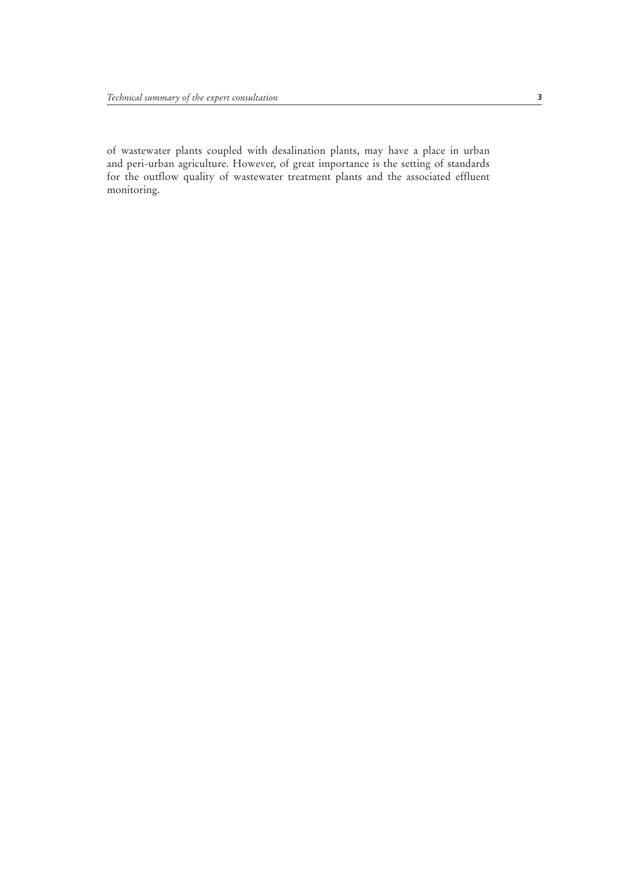of wastewater plants coupled with desalination plants, may have a place in urban and peri-urban agriculture. However, of great importance is the setting of standards for the outflow quality of wastewater treatment plants and the associated effluent monitoring.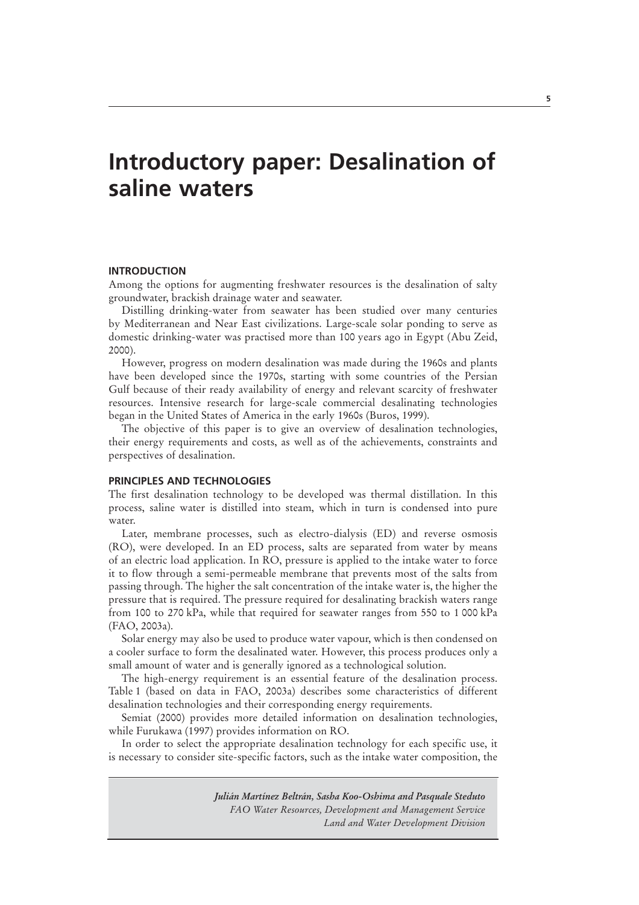# Introductory paper: Desalination of saline waters

## INTRODUCTION

Among the options for augmenting freshwater resources is the desalination of salty groundwater, brackish drainage water and seawater.

Distilling drinking-water from seawater has been studied over many centuries by Mediterranean and Near East civilizations. Large-scale solar ponding to serve as domestic drinking-water was practised more than 100 years ago in Egypt (Abu Zeid, 2000).

However, progress on modern desalination was made during the 1960s and plants have been developed since the 1970s, starting with some countries of the Persian Gulf because of their ready availability of energy and relevant scarcity of freshwater resources. Intensive research for large-scale commercial desalinating technologies began in the United States of America in the early 1960s (Buros, 1999).

The objective of this paper is to give an overview of desalination technologies, their energy requirements and costs, as well as of the achievements, constraints and perspectives of desalination.

## PRINCIPLES AND TECHNOLOGIES

The first desalination technology to be developed was thermal distillation. In this process, saline water is distilled into steam, which in turn is condensed into pure water.

Later, membrane processes, such as electro-dialysis (ED) and reverse osmosis (RO), were developed. In an ED process, salts are separated from water by means of an electric load application. In RO, pressure is applied to the intake water to force it to flow through a semi-permeable membrane that prevents most of the salts from passing through. The higher the salt concentration of the intake water is, the higher the pressure that is required. The pressure required for desalinating brackish waters range from 100 to 270 kPa, while that required for seawater ranges from 550 to 1 000 kPa (FAO, 2003a).

Solar energy may also be used to produce water vapour, which is then condensed on a cooler surface to form the desalinated water. However, this process produces only a small amount of water and is generally ignored as a technological solution.

The high-energy requirement is an essential feature of the desalination process. Table 1 (based on data in FAO, 2003a) describes some characteristics of different desalination technologies and their corresponding energy requirements.

Semiat (2000) provides more detailed information on desalination technologies, while Furukawa (1997) provides information on RO.

In order to select the appropriate desalination technology for each specific use, it is necessary to consider site-specific factors, such as the intake water composition, the

*Julián Martínez Beltrán, Sasha Koo-Oshima and Pasquale Steduto*
*FAO Water Resources, Development and Management Service*
*Land and Water Development Division*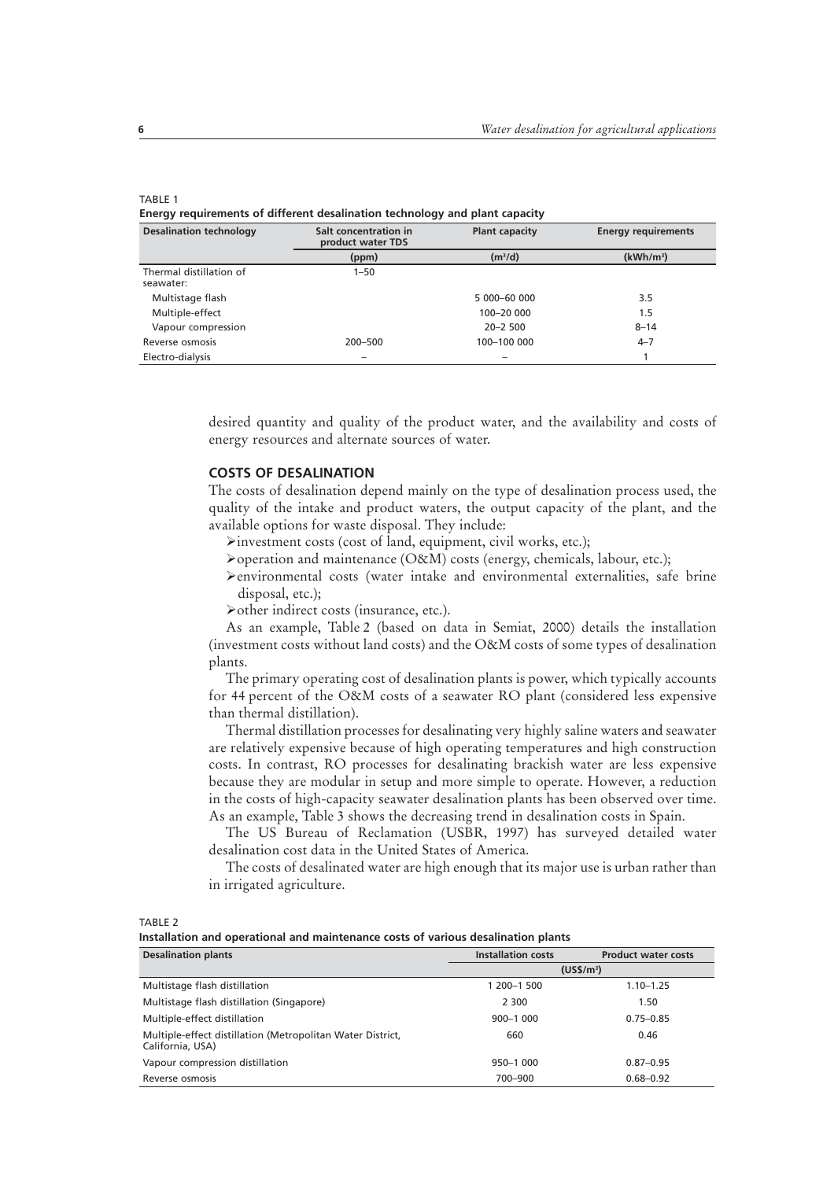TABLE 1
**Energy requirements of different desalination technology and plant capacity**

| Desalination technology | Salt concentration in product water TDS | Plant capacity | Energy requirements |
|---|---|---|---|
| | (ppm) | ($m^3/d$) | ($kWh/m^3$) |
| Thermal distillation of seawater: | 1–50 | | |
| Multistage flash | | 5 000–60 000 | 3.5 |
| Multiple-effect | | 100–20 000 | 1.5 |
| Vapour compression | | 20–2 500 | 8–14 |
| Reverse osmosis | 200–500 | 100–100 000 | 4–7 |
| Electro-dialysis | – | – | 1 |

desired quantity and quality of the product water, and the availability and costs of energy resources and alternate sources of water.

## COSTS OF DESALINATION

The costs of desalination depend mainly on the type of desalination process used, the quality of the intake and product waters, the output capacity of the plant, and the available options for waste disposal. They include:

- investment costs (cost of land, equipment, civil works, etc.);
- operation and maintenance (O&M) costs (energy, chemicals, labour, etc.);
- environmental costs (water intake and environmental externalities, safe brine disposal, etc.);
- other indirect costs (insurance, etc.).

As an example, Table 2 (based on data in Semiat, 2000) details the installation (investment costs without land costs) and the O&M costs of some types of desalination plants.

The primary operating cost of desalination plants is power, which typically accounts for 44 percent of the O&M costs of a seawater RO plant (considered less expensive than thermal distillation).

Thermal distillation processes for desalinating very highly saline waters and seawater are relatively expensive because of high operating temperatures and high construction costs. In contrast, RO processes for desalinating brackish water are less expensive because they are modular in setup and more simple to operate. However, a reduction in the costs of high-capacity seawater desalination plants has been observed over time. As an example, Table 3 shows the decreasing trend in desalination costs in Spain.

The US Bureau of Reclamation (USBR, 1997) has surveyed detailed water desalination cost data in the United States of America.

The costs of desalinated water are high enough that its major use is urban rather than in irrigated agriculture.

TABLE 2
**Installation and operational and maintenance costs of various desalination plants**

| Desalination plants | Installation costs | Product water costs |
|---|---|---|
| | (US$/$m^3$) | |
| Multistage flash distillation | 1 200–1 500 | 1.10–1.25 |
| Multistage flash distillation (Singapore) | 2 300 | 1.50 |
| Multiple-effect distillation | 900–1 000 | 0.75–0.85 |
| Multiple-effect distillation (Metropolitan Water District, California, USA) | 660 | 0.46 |
| Vapour compression distillation | 950–1 000 | 0.87–0.95 |
| Reverse osmosis | 700–900 | 0.68–0.92 |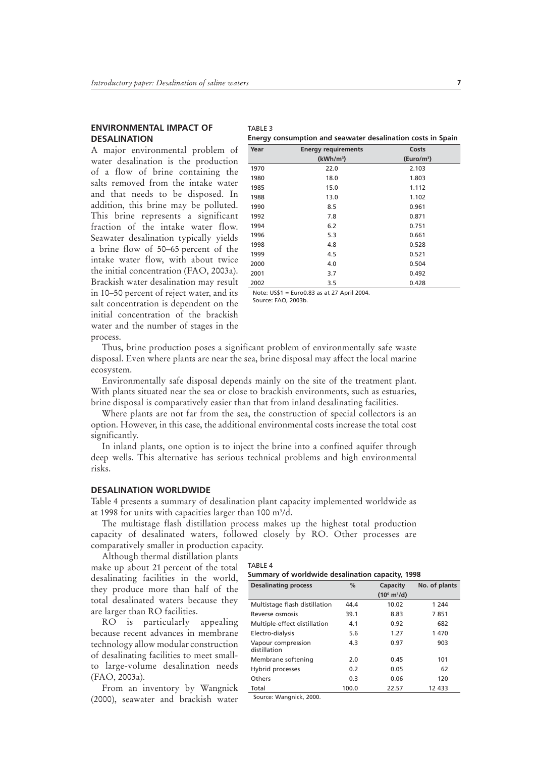## ENVIRONMENTAL IMPACT OF DESALINATION

A major environmental problem of water desalination is the production of a flow of brine containing the salts removed from the intake water and that needs to be disposed. In addition, this brine may be polluted. This brine represents a significant fraction of the intake water flow. Seawater desalination typically yields a brine flow of 50–65 percent of the intake water flow, with about twice the initial concentration (FAO, 2003a). Brackish water desalination may result in 10–50 percent of reject water, and its salt concentration is dependent on the initial concentration of the brackish water and the number of stages in the process.

TABLE 3
**Energy consumption and seawater desalination costs in Spain**

| Year | Energy requirements (kWh/m³) | Costs (Euro/m³) |
|---|---|---|
| 1970 | 22.0 | 2.103 |
| 1980 | 18.0 | 1.803 |
| 1985 | 15.0 | 1.112 |
| 1988 | 13.0 | 1.102 |
| 1990 | 8.5 | 0.961 |
| 1992 | 7.8 | 0.871 |
| 1994 | 6.2 | 0.751 |
| 1996 | 5.3 | 0.661 |
| 1998 | 4.8 | 0.528 |
| 1999 | 4.5 | 0.521 |
| 2000 | 4.0 | 0.504 |
| 2001 | 3.7 | 0.492 |
| 2002 | 3.5 | 0.428 |

Note: US$1 = Euro0.83 as at 27 April 2004.
Source: FAO, 2003b.

Thus, brine production poses a significant problem of environmentally safe waste disposal. Even where plants are near the sea, brine disposal may affect the local marine ecosystem.

Environmentally safe disposal depends mainly on the site of the treatment plant. With plants situated near the sea or close to brackish environments, such as estuaries, brine disposal is comparatively easier than that from inland desalinating facilities.

Where plants are not far from the sea, the construction of special collectors is an option. However, in this case, the additional environmental costs increase the total cost significantly.

In inland plants, one option is to inject the brine into a confined aquifer through deep wells. This alternative has serious technical problems and high environmental risks.

## DESALINATION WORLDWIDE

Table 4 presents a summary of desalination plant capacity implemented worldwide as at 1998 for units with capacities larger than 100 m³/d.

The multistage flash distillation process makes up the highest total production capacity of desalinated waters, followed closely by RO. Other processes are comparatively smaller in production capacity.

Although thermal distillation plants make up about 21 percent of the total desalinating facilities in the world, they produce more than half of the total desalinated waters because they are larger than RO facilities.

RO is particularly appealing because recent advances in membrane technology allow modular construction of desalinating facilities to meet small- to large-volume desalination needs (FAO, 2003a).

From an inventory by Wangnick (2000), seawater and brackish water

TABLE 4
**Summary of worldwide desalination capacity, 1998**

| Desalinating process | % | Capacity ($10^6$ m³/d) | No. of plants |
|---|---|---|---|
| Multistage flash distillation | 44.4 | 10.02 | 1 244 |
| Reverse osmosis | 39.1 | 8.83 | 7 851 |
| Multiple-effect distillation | 4.1 | 0.92 | 682 |
| Electro-dialysis | 5.6 | 1.27 | 1 470 |
| Vapour compression distillation | 4.3 | 0.97 | 903 |
| Membrane softening | 2.0 | 0.45 | 101 |
| Hybrid processes | 0.2 | 0.05 | 62 |
| Others | 0.3 | 0.06 | 120 |
| Total | 100.0 | 22.57 | 12 433 |

Source: Wangnick, 2000.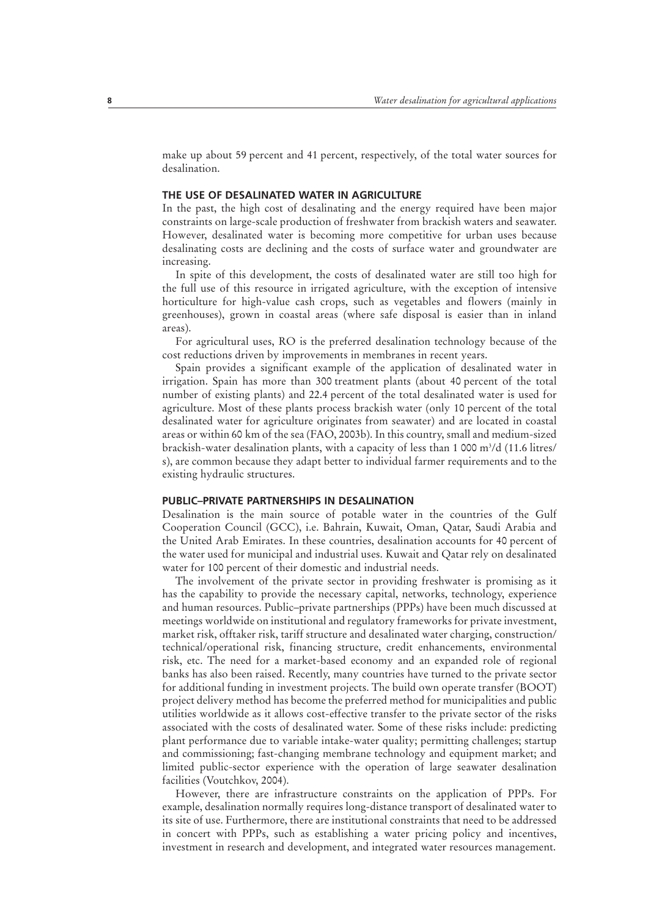make up about 59 percent and 41 percent, respectively, of the total water sources for desalination.

## THE USE OF DESALINATED WATER IN AGRICULTURE

In the past, the high cost of desalinating and the energy required have been major constraints on large-scale production of freshwater from brackish waters and seawater. However, desalinated water is becoming more competitive for urban uses because desalinating costs are declining and the costs of surface water and groundwater are increasing.

In spite of this development, the costs of desalinated water are still too high for the full use of this resource in irrigated agriculture, with the exception of intensive horticulture for high-value cash crops, such as vegetables and flowers (mainly in greenhouses), grown in coastal areas (where safe disposal is easier than in inland areas).

For agricultural uses, RO is the preferred desalination technology because of the cost reductions driven by improvements in membranes in recent years.

Spain provides a significant example of the application of desalinated water in irrigation. Spain has more than 300 treatment plants (about 40 percent of the total number of existing plants) and 22.4 percent of the total desalinated water is used for agriculture. Most of these plants process brackish water (only 10 percent of the total desalinated water for agriculture originates from seawater) and are located in coastal areas or within 60 km of the sea (FAO, 2003b). In this country, small and medium-sized brackish-water desalination plants, with a capacity of less than 1 000 $m^3$/d (11.6 litres/s), are common because they adapt better to individual farmer requirements and to the existing hydraulic structures.

## PUBLIC–PRIVATE PARTNERSHIPS IN DESALINATION

Desalination is the main source of potable water in the countries of the Gulf Cooperation Council (GCC), i.e. Bahrain, Kuwait, Oman, Qatar, Saudi Arabia and the United Arab Emirates. In these countries, desalination accounts for 40 percent of the water used for municipal and industrial uses. Kuwait and Qatar rely on desalinated water for 100 percent of their domestic and industrial needs.

The involvement of the private sector in providing freshwater is promising as it has the capability to provide the necessary capital, networks, technology, experience and human resources. Public–private partnerships (PPPs) have been much discussed at meetings worldwide on institutional and regulatory frameworks for private investment, market risk, offtaker risk, tariff structure and desalinated water charging, construction/technical/operational risk, financing structure, credit enhancements, environmental risk, etc. The need for a market-based economy and an expanded role of regional banks has also been raised. Recently, many countries have turned to the private sector for additional funding in investment projects. The build own operate transfer (BOOT) project delivery method has become the preferred method for municipalities and public utilities worldwide as it allows cost-effective transfer to the private sector of the risks associated with the costs of desalinated water. Some of these risks include: predicting plant performance due to variable intake-water quality; permitting challenges; startup and commissioning; fast-changing membrane technology and equipment market; and limited public-sector experience with the operation of large seawater desalination facilities (Voutchkov, 2004).

However, there are infrastructure constraints on the application of PPPs. For example, desalination normally requires long-distance transport of desalinated water to its site of use. Furthermore, there are institutional constraints that need to be addressed in concert with PPPs, such as establishing a water pricing policy and incentives, investment in research and development, and integrated water resources management.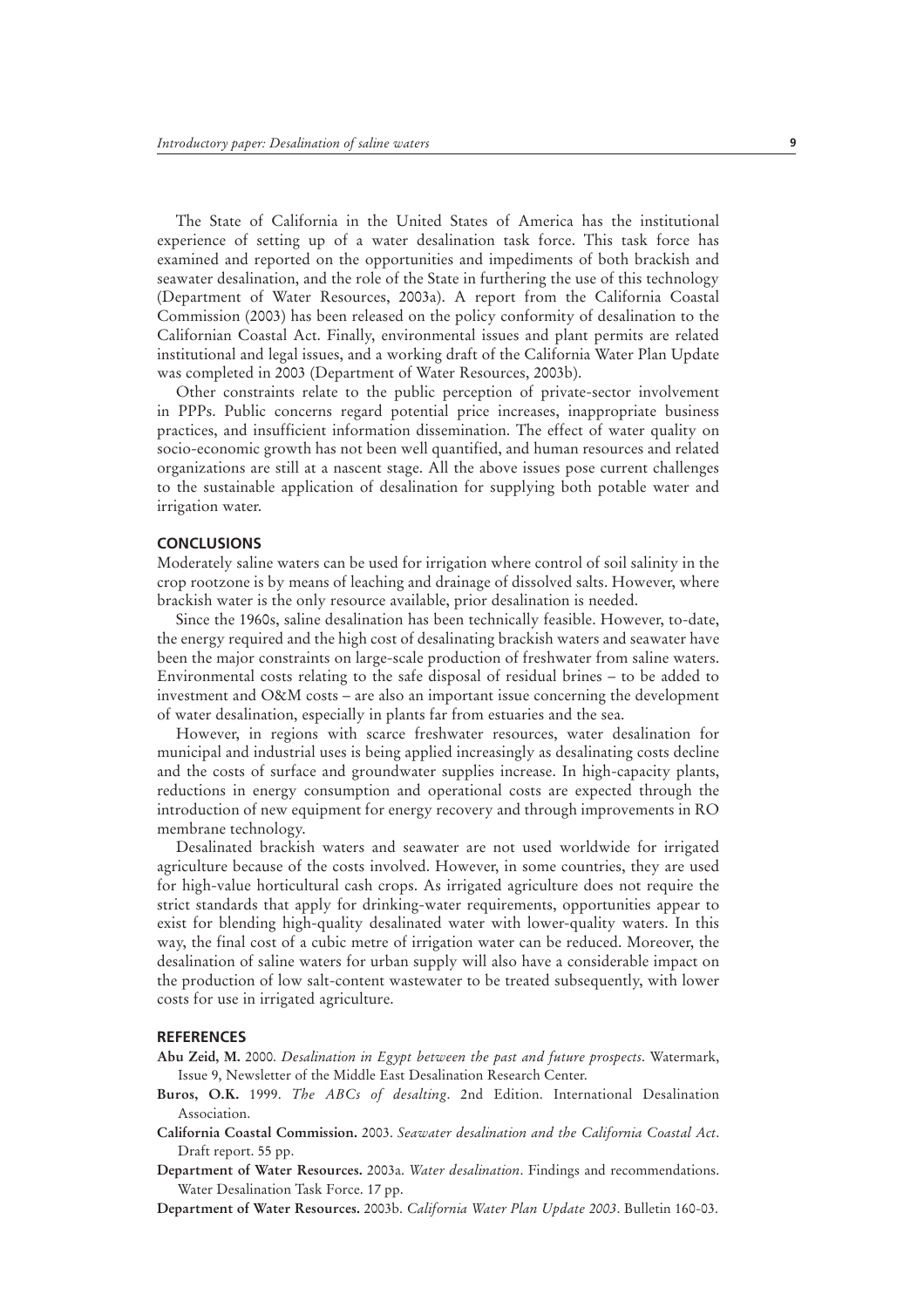The State of California in the United States of America has the institutional experience of setting up of a water desalination task force. This task force has examined and reported on the opportunities and impediments of both brackish and seawater desalination, and the role of the State in furthering the use of this technology (Department of Water Resources, 2003a). A report from the California Coastal Commission (2003) has been released on the policy conformity of desalination to the Californian Coastal Act. Finally, environmental issues and plant permits are related institutional and legal issues, and a working draft of the California Water Plan Update was completed in 2003 (Department of Water Resources, 2003b).

Other constraints relate to the public perception of private-sector involvement in PPPs. Public concerns regard potential price increases, inappropriate business practices, and insufficient information dissemination. The effect of water quality on socio-economic growth has not been well quantified, and human resources and related organizations are still at a nascent stage. All the above issues pose current challenges to the sustainable application of desalination for supplying both potable water and irrigation water.

## CONCLUSIONS

Moderately saline waters can be used for irrigation where control of soil salinity in the crop rootzone is by means of leaching and drainage of dissolved salts. However, where brackish water is the only resource available, prior desalination is needed.

Since the 1960s, saline desalination has been technically feasible. However, to-date, the energy required and the high cost of desalinating brackish waters and seawater have been the major constraints on large-scale production of freshwater from saline waters. Environmental costs relating to the safe disposal of residual brines – to be added to investment and O&M costs – are also an important issue concerning the development of water desalination, especially in plants far from estuaries and the sea.

However, in regions with scarce freshwater resources, water desalination for municipal and industrial uses is being applied increasingly as desalinating costs decline and the costs of surface and groundwater supplies increase. In high-capacity plants, reductions in energy consumption and operational costs are expected through the introduction of new equipment for energy recovery and through improvements in RO membrane technology.

Desalinated brackish waters and seawater are not used worldwide for irrigated agriculture because of the costs involved. However, in some countries, they are used for high-value horticultural cash crops. As irrigated agriculture does not require the strict standards that apply for drinking-water requirements, opportunities appear to exist for blending high-quality desalinated water with lower-quality waters. In this way, the final cost of a cubic metre of irrigation water can be reduced. Moreover, the desalination of saline waters for urban supply will also have a considerable impact on the production of low salt-content wastewater to be treated subsequently, with lower costs for use in irrigated agriculture.

## REFERENCES

**Abu Zeid, M.** 2000. *Desalination in Egypt between the past and future prospects*. Watermark, Issue 9, Newsletter of the Middle East Desalination Research Center.

**Buros, O.K.** 1999. *The ABCs of desalting*. 2nd Edition. International Desalination Association.

**California Coastal Commission.** 2003. *Seawater desalination and the California Coastal Act*. Draft report. 55 pp.

**Department of Water Resources.** 2003a. *Water desalination*. Findings and recommendations. Water Desalination Task Force. 17 pp.

**Department of Water Resources.** 2003b. *California Water Plan Update 2003*. Bulletin 160-03.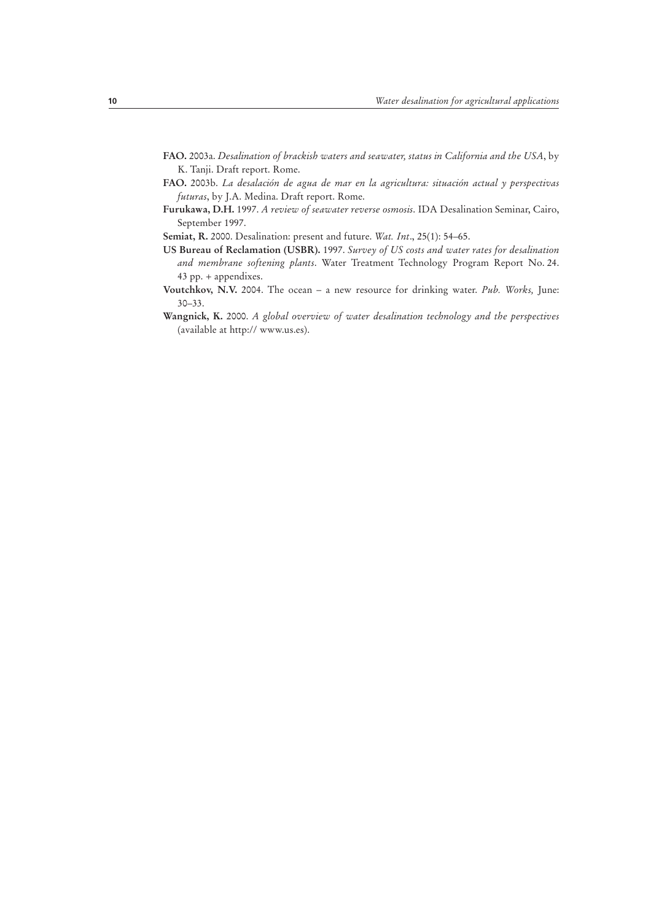**FAO.** 2003a. *Desalination of brackish waters and seawater, status in California and the USA*, by K. Tanji. Draft report. Rome.

**FAO.** 2003b. *La desalación de agua de mar en la agricultura: situación actual y perspectivas futuras*, by J.A. Medina. Draft report. Rome.

**Furukawa, D.H.** 1997. *A review of seawater reverse osmosis*. IDA Desalination Seminar, Cairo, September 1997.

**Semiat, R.** 2000. Desalination: present and future. *Wat. Int*., 25(1): 54–65.

**US Bureau of Reclamation (USBR).** 1997. *Survey of US costs and water rates for desalination and membrane softening plants*. Water Treatment Technology Program Report No. 24. 43 pp. + appendixes.

**Voutchkov, N.V.** 2004. The ocean – a new resource for drinking water. *Pub. Works,* June: 30–33.

**Wangnick, K.** 2000. *A global overview of water desalination technology and the perspectives* (available at http:// www.us.es).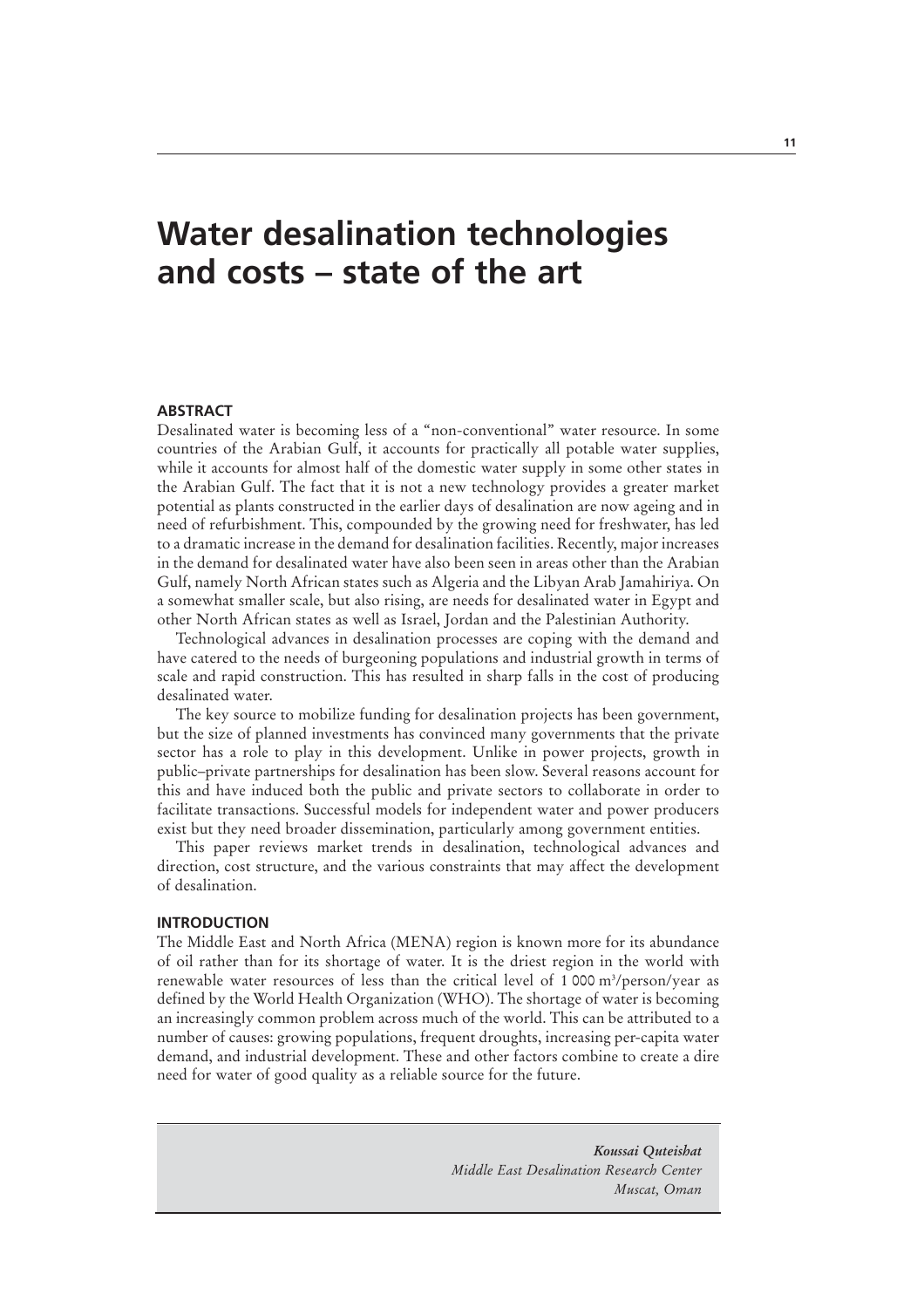# Water desalination technologies and costs – state of the art

### ABSTRACT

Desalinated water is becoming less of a "non-conventional" water resource. In some countries of the Arabian Gulf, it accounts for practically all potable water supplies, while it accounts for almost half of the domestic water supply in some other states in the Arabian Gulf. The fact that it is not a new technology provides a greater market potential as plants constructed in the earlier days of desalination are now ageing and in need of refurbishment. This, compounded by the growing need for freshwater, has led to a dramatic increase in the demand for desalination facilities. Recently, major increases in the demand for desalinated water have also been seen in areas other than the Arabian Gulf, namely North African states such as Algeria and the Libyan Arab Jamahiriya. On a somewhat smaller scale, but also rising, are needs for desalinated water in Egypt and other North African states as well as Israel, Jordan and the Palestinian Authority.

Technological advances in desalination processes are coping with the demand and have catered to the needs of burgeoning populations and industrial growth in terms of scale and rapid construction. This has resulted in sharp falls in the cost of producing desalinated water.

The key source to mobilize funding for desalination projects has been government, but the size of planned investments has convinced many governments that the private sector has a role to play in this development. Unlike in power projects, growth in public–private partnerships for desalination has been slow. Several reasons account for this and have induced both the public and private sectors to collaborate in order to facilitate transactions. Successful models for independent water and power producers exist but they need broader dissemination, particularly among government entities.

This paper reviews market trends in desalination, technological advances and direction, cost structure, and the various constraints that may affect the development of desalination.

### INTRODUCTION

The Middle East and North Africa (MENA) region is known more for its abundance of oil rather than for its shortage of water. It is the driest region in the world with renewable water resources of less than the critical level of 1 000 $m^3$/person/year as defined by the World Health Organization (WHO). The shortage of water is becoming an increasingly common problem across much of the world. This can be attributed to a number of causes: growing populations, frequent droughts, increasing per-capita water demand, and industrial development. These and other factors combine to create a dire need for water of good quality as a reliable source for the future.

***Koussai Quteishat***
*Middle East Desalination Research Center*
*Muscat, Oman*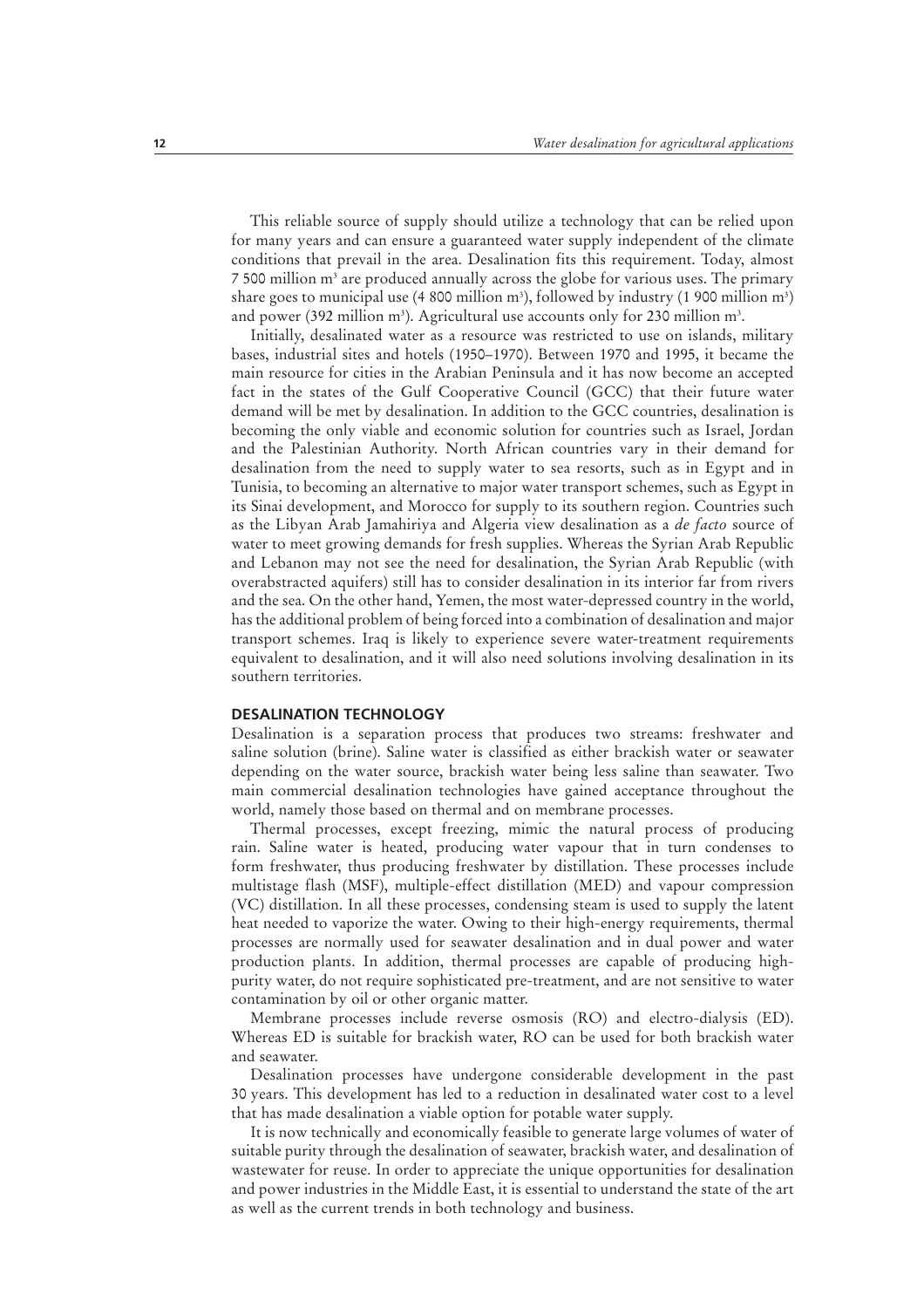This reliable source of supply should utilize a technology that can be relied upon for many years and can ensure a guaranteed water supply independent of the climate conditions that prevail in the area. Desalination fits this requirement. Today, almost 7 500 million m$^3$ are produced annually across the globe for various uses. The primary share goes to municipal use (4 800 million m$^3$), followed by industry (1 900 million m$^3$) and power (392 million m$^3$). Agricultural use accounts only for 230 million m$^3$.

Initially, desalinated water as a resource was restricted to use on islands, military bases, industrial sites and hotels (1950–1970). Between 1970 and 1995, it became the main resource for cities in the Arabian Peninsula and it has now become an accepted fact in the states of the Gulf Cooperative Council (GCC) that their future water demand will be met by desalination. In addition to the GCC countries, desalination is becoming the only viable and economic solution for countries such as Israel, Jordan and the Palestinian Authority. North African countries vary in their demand for desalination from the need to supply water to sea resorts, such as in Egypt and in Tunisia, to becoming an alternative to major water transport schemes, such as Egypt in its Sinai development, and Morocco for supply to its southern region. Countries such as the Libyan Arab Jamahiriya and Algeria view desalination as a *de facto* source of water to meet growing demands for fresh supplies. Whereas the Syrian Arab Republic and Lebanon may not see the need for desalination, the Syrian Arab Republic (with overabstracted aquifers) still has to consider desalination in its interior far from rivers and the sea. On the other hand, Yemen, the most water-depressed country in the world, has the additional problem of being forced into a combination of desalination and major transport schemes. Iraq is likely to experience severe water-treatment requirements equivalent to desalination, and it will also need solutions involving desalination in its southern territories.

## DESALINATION TECHNOLOGY

Desalination is a separation process that produces two streams: freshwater and saline solution (brine). Saline water is classified as either brackish water or seawater depending on the water source, brackish water being less saline than seawater. Two main commercial desalination technologies have gained acceptance throughout the world, namely those based on thermal and on membrane processes.

Thermal processes, except freezing, mimic the natural process of producing rain. Saline water is heated, producing water vapour that in turn condenses to form freshwater, thus producing freshwater by distillation. These processes include multistage flash (MSF), multiple-effect distillation (MED) and vapour compression (VC) distillation. In all these processes, condensing steam is used to supply the latent heat needed to vaporize the water. Owing to their high-energy requirements, thermal processes are normally used for seawater desalination and in dual power and water production plants. In addition, thermal processes are capable of producing high-purity water, do not require sophisticated pre-treatment, and are not sensitive to water contamination by oil or other organic matter.

Membrane processes include reverse osmosis (RO) and electro-dialysis (ED). Whereas ED is suitable for brackish water, RO can be used for both brackish water and seawater.

Desalination processes have undergone considerable development in the past 30 years. This development has led to a reduction in desalinated water cost to a level that has made desalination a viable option for potable water supply.

It is now technically and economically feasible to generate large volumes of water of suitable purity through the desalination of seawater, brackish water, and desalination of wastewater for reuse. In order to appreciate the unique opportunities for desalination and power industries in the Middle East, it is essential to understand the state of the art as well as the current trends in both technology and business.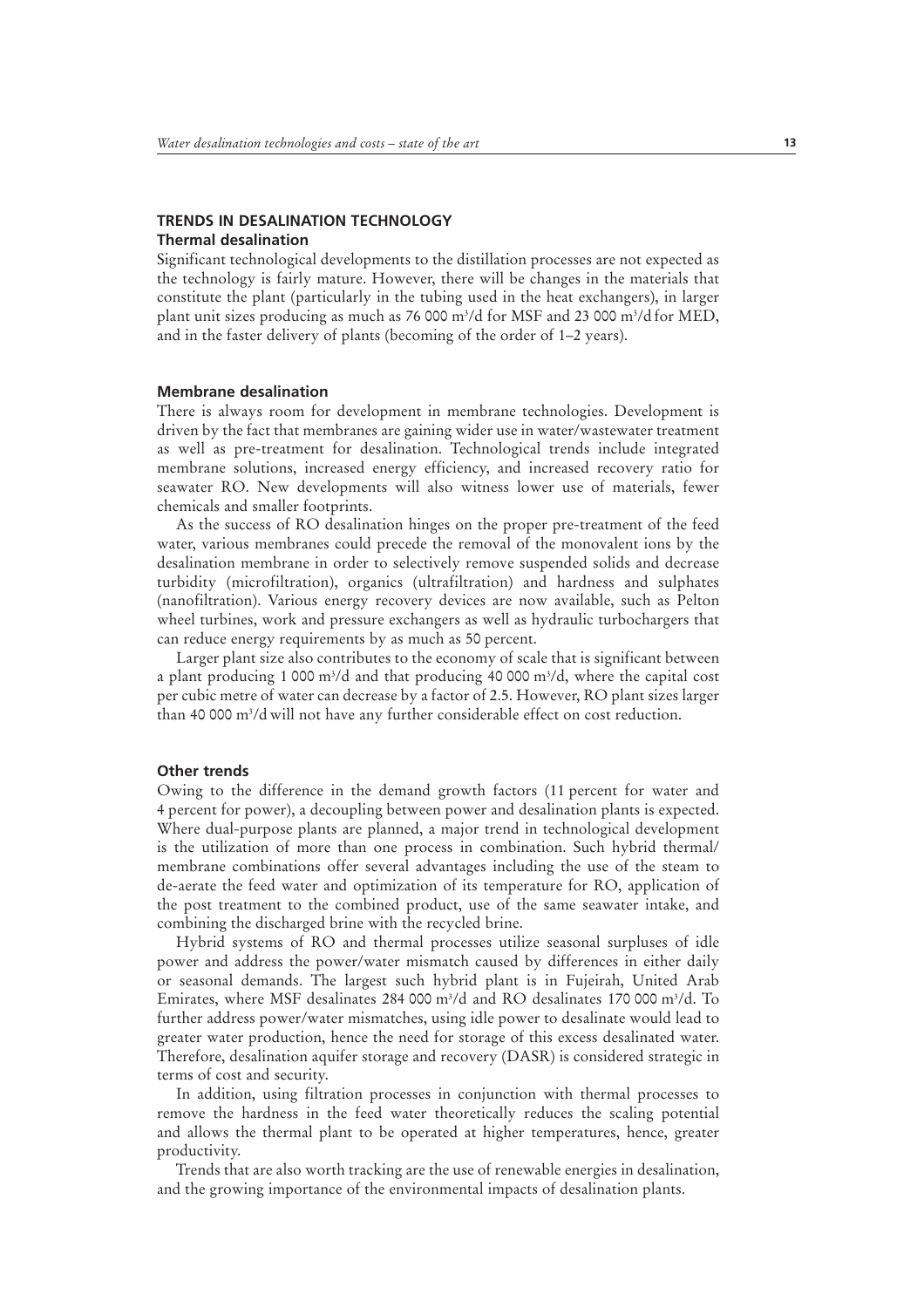## TRENDS IN DESALINATION TECHNOLOGY

### Thermal desalination

Significant technological developments to the distillation processes are not expected as the technology is fairly mature. However, there will be changes in the materials that constitute the plant (particularly in the tubing used in the heat exchangers), in larger plant unit sizes producing as much as 76 000 $m^3$/d for MSF and 23 000 $m^3$/d for MED, and in the faster delivery of plants (becoming of the order of 1–2 years).

### Membrane desalination

There is always room for development in membrane technologies. Development is driven by the fact that membranes are gaining wider use in water/wastewater treatment as well as pre-treatment for desalination. Technological trends include integrated membrane solutions, increased energy efficiency, and increased recovery ratio for seawater RO. New developments will also witness lower use of materials, fewer chemicals and smaller footprints.

As the success of RO desalination hinges on the proper pre-treatment of the feed water, various membranes could precede the removal of the monovalent ions by the desalination membrane in order to selectively remove suspended solids and decrease turbidity (microfiltration), organics (ultrafiltration) and hardness and sulphates (nanofiltration). Various energy recovery devices are now available, such as Pelton wheel turbines, work and pressure exchangers as well as hydraulic turbochargers that can reduce energy requirements by as much as 50 percent.

Larger plant size also contributes to the economy of scale that is significant between a plant producing 1 000 $m^3$/d and that producing 40 000 $m^3$/d, where the capital cost per cubic metre of water can decrease by a factor of 2.5. However, RO plant sizes larger than 40 000 $m^3$/d will not have any further considerable effect on cost reduction.

### Other trends

Owing to the difference in the demand growth factors (11 percent for water and 4 percent for power), a decoupling between power and desalination plants is expected. Where dual-purpose plants are planned, a major trend in technological development is the utilization of more than one process in combination. Such hybrid thermal/membrane combinations offer several advantages including the use of the steam to de-aerate the feed water and optimization of its temperature for RO, application of the post treatment to the combined product, use of the same seawater intake, and combining the discharged brine with the recycled brine.

Hybrid systems of RO and thermal processes utilize seasonal surpluses of idle power and address the power/water mismatch caused by differences in either daily or seasonal demands. The largest such hybrid plant is in Fujeirah, United Arab Emirates, where MSF desalinates 284 000 $m^3$/d and RO desalinates 170 000 $m^3$/d. To further address power/water mismatches, using idle power to desalinate would lead to greater water production, hence the need for storage of this excess desalinated water. Therefore, desalination aquifer storage and recovery (DASR) is considered strategic in terms of cost and security.

In addition, using filtration processes in conjunction with thermal processes to remove the hardness in the feed water theoretically reduces the scaling potential and allows the thermal plant to be operated at higher temperatures, hence, greater productivity.

Trends that are also worth tracking are the use of renewable energies in desalination, and the growing importance of the environmental impacts of desalination plants.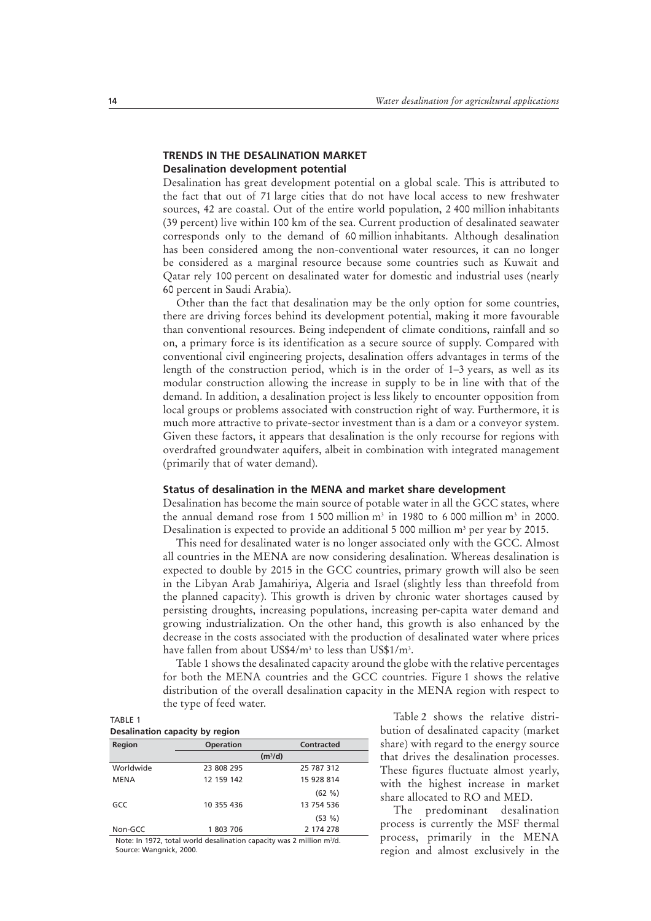## TRENDS IN THE DESALINATION MARKET

### Desalination development potential

Desalination has great development potential on a global scale. This is attributed to the fact that out of 71 large cities that do not have local access to new freshwater sources, 42 are coastal. Out of the entire world population, 2 400 million inhabitants (39 percent) live within 100 km of the sea. Current production of desalinated seawater corresponds only to the demand of 60 million inhabitants. Although desalination has been considered among the non-conventional water resources, it can no longer be considered as a marginal resource because some countries such as Kuwait and Qatar rely 100 percent on desalinated water for domestic and industrial uses (nearly 60 percent in Saudi Arabia).

Other than the fact that desalination may be the only option for some countries, there are driving forces behind its development potential, making it more favourable than conventional resources. Being independent of climate conditions, rainfall and so on, a primary force is its identification as a secure source of supply. Compared with conventional civil engineering projects, desalination offers advantages in terms of the length of the construction period, which is in the order of 1–3 years, as well as its modular construction allowing the increase in supply to be in line with that of the demand. In addition, a desalination project is less likely to encounter opposition from local groups or problems associated with construction right of way. Furthermore, it is much more attractive to private-sector investment than is a dam or a conveyor system. Given these factors, it appears that desalination is the only recourse for regions with overdrafted groundwater aquifers, albeit in combination with integrated management (primarily that of water demand).

### Status of desalination in the MENA and market share development

Desalination has become the main source of potable water in all the GCC states, where the annual demand rose from 1 500 million $m^3$ in 1980 to 6 000 million $m^3$ in 2000. Desalination is expected to provide an additional 5 000 million $m^3$ per year by 2015.

This need for desalinated water is no longer associated only with the GCC. Almost all countries in the MENA are now considering desalination. Whereas desalination is expected to double by 2015 in the GCC countries, primary growth will also be seen in the Libyan Arab Jamahiriya, Algeria and Israel (slightly less than threefold from the planned capacity). This growth is driven by chronic water shortages caused by persisting droughts, increasing populations, increasing per-capita water demand and growing industrialization. On the other hand, this growth is also enhanced by the decrease in the costs associated with the production of desalinated water where prices have fallen from about US\$4/$m^3$ to less than US\$1/$m^3$.

Table 1 shows the desalinated capacity around the globe with the relative percentages for both the MENA countries and the GCC countries. Figure 1 shows the relative distribution of the overall desalination capacity in the MENA region with respect to the type of feed water.

TABLE 1
**Desalination capacity by region**

| Region | Operation | Contracted |
|---|---|---|
| | ($m^3$/d) | |
| Worldwide | 23 808 295 | 25 787 312 |
| MENA | 12 159 142 | 15 928 814 (62 %) |
| GCC | 10 355 436 | 13 754 536 (53 %) |
| Non-GCC | 1 803 706 | 2 174 278 |

Note: In 1972, total world desalination capacity was 2 million $m^3$/d.
Source: Wangnick, 2000.

Table 2 shows the relative distribution of desalinated capacity (market share) with regard to the energy source that drives the desalination processes. These figures fluctuate almost yearly, with the highest increase in market share allocated to RO and MED.

The predominant desalination process is currently the MSF thermal process, primarily in the MENA region and almost exclusively in the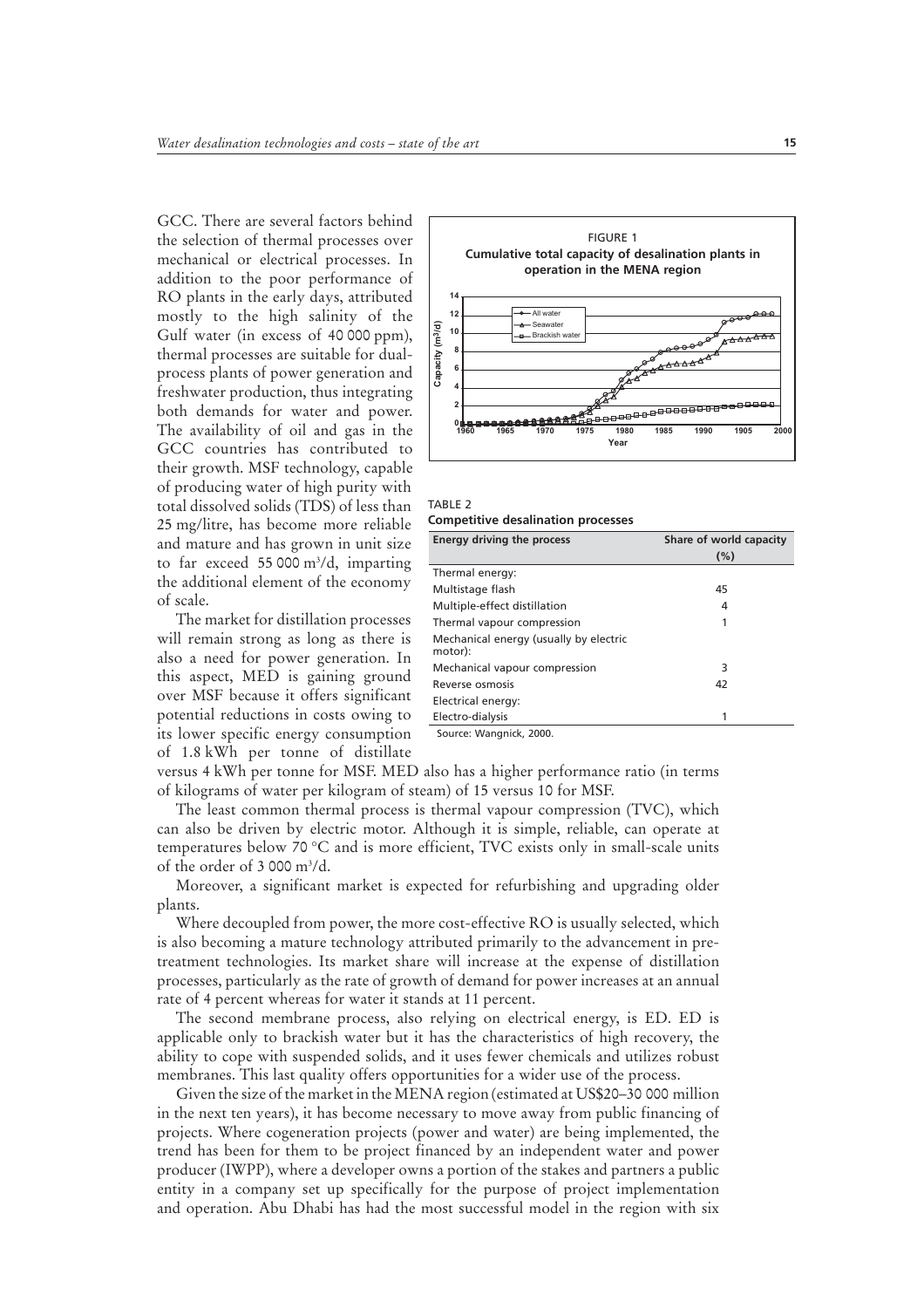GCC. There are several factors behind the selection of thermal processes over mechanical or electrical processes. In addition to the poor performance of RO plants in the early days, attributed mostly to the high salinity of the Gulf water (in excess of 40 000 ppm), thermal processes are suitable for dual-process plants of power generation and freshwater production, thus integrating both demands for water and power. The availability of oil and gas in the GCC countries has contributed to their growth. MSF technology, capable of producing water of high purity with total dissolved solids (TDS) of less than 25 mg/litre, has become more reliable and mature and has grown in unit size to far exceed 55 000 $m^3$/d, imparting the additional element of the economy of scale.

The market for distillation processes will remain strong as long as there is also a need for power generation. In this aspect, MED is gaining ground over MSF because it offers significant potential reductions in costs owing to its lower specific energy consumption of 1.8 kWh per tonne of distillate versus 4 kWh per tonne for MSF. MED also has a higher performance ratio (in terms of kilograms of water per kilogram of steam) of 15 versus 10 for MSF.

FIGURE 1
**Cumulative total capacity of desalination plants in operation in the MENA region**

TABLE 2
**Competitive desalination processes**

| Energy driving the process | Share of world capacity (%) |
|---|---|
| Thermal energy: | |
| Multistage flash | 45 |
| Multiple-effect distillation | 4 |
| Thermal vapour compression | 1 |
| Mechanical energy (usually by electric motor): | |
| Mechanical vapour compression | 3 |
| Reverse osmosis | 42 |
| Electrical energy: | |
| Electro-dialysis | 1 |

Source: Wangnick, 2000.

The least common thermal process is thermal vapour compression (TVC), which can also be driven by electric motor. Although it is simple, reliable, can operate at temperatures below 70 °C and is more efficient, TVC exists only in small-scale units of the order of 3 000 $m^3$/d.

Moreover, a significant market is expected for refurbishing and upgrading older plants.

Where decoupled from power, the more cost-effective RO is usually selected, which is also becoming a mature technology attributed primarily to the advancement in pre-treatment technologies. Its market share will increase at the expense of distillation processes, particularly as the rate of growth of demand for power increases at an annual rate of 4 percent whereas for water it stands at 11 percent.

The second membrane process, also relying on electrical energy, is ED. ED is applicable only to brackish water but it has the characteristics of high recovery, the ability to cope with suspended solids, and it uses fewer chemicals and utilizes robust membranes. This last quality offers opportunities for a wider use of the process.

Given the size of the market in the MENA region (estimated at US$20–30 000 million in the next ten years), it has become necessary to move away from public financing of projects. Where cogeneration projects (power and water) are being implemented, the trend has been for them to be project financed by an independent water and power producer (IWPP), where a developer owns a portion of the stakes and partners a public entity in a company set up specifically for the purpose of project implementation and operation. Abu Dhabi has had the most successful model in the region with six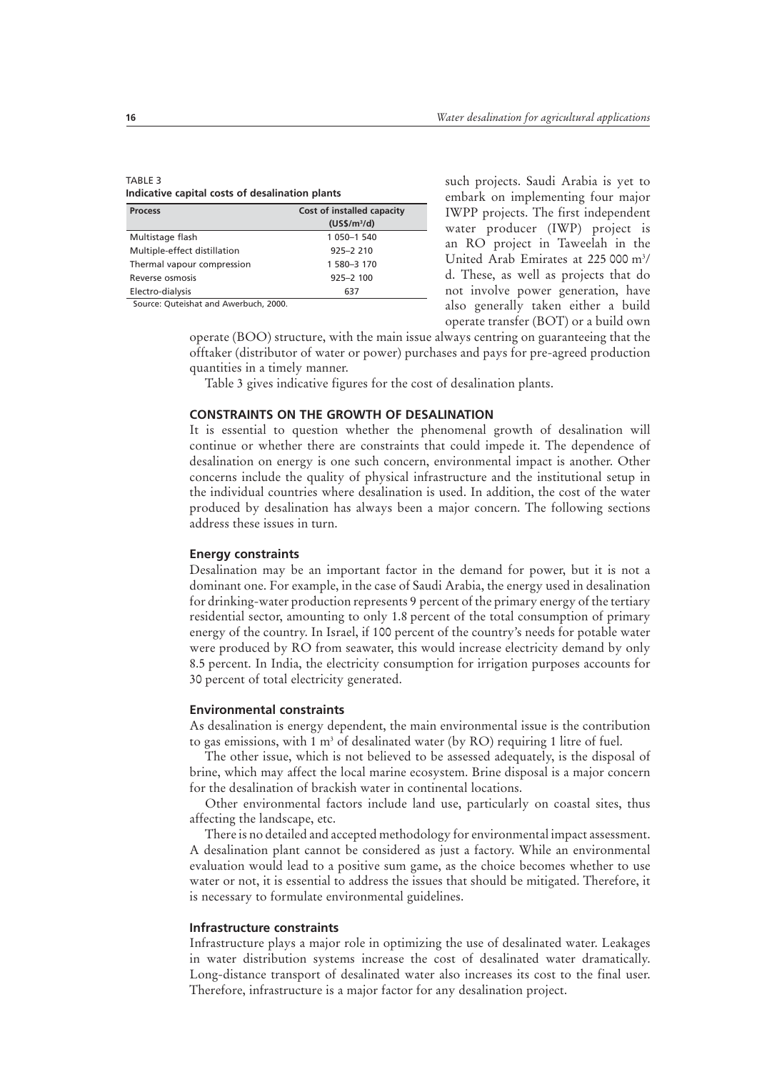TABLE 3
**Indicative capital costs of desalination plants**

| Process | Cost of installed capacity (US\$/m$^3$/d) |
|---|---|
| Multistage flash | 1 050–1 540 |
| Multiple-effect distillation | 925–2 210 |
| Thermal vapour compression | 1 580–3 170 |
| Reverse osmosis | 925–2 100 |
| Electro-dialysis | 637 |

Source: Quteishat and Awerbuch, 2000.

such projects. Saudi Arabia is yet to embark on implementing four major IWPP projects. The first independent water producer (IWP) project is an RO project in Taweelah in the United Arab Emirates at 225 000 m$^3$/d. These, as well as projects that do not involve power generation, have also generally taken either a build operate transfer (BOT) or a build own operate (BOO) structure, with the main issue always centring on guaranteeing that the offtaker (distributor of water or power) purchases and pays for pre-agreed production quantities in a timely manner.

Table 3 gives indicative figures for the cost of desalination plants.

## CONSTRAINTS ON THE GROWTH OF DESALINATION

It is essential to question whether the phenomenal growth of desalination will continue or whether there are constraints that could impede it. The dependence of desalination on energy is one such concern, environmental impact is another. Other concerns include the quality of physical infrastructure and the institutional setup in the individual countries where desalination is used. In addition, the cost of the water produced by desalination has always been a major concern. The following sections address these issues in turn.

### Energy constraints

Desalination may be an important factor in the demand for power, but it is not a dominant one. For example, in the case of Saudi Arabia, the energy used in desalination for drinking-water production represents 9 percent of the primary energy of the tertiary residential sector, amounting to only 1.8 percent of the total consumption of primary energy of the country. In Israel, if 100 percent of the country's needs for potable water were produced by RO from seawater, this would increase electricity demand by only 8.5 percent. In India, the electricity consumption for irrigation purposes accounts for 30 percent of total electricity generated.

### Environmental constraints

As desalination is energy dependent, the main environmental issue is the contribution to gas emissions, with 1 m$^3$ of desalinated water (by RO) requiring 1 litre of fuel.

The other issue, which is not believed to be assessed adequately, is the disposal of brine, which may affect the local marine ecosystem. Brine disposal is a major concern for the desalination of brackish water in continental locations.

Other environmental factors include land use, particularly on coastal sites, thus affecting the landscape, etc.

There is no detailed and accepted methodology for environmental impact assessment. A desalination plant cannot be considered as just a factory. While an environmental evaluation would lead to a positive sum game, as the choice becomes whether to use water or not, it is essential to address the issues that should be mitigated. Therefore, it is necessary to formulate environmental guidelines.

### Infrastructure constraints

Infrastructure plays a major role in optimizing the use of desalinated water. Leakages in water distribution systems increase the cost of desalinated water dramatically. Long-distance transport of desalinated water also increases its cost to the final user. Therefore, infrastructure is a major factor for any desalination project.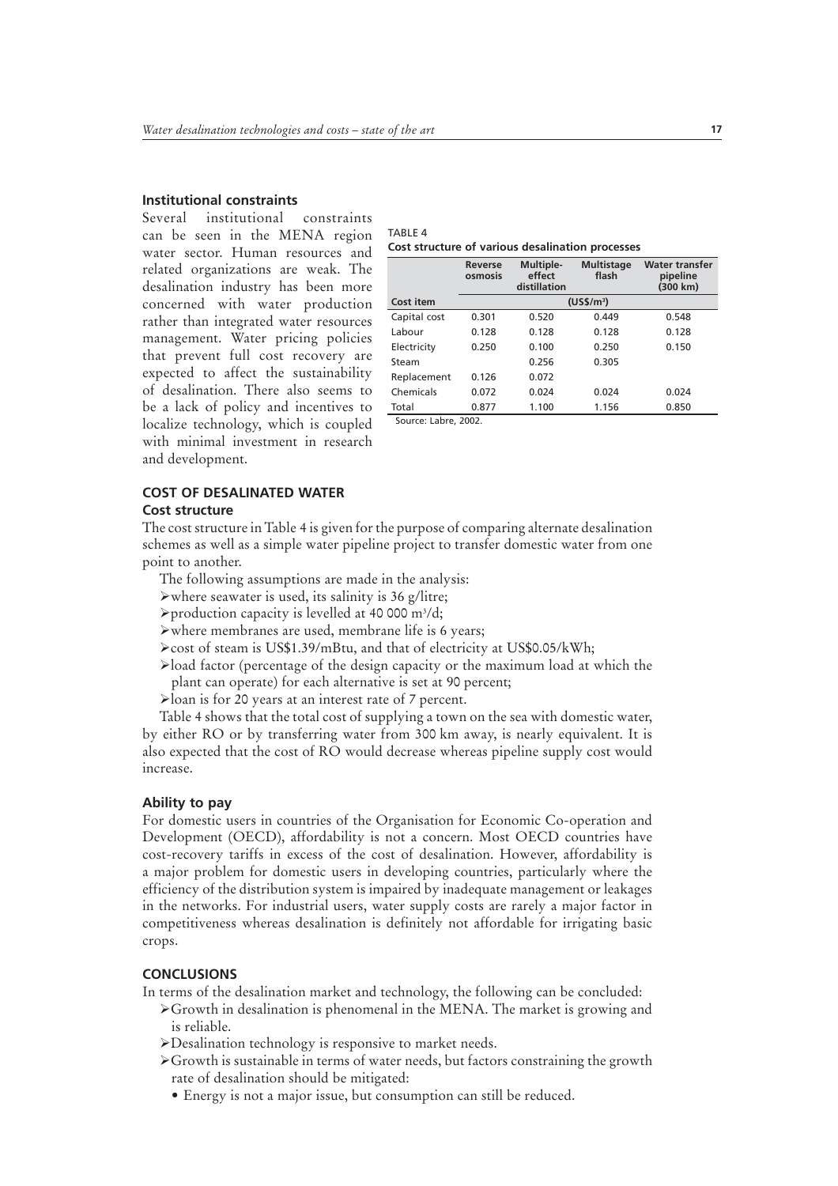### Institutional constraints

Several institutional constraints can be seen in the MENA region water sector. Human resources and related organizations are weak. The desalination industry has been more concerned with water production rather than integrated water resources management. Water pricing policies that prevent full cost recovery are expected to affect the sustainability of desalination. There also seems to be a lack of policy and incentives to localize technology, which is coupled with minimal investment in research and development.

TABLE 4
**Cost structure of various desalination processes**

| | Reverse osmosis | Multiple-effect distillation | Multistage flash | Water transfer pipeline (300 km) |
|---|---|---|---|---|
| **Cost item** | (US$/m³) | | | |
| Capital cost | 0.301 | 0.520 | 0.449 | 0.548 |
| Labour | 0.128 | 0.128 | 0.128 | 0.128 |
| Electricity | 0.250 | 0.100 | 0.250 | 0.150 |
| Steam | | 0.256 | 0.305 | |
| Replacement | 0.126 | 0.072 | | |
| Chemicals | 0.072 | 0.024 | 0.024 | 0.024 |
| Total | 0.877 | 1.100 | 1.156 | 0.850 |

Source: Labre, 2002.

## COST OF DESALINATED WATER

### Cost structure

The cost structure in Table 4 is given for the purpose of comparing alternate desalination schemes as well as a simple water pipeline project to transfer domestic water from one point to another.

The following assumptions are made in the analysis:

- where seawater is used, its salinity is 36 g/litre;
- production capacity is levelled at 40 000 m³/d;
- where membranes are used, membrane life is 6 years;
- cost of steam is US$1.39/mBtu, and that of electricity at US$0.05/kWh;
- load factor (percentage of the design capacity or the maximum load at which the plant can operate) for each alternative is set at 90 percent;
- loan is for 20 years at an interest rate of 7 percent.

Table 4 shows that the total cost of supplying a town on the sea with domestic water, by either RO or by transferring water from 300 km away, is nearly equivalent. It is also expected that the cost of RO would decrease whereas pipeline supply cost would increase.

### Ability to pay

For domestic users in countries of the Organisation for Economic Co-operation and Development (OECD), affordability is not a concern. Most OECD countries have cost-recovery tariffs in excess of the cost of desalination. However, affordability is a major problem for domestic users in developing countries, particularly where the efficiency of the distribution system is impaired by inadequate management or leakages in the networks. For industrial users, water supply costs are rarely a major factor in competitiveness whereas desalination is definitely not affordable for irrigating basic crops.

## CONCLUSIONS

In terms of the desalination market and technology, the following can be concluded:

- Growth in desalination is phenomenal in the MENA. The market is growing and is reliable.
- Desalination technology is responsive to market needs.
- Growth is sustainable in terms of water needs, but factors constraining the growth rate of desalination should be mitigated:
  - Energy is not a major issue, but consumption can still be reduced.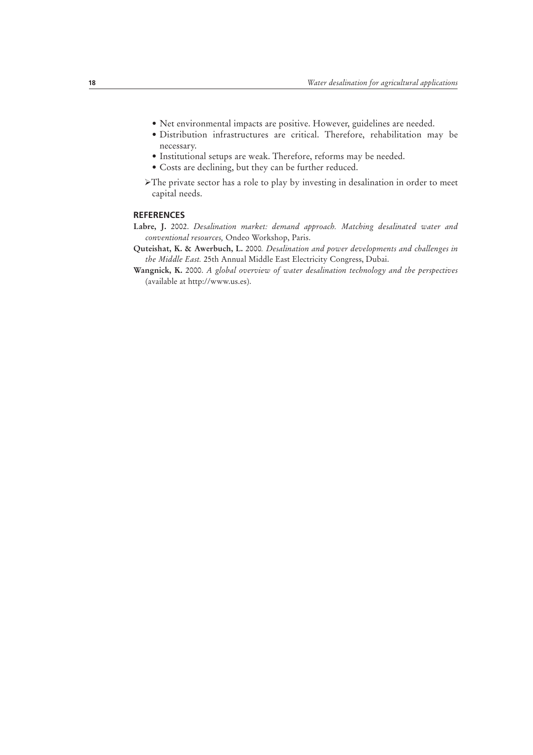- Net environmental impacts are positive. However, guidelines are needed.
- Distribution infrastructures are critical. Therefore, rehabilitation may be necessary.
- Institutional setups are weak. Therefore, reforms may be needed.
- Costs are declining, but they can be further reduced.

➢ The private sector has a role to play by investing in desalination in order to meet capital needs.

## REFERENCES

**Labre, J.** 2002. *Desalination market: demand approach. Matching desalinated water and conventional resources,* Ondeo Workshop, Paris.

**Quteishat, K. & Awerbuch, L.** 2000. *Desalination and power developments and challenges in the Middle East.* 25th Annual Middle East Electricity Congress, Dubai.

**Wangnick, K.** 2000. *A global overview of water desalination technology and the perspectives* (available at http://www.us.es).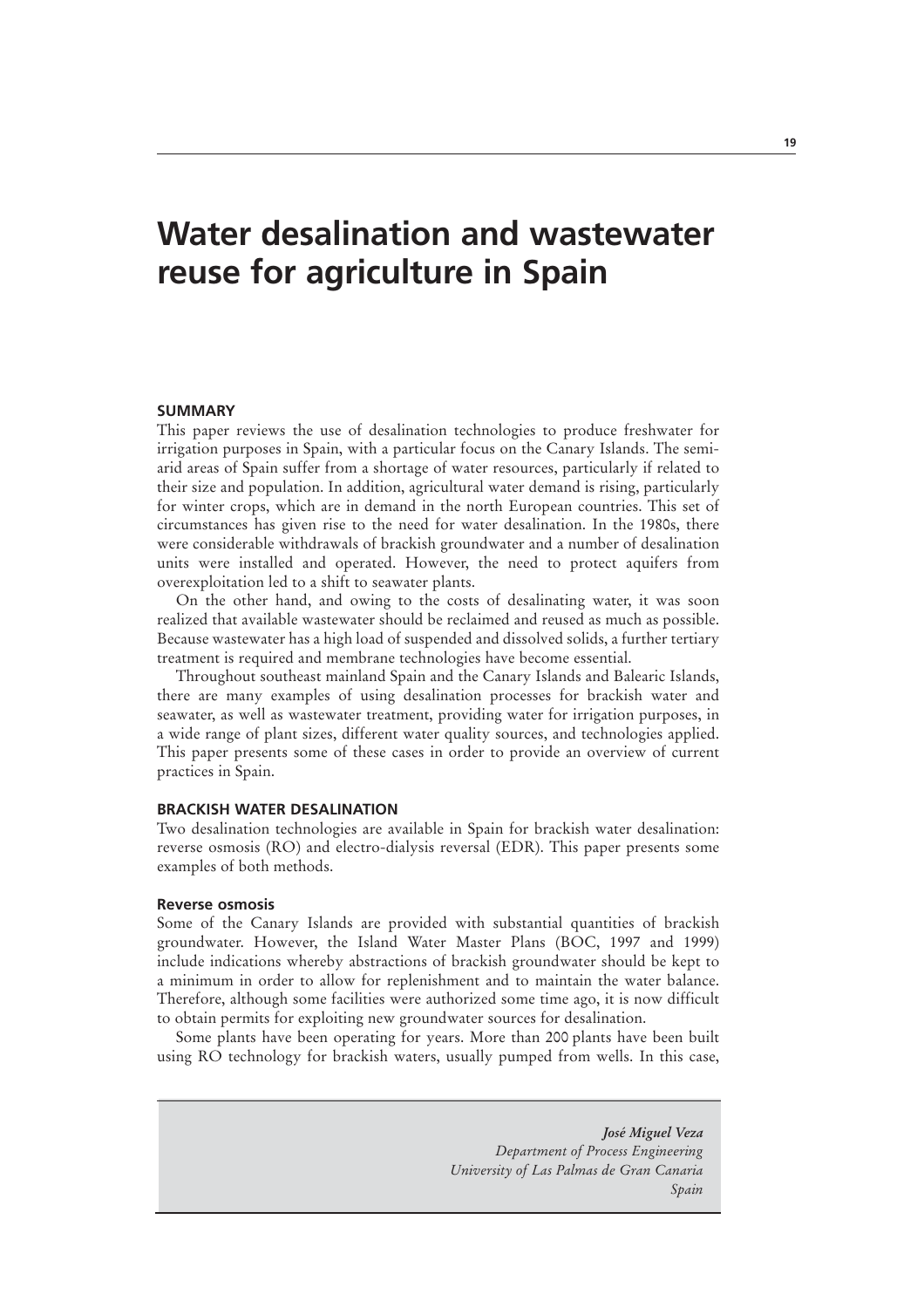# Water desalination and wastewater reuse for agriculture in Spain

**SUMMARY**

This paper reviews the use of desalination technologies to produce freshwater for irrigation purposes in Spain, with a particular focus on the Canary Islands. The semi-arid areas of Spain suffer from a shortage of water resources, particularly if related to their size and population. In addition, agricultural water demand is rising, particularly for winter crops, which are in demand in the north European countries. This set of circumstances has given rise to the need for water desalination. In the 1980s, there were considerable withdrawals of brackish groundwater and a number of desalination units were installed and operated. However, the need to protect aquifers from overexploitation led to a shift to seawater plants.

On the other hand, and owing to the costs of desalinating water, it was soon realized that available wastewater should be reclaimed and reused as much as possible. Because wastewater has a high load of suspended and dissolved solids, a further tertiary treatment is required and membrane technologies have become essential.

Throughout southeast mainland Spain and the Canary Islands and Balearic Islands, there are many examples of using desalination processes for brackish water and seawater, as well as wastewater treatment, providing water for irrigation purposes, in a wide range of plant sizes, different water quality sources, and technologies applied. This paper presents some of these cases in order to provide an overview of current practices in Spain.

## BRACKISH WATER DESALINATION

Two desalination technologies are available in Spain for brackish water desalination: reverse osmosis (RO) and electro-dialysis reversal (EDR). This paper presents some examples of both methods.

### Reverse osmosis

Some of the Canary Islands are provided with substantial quantities of brackish groundwater. However, the Island Water Master Plans (BOC, 1997 and 1999) include indications whereby abstractions of brackish groundwater should be kept to a minimum in order to allow for replenishment and to maintain the water balance. Therefore, although some facilities were authorized some time ago, it is now difficult to obtain permits for exploiting new groundwater sources for desalination.

Some plants have been operating for years. More than 200 plants have been built using RO technology for brackish waters, usually pumped from wells. In this case,

*José Miguel Veza*
*Department of Process Engineering*
*University of Las Palmas de Gran Canaria*
*Spain*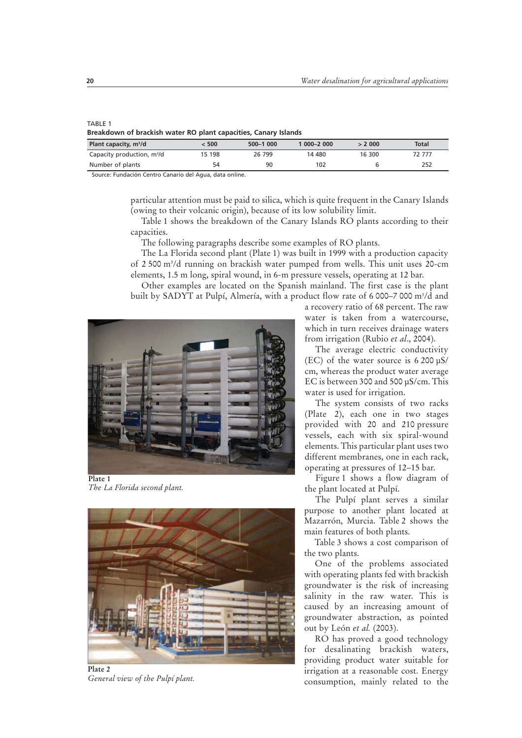TABLE 1
**Breakdown of brackish water RO plant capacities, Canary Islands**

| Plant capacity, m³/d | < 500 | 500–1 000 | 1 000–2 000 | > 2 000 | Total |
|---|---|---|---|---|---|
| Capacity production, m³/d | 15 198 | 26 799 | 14 480 | 16 300 | 72 777 |
| Number of plants | 54 | 90 | 102 | 6 | 252 |

Source: Fundación Centro Canario del Agua, data online.

particular attention must be paid to silica, which is quite frequent in the Canary Islands (owing to their volcanic origin), because of its low solubility limit.

Table 1 shows the breakdown of the Canary Islands RO plants according to their capacities.

The following paragraphs describe some examples of RO plants.

The La Florida second plant (Plate 1) was built in 1999 with a production capacity of 2 500 m³/d running on brackish water pumped from wells. This unit uses 20-cm elements, 1.5 m long, spiral wound, in 6-m pressure vessels, operating at 12 bar.

Other examples are located on the Spanish mainland. The first case is the plant built by SADYT at Pulpí, Almería, with a product flow rate of 6 000–7 000 m³/d and a recovery ratio of 68 percent. The raw water is taken from a watercourse, which in turn receives drainage waters from irrigation (Rubio *et al*., 2004).

**Plate 1**
*The La Florida second plant.*

The average electric conductivity (EC) of the water source is 6 200 µS/cm, whereas the product water average EC is between 300 and 500 µS/cm. This water is used for irrigation.

The system consists of two racks (Plate 2), each one in two stages provided with 20 and 210 pressure vessels, each with six spiral-wound elements. This particular plant uses two different membranes, one in each rack, operating at pressures of 12–15 bar.

Figure 1 shows a flow diagram of the plant located at Pulpí.

The Pulpí plant serves a similar purpose to another plant located at Mazarrón, Murcia. Table 2 shows the main features of both plants.

Table 3 shows a cost comparison of the two plants.

**Plate 2**
*General view of the Pulpí plant.*

One of the problems associated with operating plants fed with brackish groundwater is the risk of increasing salinity in the raw water. This is caused by an increasing amount of groundwater abstraction, as pointed out by León *et al.* (2003).

RO has proved a good technology for desalinating brackish waters, providing product water suitable for irrigation at a reasonable cost. Energy consumption, mainly related to the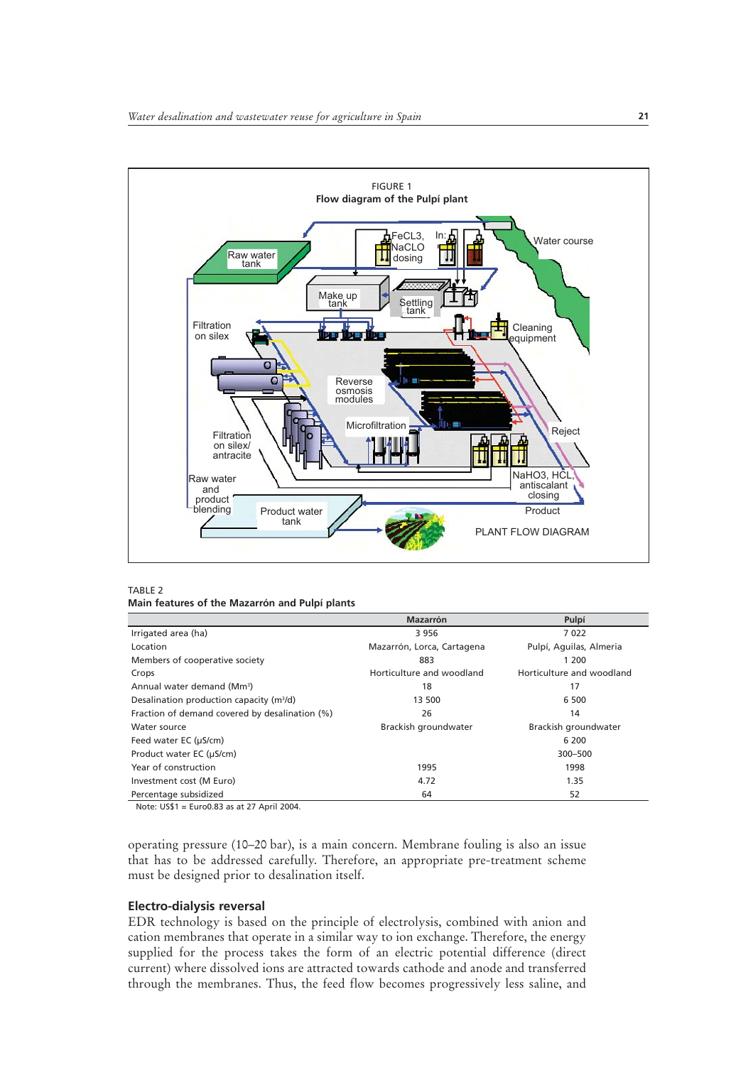FIGURE 1
**Flow diagram of the Pulpí plant**

TABLE 2
**Main features of the Mazarrón and Pulpí plants**

| | Mazarrón | Pulpí |
|---|---|---|
| Irrigated area (ha) | 3 956 | 7 022 |
| Location | Mazarrón, Lorca, Cartagena | Pulpí, Aguilas, Almeria |
| Members of cooperative society | 883 | 1 200 |
| Crops | Horticulture and woodland | Horticulture and woodland |
| Annual water demand (Mm³) | 18 | 17 |
| Desalination production capacity (m³/d) | 13 500 | 6 500 |
| Fraction of demand covered by desalination (%) | 26 | 14 |
| Water source | Brackish groundwater | Brackish groundwater |
| Feed water EC (µS/cm) | | 6 200 |
| Product water EC (µS/cm) | | 300–500 |
| Year of construction | 1995 | 1998 |
| Investment cost (M Euro) | 4.72 | 1.35 |
| Percentage subsidized | 64 | 52 |

Note: US$1 = Euro0.83 as at 27 April 2004.

operating pressure (10–20 bar), is a main concern. Membrane fouling is also an issue that has to be addressed carefully. Therefore, an appropriate pre-treatment scheme must be designed prior to desalination itself.

### Electro-dialysis reversal

EDR technology is based on the principle of electrolysis, combined with anion and cation membranes that operate in a similar way to ion exchange. Therefore, the energy supplied for the process takes the form of an electric potential difference (direct current) where dissolved ions are attracted towards cathode and anode and transferred through the membranes. Thus, the feed flow becomes progressively less saline, and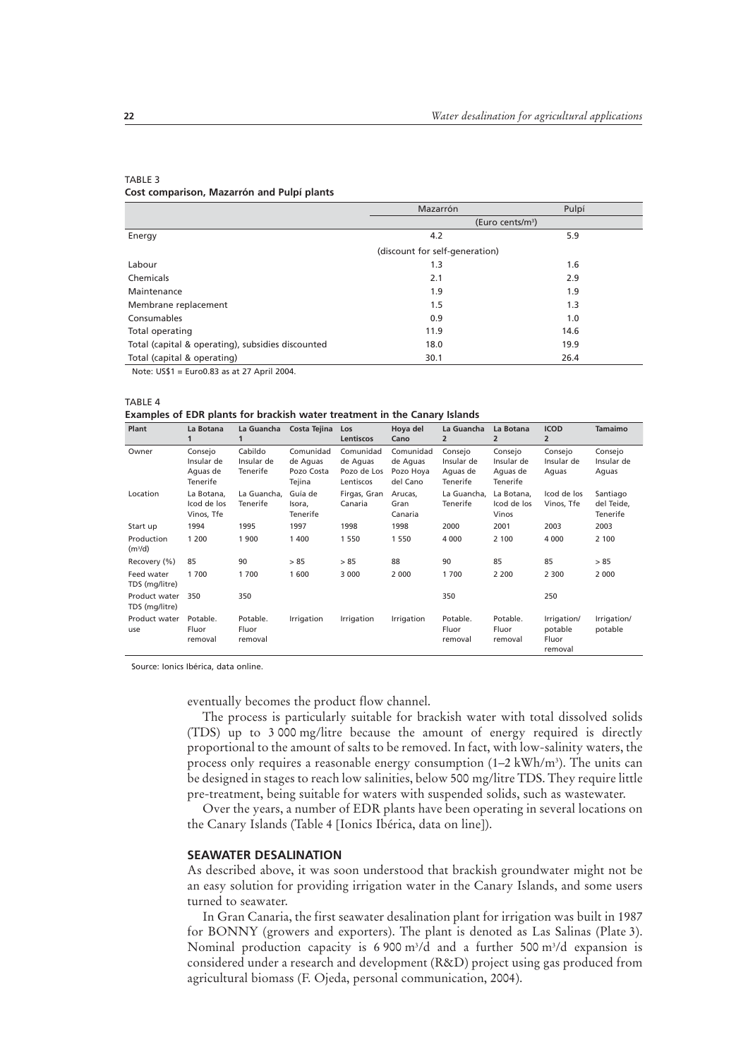TABLE 3
**Cost comparison, Mazarrón and Pulpí plants**

| | Mazarrón | Pulpí |
|---|---|---|
| | (Euro cents/m$^3$) | |
| Energy | 4.2 | 5.9 |
| | (discount for self-generation) | |
| Labour | 1.3 | 1.6 |
| Chemicals | 2.1 | 2.9 |
| Maintenance | 1.9 | 1.9 |
| Membrane replacement | 1.5 | 1.3 |
| Consumables | 0.9 | 1.0 |
| Total operating | 11.9 | 14.6 |
| Total (capital & operating), subsidies discounted | 18.0 | 19.9 |
| Total (capital & operating) | 30.1 | 26.4 |

Note: US$1 = Euro0.83 as at 27 April 2004.

TABLE 4
**Examples of EDR plants for brackish water treatment in the Canary Islands**

| Plant | La Botana 1 | La Guancha 1 | Costa Tejina | Los Lentiscos | Hoya del Cano | La Guancha 2 | La Botana 2 | ICOD 2 | Tamaimo |
|---|---|---|---|---|---|---|---|---|---|
| Owner | Consejo Insular de Aguas de Tenerife | Cabildo Insular de Tenerife | Comunidad de Aguas Pozo Costa Tejina | Comunidad de Aguas Pozo de Los Lentiscos | Comunidad de Aguas Pozo Hoya del Cano | Consejo Insular de Aguas de Tenerife | Consejo Insular de Aguas de Tenerife | Consejo Insular de Aguas | Consejo Insular de Aguas |
| Location | La Botana, Icod de los Vinos, Tfe | La Guancha, Tenerife | Guía de Isora, Tenerife | Firgas, Gran Canaria | Arucas, Gran Canaria | La Guancha, Tenerife | La Botana, Icod de los Vinos | Icod de los Vinos, Tfe | Santiago del Teide, Tenerife |
| Start up | 1994 | 1995 | 1997 | 1998 | 1998 | 2000 | 2001 | 2003 | 2003 |
| Production (m$^3$/d) | 1 200 | 1 900 | 1 400 | 1 550 | 1 550 | 4 000 | 2 100 | 4 000 | 2 100 |
| Recovery (%) | 85 | 90 | > 85 | > 85 | 88 | 90 | 85 | 85 | > 85 |
| Feed water TDS (mg/litre) | 1 700 | 1 700 | 1 600 | 3 000 | 2 000 | 1 700 | 2 200 | 2 300 | 2 000 |
| Product water TDS (mg/litre) | 350 | 350 | | | | 350 | | 250 | |
| Product water use | Potable. Fluor removal | Potable. Fluor removal | Irrigation | Irrigation | Irrigation | Potable. Fluor removal | Potable. Fluor removal | Irrigation/ potable Fluor removal | Irrigation/ potable |

Source: Ionics Ibérica, data online.

eventually becomes the product flow channel.

The process is particularly suitable for brackish water with total dissolved solids (TDS) up to 3 000 mg/litre because the amount of energy required is directly proportional to the amount of salts to be removed. In fact, with low-salinity waters, the process only requires a reasonable energy consumption (1–2 kWh/m$^3$). The units can be designed in stages to reach low salinities, below 500 mg/litre TDS. They require little pre-treatment, being suitable for waters with suspended solids, such as wastewater.

Over the years, a number of EDR plants have been operating in several locations on the Canary Islands (Table 4 [Ionics Ibérica, data on line]).

### SEAWATER DESALINATION

As described above, it was soon understood that brackish groundwater might not be an easy solution for providing irrigation water in the Canary Islands, and some users turned to seawater.

In Gran Canaria, the first seawater desalination plant for irrigation was built in 1987 for BONNY (growers and exporters). The plant is denoted as Las Salinas (Plate 3). Nominal production capacity is 6 900 m$^3$/d and a further 500 m$^3$/d expansion is considered under a research and development (R&D) project using gas produced from agricultural biomass (F. Ojeda, personal communication, 2004).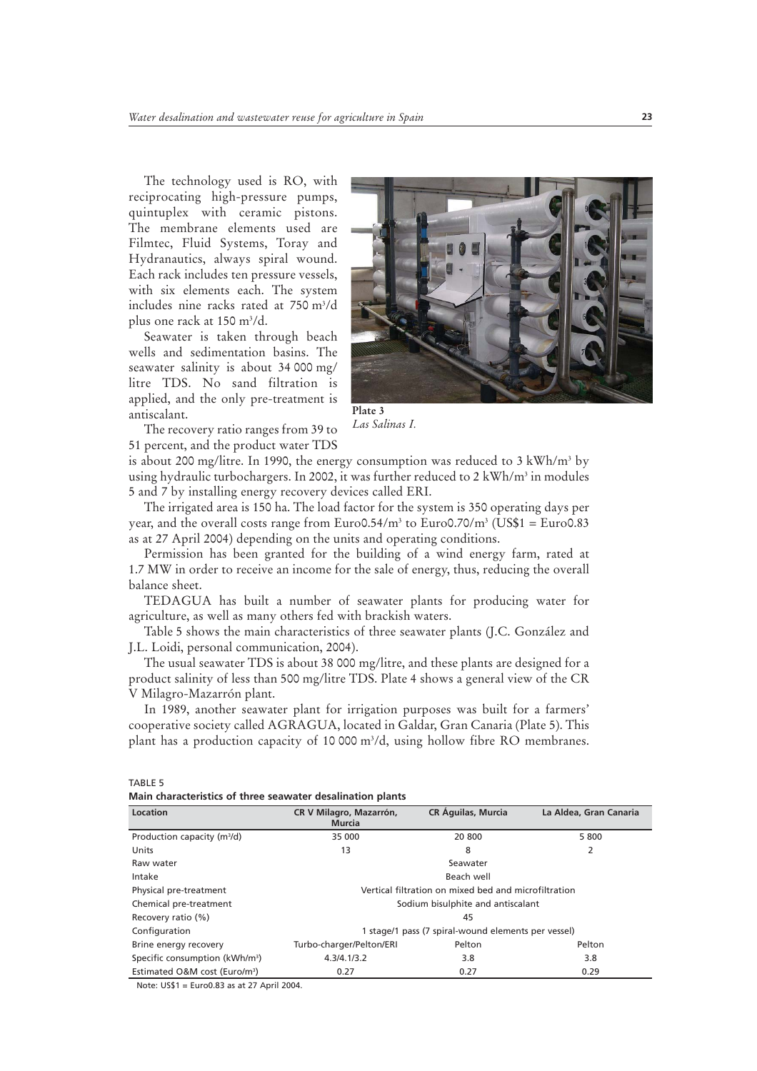The technology used is RO, with reciprocating high-pressure pumps, quintuplex with ceramic pistons. The membrane elements used are Filmtec, Fluid Systems, Toray and Hydranautics, always spiral wound. Each rack includes ten pressure vessels, with six elements each. The system includes nine racks rated at 750 m$^3$/d plus one rack at 150 m$^3$/d.

Seawater is taken through beach wells and sedimentation basins. The seawater salinity is about 34 000 mg/litre TDS. No sand filtration is applied, and the only pre-treatment is antiscalant.

**Plate 3**
*Las Salinas I.*

The recovery ratio ranges from 39 to 51 percent, and the product water TDS is about 200 mg/litre. In 1990, the energy consumption was reduced to 3 kWh/m$^3$ by using hydraulic turbochargers. In 2002, it was further reduced to 2 kWh/m$^3$ in modules 5 and 7 by installing energy recovery devices called ERI.

The irrigated area is 150 ha. The load factor for the system is 350 operating days per year, and the overall costs range from Euro0.54/m$^3$ to Euro0.70/m$^3$ (US$1 = Euro0.83 as at 27 April 2004) depending on the units and operating conditions.

Permission has been granted for the building of a wind energy farm, rated at 1.7 MW in order to receive an income for the sale of energy, thus, reducing the overall balance sheet.

TEDAGUA has built a number of seawater plants for producing water for agriculture, as well as many others fed with brackish waters.

Table 5 shows the main characteristics of three seawater plants (J.C. González and J.L. Loidi, personal communication, 2004).

The usual seawater TDS is about 38 000 mg/litre, and these plants are designed for a product salinity of less than 500 mg/litre TDS. Plate 4 shows a general view of the CR V Milagro-Mazarrón plant.

In 1989, another seawater plant for irrigation purposes was built for a farmers' cooperative society called AGRAGUA, located in Galdar, Gran Canaria (Plate 5). This plant has a production capacity of 10 000 m$^3$/d, using hollow fibre RO membranes.

TABLE 5
**Main characteristics of three seawater desalination plants**

| Location | CR V Milagro, Mazarrón, Murcia | CR Águilas, Murcia | La Aldea, Gran Canaria |
|---|---|---|---|
| Production capacity (m$^3$/d) | 35 000 | 20 800 | 5 800 |
| Units | 13 | 8 | 2 |
| Raw water | Seawater | | |
| Intake | Beach well | | |
| Physical pre-treatment | Vertical filtration on mixed bed and microfiltration | | |
| Chemical pre-treatment | Sodium bisulphite and antiscalant | | |
| Recovery ratio (%) | 45 | | |
| Configuration | 1 stage/1 pass (7 spiral-wound elements per vessel) | | |
| Brine energy recovery | Turbo-charger/Pelton/ERI | Pelton | Pelton |
| Specific consumption (kWh/m$^3$) | 4.3/4.1/3.2 | 3.8 | 3.8 |
| Estimated O&M cost (Euro/m$^3$) | 0.27 | 0.27 | 0.29 |

Note: US$1 = Euro0.83 as at 27 April 2004.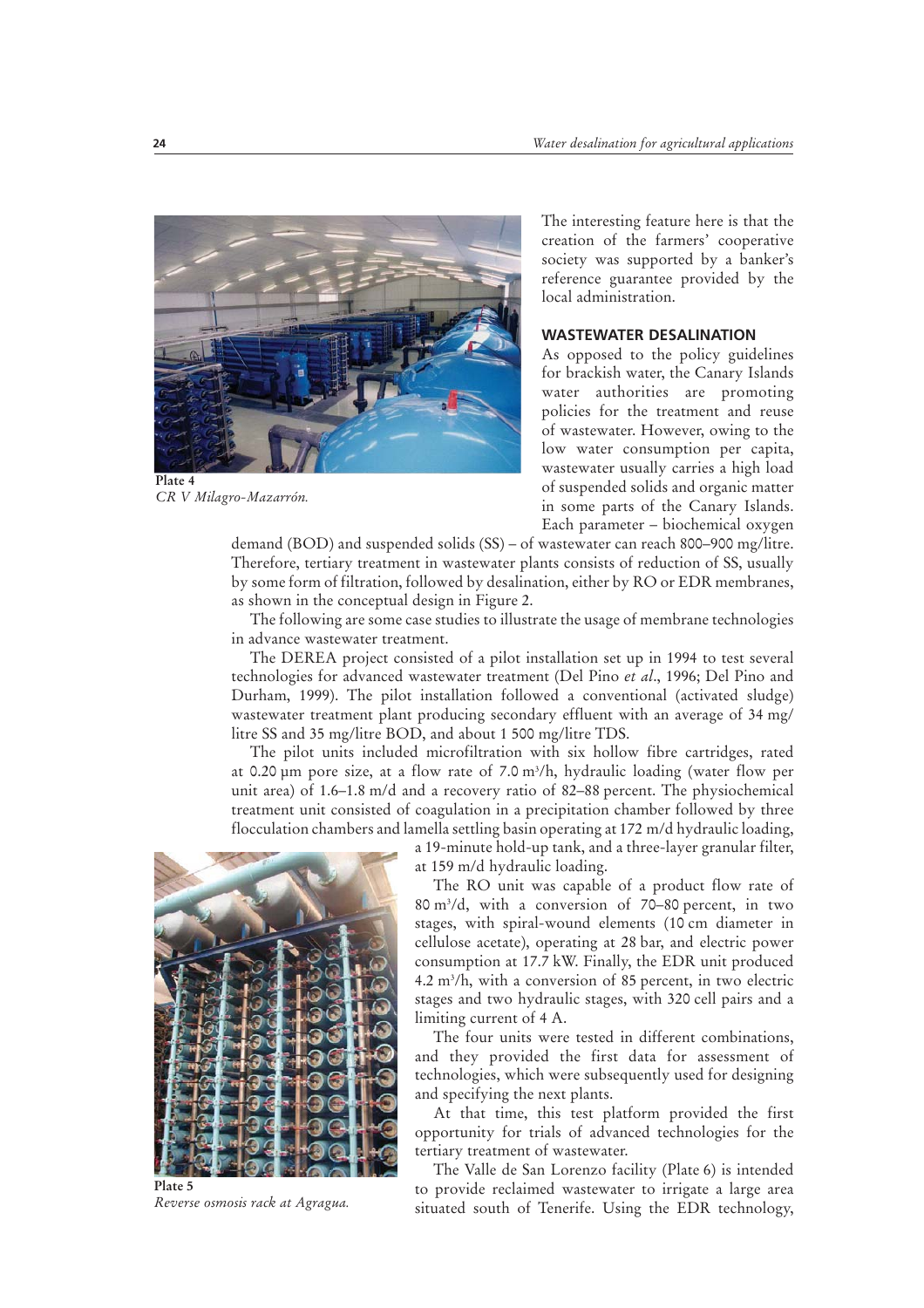Plate 4
*CR V Milagro-Mazarrón.*

The interesting feature here is that the creation of the farmers' cooperative society was supported by a banker's reference guarantee provided by the local administration.

## WASTEWATER DESALINATION

As opposed to the policy guidelines for brackish water, the Canary Islands water authorities are promoting policies for the treatment and reuse of wastewater. However, owing to the low water consumption per capita, wastewater usually carries a high load of suspended solids and organic matter in some parts of the Canary Islands. Each parameter – biochemical oxygen demand (BOD) and suspended solids (SS) – of wastewater can reach 800–900 mg/litre. Therefore, tertiary treatment in wastewater plants consists of reduction of SS, usually by some form of filtration, followed by desalination, either by RO or EDR membranes, as shown in the conceptual design in Figure 2.

The following are some case studies to illustrate the usage of membrane technologies in advance wastewater treatment.

The DEREA project consisted of a pilot installation set up in 1994 to test several technologies for advanced wastewater treatment (Del Pino *et al*., 1996; Del Pino and Durham, 1999). The pilot installation followed a conventional (activated sludge) wastewater treatment plant producing secondary effluent with an average of 34 mg/litre SS and 35 mg/litre BOD, and about 1 500 mg/litre TDS.

The pilot units included microfiltration with six hollow fibre cartridges, rated at 0.20 µm pore size, at a flow rate of 7.0 $m^3$/h, hydraulic loading (water flow per unit area) of 1.6–1.8 m/d and a recovery ratio of 82–88 percent. The physiochemical treatment unit consisted of coagulation in a precipitation chamber followed by three flocculation chambers and lamella settling basin operating at 172 m/d hydraulic loading, a 19-minute hold-up tank, and a three-layer granular filter, at 159 m/d hydraulic loading.

The RO unit was capable of a product flow rate of 80 $m^3$/d, with a conversion of 70–80 percent, in two stages, with spiral-wound elements (10 cm diameter in cellulose acetate), operating at 28 bar, and electric power consumption at 17.7 kW. Finally, the EDR unit produced 4.2 $m^3$/h, with a conversion of 85 percent, in two electric stages and two hydraulic stages, with 320 cell pairs and a limiting current of 4 A.

The four units were tested in different combinations, and they provided the first data for assessment of technologies, which were subsequently used for designing and specifying the next plants.

At that time, this test platform provided the first opportunity for trials of advanced technologies for the tertiary treatment of wastewater.

The Valle de San Lorenzo facility (Plate 6) is intended to provide reclaimed wastewater to irrigate a large area situated south of Tenerife. Using the EDR technology,

Plate 5
*Reverse osmosis rack at Agragua.*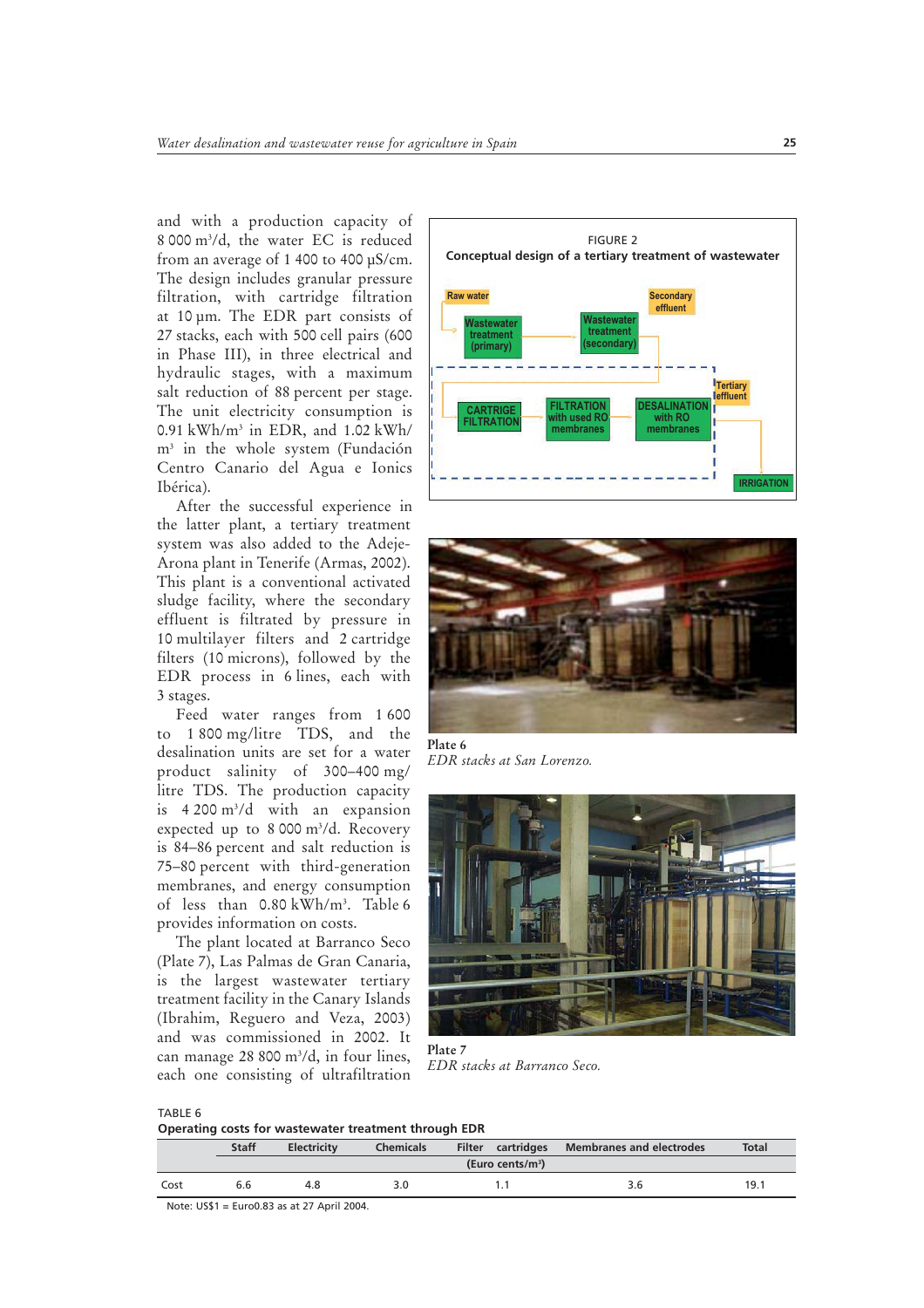and with a production capacity of 8 000 m³/d, the water EC is reduced from an average of 1 400 to 400 µS/cm. The design includes granular pressure filtration, with cartridge filtration at 10 µm. The EDR part consists of 27 stacks, each with 500 cell pairs (600 in Phase III), in three electrical and hydraulic stages, with a maximum salt reduction of 88 percent per stage. The unit electricity consumption is 0.91 kWh/m³ in EDR, and 1.02 kWh/m³ in the whole system (Fundación Centro Canario del Agua e Ionics Ibérica).

After the successful experience in the latter plant, a tertiary treatment system was also added to the Adeje-Arona plant in Tenerife (Armas, 2002). This plant is a conventional activated sludge facility, where the secondary effluent is filtrated by pressure in 10 multilayer filters and 2 cartridge filters (10 microns), followed by the EDR process in 6 lines, each with 3 stages.

Feed water ranges from 1 600 to 1 800 mg/litre TDS, and the desalination units are set for a water product salinity of 300–400 mg/litre TDS. The production capacity is 4 200 m³/d with an expansion expected up to 8 000 m³/d. Recovery is 84–86 percent and salt reduction is 75–80 percent with third-generation membranes, and energy consumption of less than 0.80 kWh/m³. Table 6 provides information on costs.

The plant located at Barranco Seco (Plate 7), Las Palmas de Gran Canaria, is the largest wastewater tertiary treatment facility in the Canary Islands (Ibrahim, Reguero and Veza, 2003) and was commissioned in 2002. It can manage 28 800 m³/d, in four lines, each one consisting of ultrafiltration

FIGURE 2
**Conceptual design of a tertiary treatment of wastewater**

Raw water → Wastewater treatment (primary) → Wastewater treatment (secondary) → Secondary effluent → CARTRIGE FILTRATION → FILTRATION with used RO membranes → DESALINATION with RO membranes → Tertiary effluent → IRRIGATION

**Plate 6**
*EDR stacks at San Lorenzo.*

**Plate 7**
*EDR stacks at Barranco Seco.*

TABLE 6
**Operating costs for wastewater treatment through EDR**

| | Staff | Electricity | Chemicals | Filter cartridges | Membranes and electrodes | Total |
|---|---|---|---|---|---|---|
| | (Euro cents/m³) | | | | | |
| Cost | 6.6 | 4.8 | 3.0 | 1.1 | 3.6 | 19.1 |

Note: US$1 = Euro0.83 as at 27 April 2004.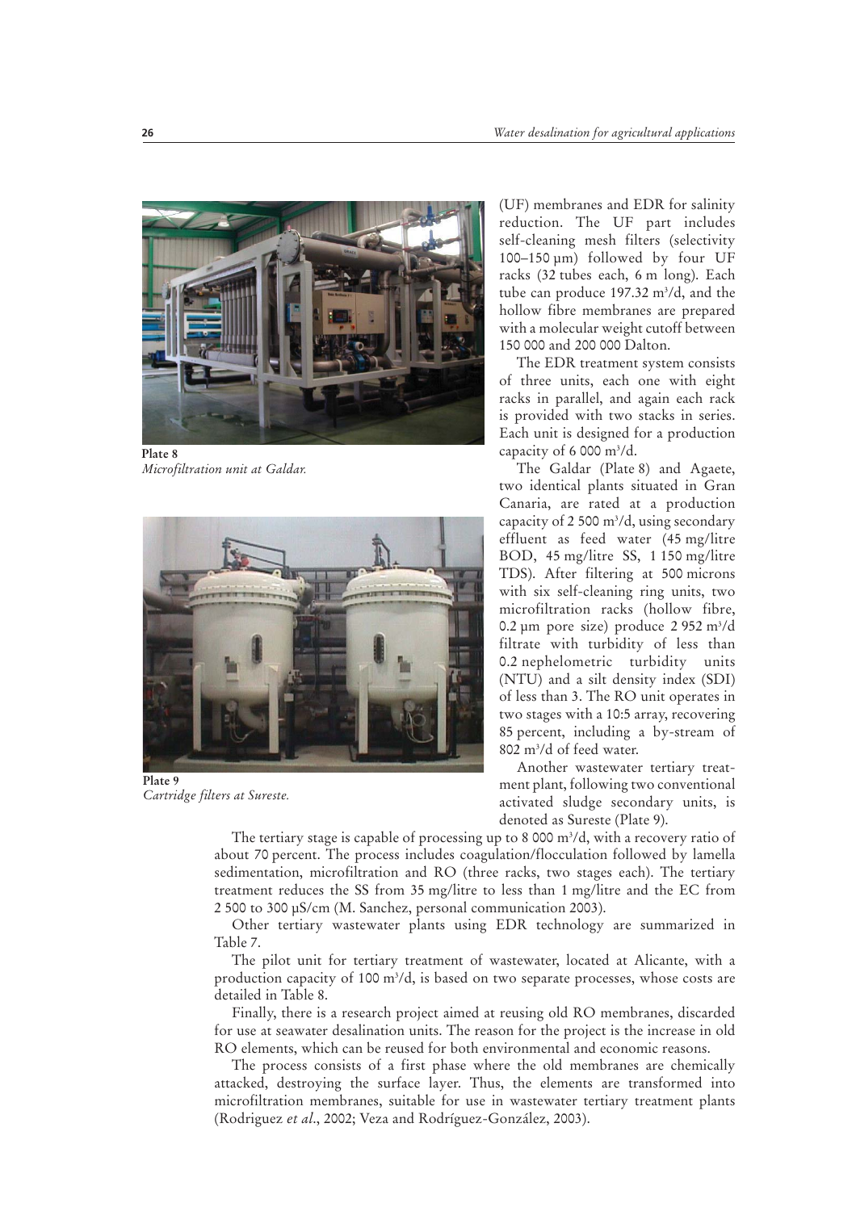Plate 8
*Microfiltration unit at Galdar.*

Plate 9
*Cartridge filters at Sureste.*

(UF) membranes and EDR for salinity reduction. The UF part includes self-cleaning mesh filters (selectivity 100–150 µm) followed by four UF racks (32 tubes each, 6 m long). Each tube can produce 197.32 m³/d, and the hollow fibre membranes are prepared with a molecular weight cutoff between 150 000 and 200 000 Dalton.

The EDR treatment system consists of three units, each one with eight racks in parallel, and again each rack is provided with two stacks in series. Each unit is designed for a production capacity of 6 000 m³/d.

The Galdar (Plate 8) and Agaete, two identical plants situated in Gran Canaria, are rated at a production capacity of 2 500 m³/d, using secondary effluent as feed water (45 mg/litre BOD, 45 mg/litre SS, 1 150 mg/litre TDS). After filtering at 500 microns with six self-cleaning ring units, two microfiltration racks (hollow fibre, 0.2 µm pore size) produce 2 952 m³/d filtrate with turbidity of less than 0.2 nephelometric turbidity units (NTU) and a silt density index (SDI) of less than 3. The RO unit operates in two stages with a 10:5 array, recovering 85 percent, including a by-stream of 802 m³/d of feed water.

Another wastewater tertiary treatment plant, following two conventional activated sludge secondary units, is denoted as Sureste (Plate 9).

The tertiary stage is capable of processing up to 8 000 m³/d, with a recovery ratio of about 70 percent. The process includes coagulation/flocculation followed by lamella sedimentation, microfiltration and RO (three racks, two stages each). The tertiary treatment reduces the SS from 35 mg/litre to less than 1 mg/litre and the EC from 2 500 to 300 µS/cm (M. Sanchez, personal communication 2003).

Other tertiary wastewater plants using EDR technology are summarized in Table 7.

The pilot unit for tertiary treatment of wastewater, located at Alicante, with a production capacity of 100 m³/d, is based on two separate processes, whose costs are detailed in Table 8.

Finally, there is a research project aimed at reusing old RO membranes, discarded for use at seawater desalination units. The reason for the project is the increase in old RO elements, which can be reused for both environmental and economic reasons.

The process consists of a first phase where the old membranes are chemically attacked, destroying the surface layer. Thus, the elements are transformed into microfiltration membranes, suitable for use in wastewater tertiary treatment plants (Rodriguez *et al*., 2002; Veza and Rodríguez-González, 2003).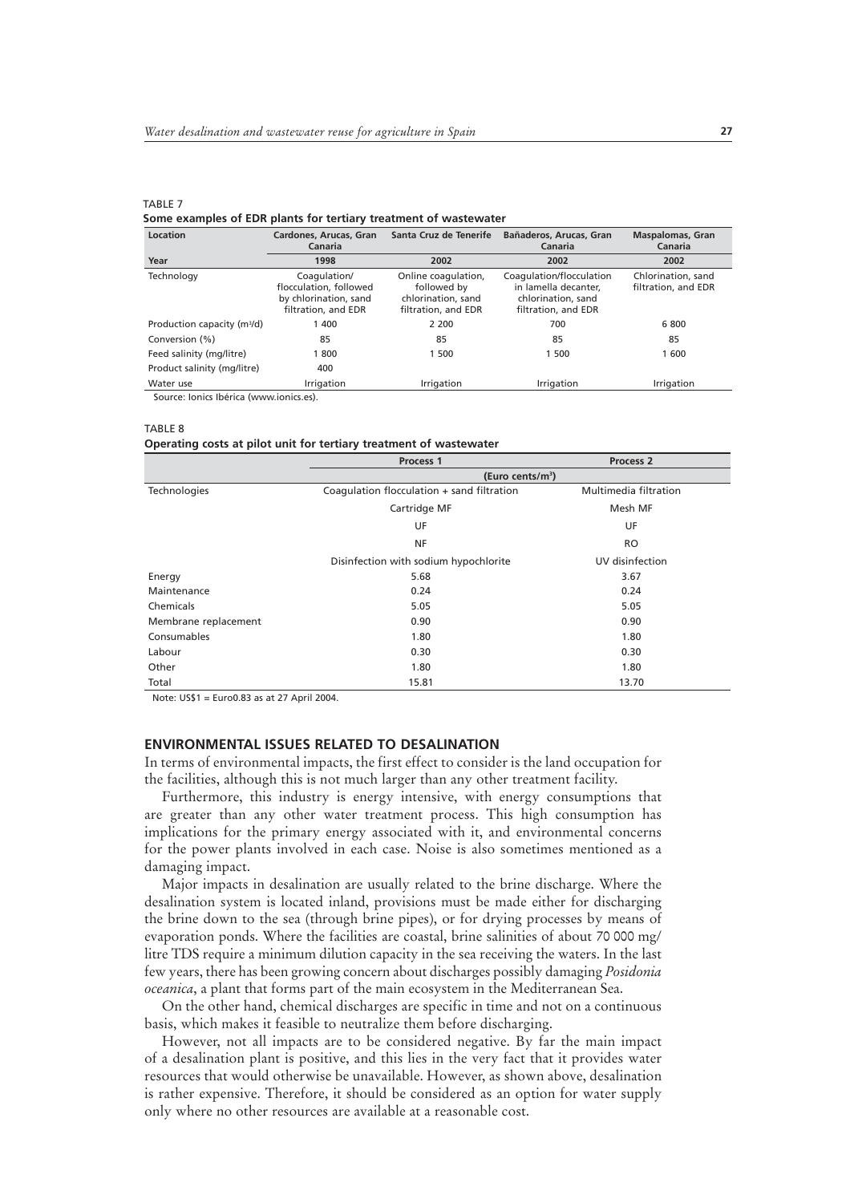TABLE 7

**Some examples of EDR plants for tertiary treatment of wastewater**

| Location | Cardones, Arucas, Gran Canaria | Santa Cruz de Tenerife | Bañaderos, Arucas, Gran Canaria | Maspalomas, Gran Canaria |
|---|---|---|---|---|
| **Year** | **1998** | **2002** | **2002** | **2002** |
| Technology | Coagulation/ flocculation, followed by chlorination, sand filtration, and EDR | Online coagulation, followed by chlorination, sand filtration, and EDR | Coagulation/flocculation in lamella decanter, chlorination, sand filtration, and EDR | Chlorination, sand filtration, and EDR |
| Production capacity ($m^3/d$) | 1 400 | 2 200 | 700 | 6 800 |
| Conversion (%) | 85 | 85 | 85 | 85 |
| Feed salinity (mg/litre) | 1 800 | 1 500 | 1 500 | 1 600 |
| Product salinity (mg/litre) | 400 | | | |
| Water use | Irrigation | Irrigation | Irrigation | Irrigation |

Source: Ionics Ibérica (www.ionics.es).

TABLE 8

**Operating costs at pilot unit for tertiary treatment of wastewater**

| | Process 1 | Process 2 |
|---|---|---|
| | (Euro cents/$m^3$) | |
| Technologies | Coagulation flocculation + sand filtration | Multimedia filtration |
| | Cartridge MF | Mesh MF |
| | UF | UF |
| | NF | RO |
| | Disinfection with sodium hypochlorite | UV disinfection |
| Energy | 5.68 | 3.67 |
| Maintenance | 0.24 | 0.24 |
| Chemicals | 5.05 | 5.05 |
| Membrane replacement | 0.90 | 0.90 |
| Consumables | 1.80 | 1.80 |
| Labour | 0.30 | 0.30 |
| Other | 1.80 | 1.80 |
| Total | 15.81 | 13.70 |

Note: US$1 = Euro0.83 as at 27 April 2004.

## ENVIRONMENTAL ISSUES RELATED TO DESALINATION

In terms of environmental impacts, the first effect to consider is the land occupation for the facilities, although this is not much larger than any other treatment facility.

Furthermore, this industry is energy intensive, with energy consumptions that are greater than any other water treatment process. This high consumption has implications for the primary energy associated with it, and environmental concerns for the power plants involved in each case. Noise is also sometimes mentioned as a damaging impact.

Major impacts in desalination are usually related to the brine discharge. Where the desalination system is located inland, provisions must be made either for discharging the brine down to the sea (through brine pipes), or for drying processes by means of evaporation ponds. Where the facilities are coastal, brine salinities of about 70 000 mg/litre TDS require a minimum dilution capacity in the sea receiving the waters. In the last few years, there has been growing concern about discharges possibly damaging *Posidonia oceanica*, a plant that forms part of the main ecosystem in the Mediterranean Sea.

On the other hand, chemical discharges are specific in time and not on a continuous basis, which makes it feasible to neutralize them before discharging.

However, not all impacts are to be considered negative. By far the main impact of a desalination plant is positive, and this lies in the very fact that it provides water resources that would otherwise be unavailable. However, as shown above, desalination is rather expensive. Therefore, it should be considered as an option for water supply only where no other resources are available at a reasonable cost.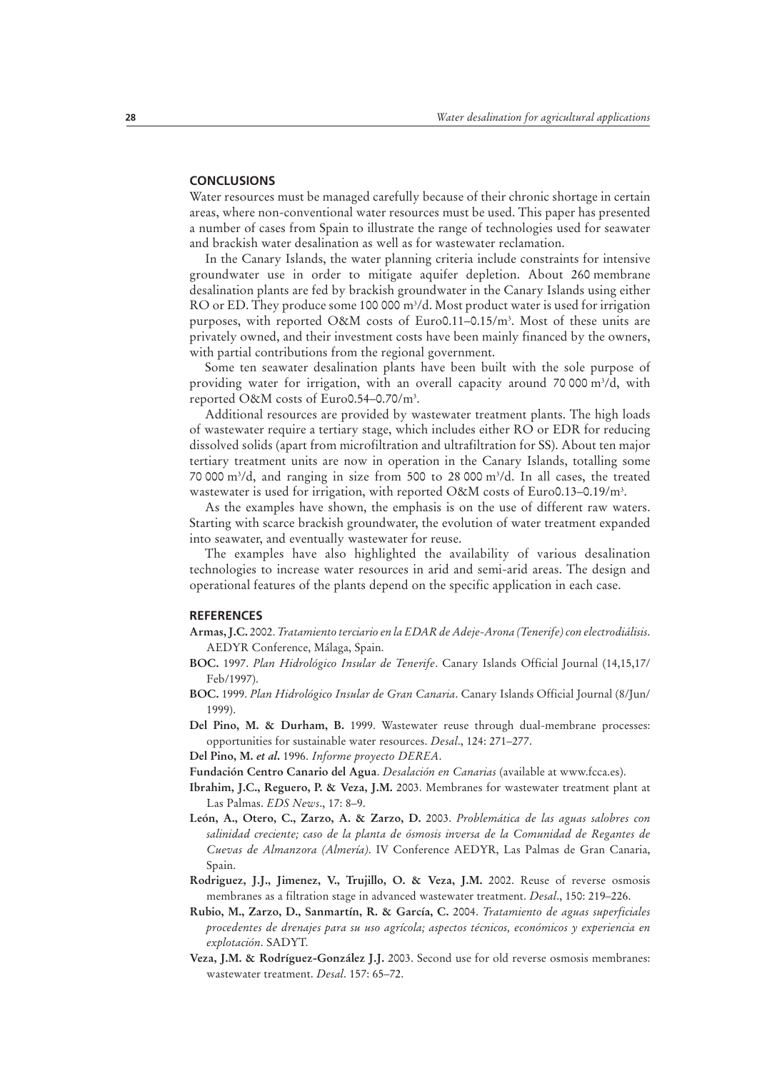## CONCLUSIONS

Water resources must be managed carefully because of their chronic shortage in certain areas, where non-conventional water resources must be used. This paper has presented a number of cases from Spain to illustrate the range of technologies used for seawater and brackish water desalination as well as for wastewater reclamation.

In the Canary Islands, the water planning criteria include constraints for intensive groundwater use in order to mitigate aquifer depletion. About 260 membrane desalination plants are fed by brackish groundwater in the Canary Islands using either RO or ED. They produce some 100 000 m$^3$/d. Most product water is used for irrigation purposes, with reported O&M costs of Euro0.11–0.15/m$^3$. Most of these units are privately owned, and their investment costs have been mainly financed by the owners, with partial contributions from the regional government.

Some ten seawater desalination plants have been built with the sole purpose of providing water for irrigation, with an overall capacity around 70 000 m$^3$/d, with reported O&M costs of Euro0.54–0.70/m$^3$.

Additional resources are provided by wastewater treatment plants. The high loads of wastewater require a tertiary stage, which includes either RO or EDR for reducing dissolved solids (apart from microfiltration and ultrafiltration for SS). About ten major tertiary treatment units are now in operation in the Canary Islands, totalling some 70 000 m$^3$/d, and ranging in size from 500 to 28 000 m$^3$/d. In all cases, the treated wastewater is used for irrigation, with reported O&M costs of Euro0.13–0.19/m$^3$.

As the examples have shown, the emphasis is on the use of different raw waters. Starting with scarce brackish groundwater, the evolution of water treatment expanded into seawater, and eventually wastewater for reuse.

The examples have also highlighted the availability of various desalination technologies to increase water resources in arid and semi-arid areas. The design and operational features of the plants depend on the specific application in each case.

## REFERENCES

**Armas, J.C.** 2002. *Tratamiento terciario en la EDAR de Adeje-Arona (Tenerife) con electrodiálisis*. AEDYR Conference, Málaga, Spain.

**BOC.** 1997. *Plan Hidrológico Insular de Tenerife*. Canary Islands Official Journal (14,15,17/Feb/1997).

**BOC.** 1999. *Plan Hidrológico Insular de Gran Canaria*. Canary Islands Official Journal (8/Jun/1999).

**Del Pino, M. & Durham, B.** 1999. Wastewater reuse through dual-membrane processes: opportunities for sustainable water resources. *Desal*., 124: 271–277.

**Del Pino, M. *et al*.** 1996. *Informe proyecto DEREA*.

**Fundación Centro Canario del Agua**. *Desalación en Canarias* (available at www.fcca.es).

**Ibrahim, J.C., Reguero, P. & Veza, J.M.** 2003. Membranes for wastewater treatment plant at Las Palmas. *EDS News*., 17: 8–9.

**León, A., Otero, C., Zarzo, A. & Zarzo, D.** 2003. *Problemática de las aguas salobres con salinidad creciente; caso de la planta de ósmosis inversa de la Comunidad de Regantes de Cuevas de Almanzora (Almería)*. IV Conference AEDYR, Las Palmas de Gran Canaria, Spain.

**Rodriguez, J.J., Jimenez, V., Trujillo, O. & Veza, J.M.** 2002. Reuse of reverse osmosis membranes as a filtration stage in advanced wastewater treatment. *Desal*., 150: 219–226.

**Rubio, M., Zarzo, D., Sanmartín, R. & García, C.** 2004. *Tratamiento de aguas superficiales procedentes de drenajes para su uso agrícola; aspectos técnicos, económicos y experiencia en explotación*. SADYT.

**Veza, J.M. & Rodríguez-González J.J.** 2003. Second use for old reverse osmosis membranes: wastewater treatment. *Desal*. 157: 65–72.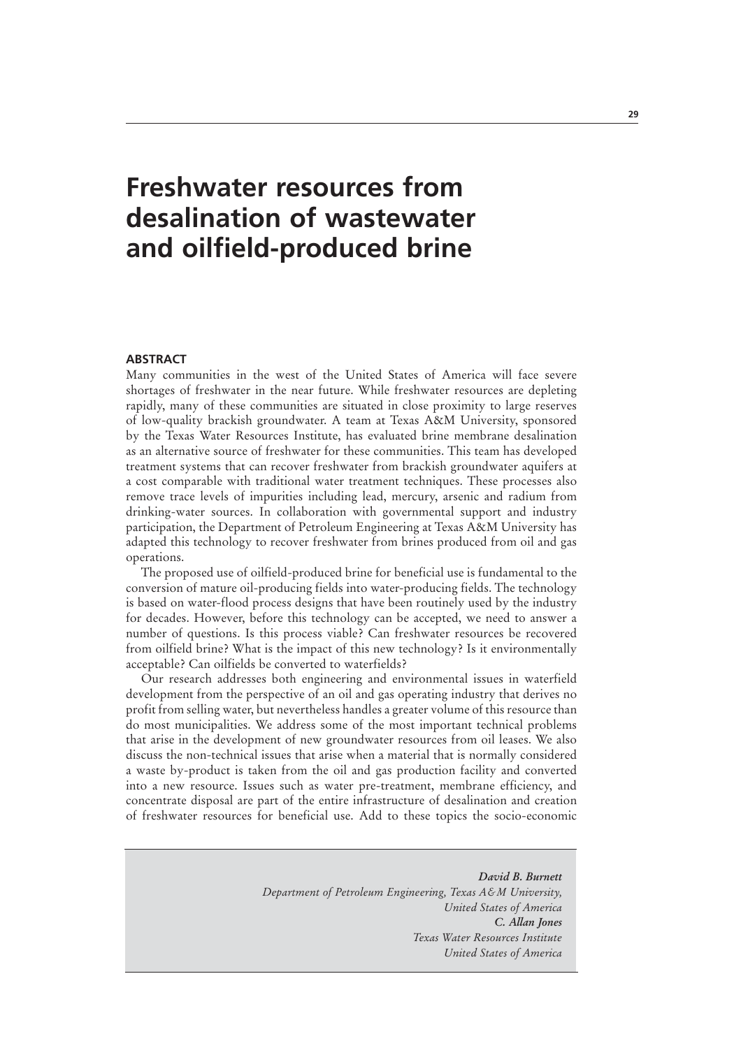# Freshwater resources from desalination of wastewater and oilfield-produced brine

## ABSTRACT

Many communities in the west of the United States of America will face severe shortages of freshwater in the near future. While freshwater resources are depleting rapidly, many of these communities are situated in close proximity to large reserves of low-quality brackish groundwater. A team at Texas A&M University, sponsored by the Texas Water Resources Institute, has evaluated brine membrane desalination as an alternative source of freshwater for these communities. This team has developed treatment systems that can recover freshwater from brackish groundwater aquifers at a cost comparable with traditional water treatment techniques. These processes also remove trace levels of impurities including lead, mercury, arsenic and radium from drinking-water sources. In collaboration with governmental support and industry participation, the Department of Petroleum Engineering at Texas A&M University has adapted this technology to recover freshwater from brines produced from oil and gas operations.

The proposed use of oilfield-produced brine for beneficial use is fundamental to the conversion of mature oil-producing fields into water-producing fields. The technology is based on water-flood process designs that have been routinely used by the industry for decades. However, before this technology can be accepted, we need to answer a number of questions. Is this process viable? Can freshwater resources be recovered from oilfield brine? What is the impact of this new technology? Is it environmentally acceptable? Can oilfields be converted to waterfields?

Our research addresses both engineering and environmental issues in waterfield development from the perspective of an oil and gas operating industry that derives no profit from selling water, but nevertheless handles a greater volume of this resource than do most municipalities. We address some of the most important technical problems that arise in the development of new groundwater resources from oil leases. We also discuss the non-technical issues that arise when a material that is normally considered a waste by-product is taken from the oil and gas production facility and converted into a new resource. Issues such as water pre-treatment, membrane efficiency, and concentrate disposal are part of the entire infrastructure of desalination and creation of freshwater resources for beneficial use. Add to these topics the socio-economic

***David B. Burnett***
*Department of Petroleum Engineering, Texas A&M University,*
*United States of America*
***C. Allan Jones***
*Texas Water Resources Institute*
*United States of America*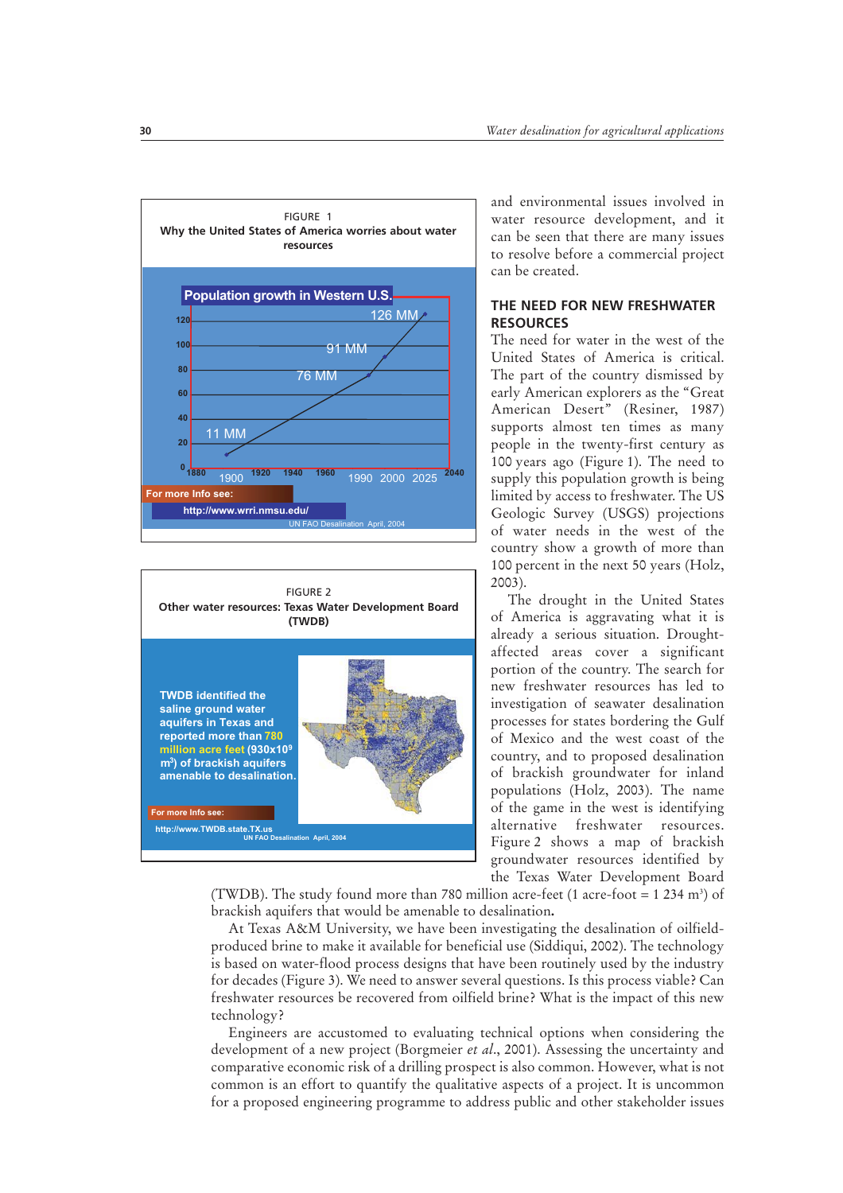FIGURE 1
**Why the United States of America worries about water resources**

FIGURE 2
**Other water resources: Texas Water Development Board (TWDB)**

and environmental issues involved in water resource development, and it can be seen that there are many issues to resolve before a commercial project can be created.

## THE NEED FOR NEW FRESHWATER RESOURCES

The need for water in the west of the United States of America is critical. The part of the country dismissed by early American explorers as the "Great American Desert" (Resiner, 1987) supports almost ten times as many people in the twenty-first century as 100 years ago (Figure 1). The need to supply this population growth is being limited by access to freshwater. The US Geologic Survey (USGS) projections of water needs in the west of the country show a growth of more than 100 percent in the next 50 years (Holz, 2003).

The drought in the United States of America is aggravating what it is already a serious situation. Drought-affected areas cover a significant portion of the country. The search for new freshwater resources has led to investigation of seawater desalination processes for states bordering the Gulf of Mexico and the west coast of the country, and to proposed desalination of brackish groundwater for inland populations (Holz, 2003). The name of the game in the west is identifying alternative freshwater resources. Figure 2 shows a map of brackish groundwater resources identified by the Texas Water Development Board (TWDB). The study found more than 780 million acre-feet (1 acre-foot = 1 234 m$^3$) of brackish aquifers that would be amenable to desalination**.**

At Texas A&M University, we have been investigating the desalination of oilfield-produced brine to make it available for beneficial use (Siddiqui, 2002). The technology is based on water-flood process designs that have been routinely used by the industry for decades (Figure 3). We need to answer several questions. Is this process viable? Can freshwater resources be recovered from oilfield brine? What is the impact of this new technology?

Engineers are accustomed to evaluating technical options when considering the development of a new project (Borgmeier *et al*., 2001). Assessing the uncertainty and comparative economic risk of a drilling prospect is also common. However, what is not common is an effort to quantify the qualitative aspects of a project. It is uncommon for a proposed engineering programme to address public and other stakeholder issues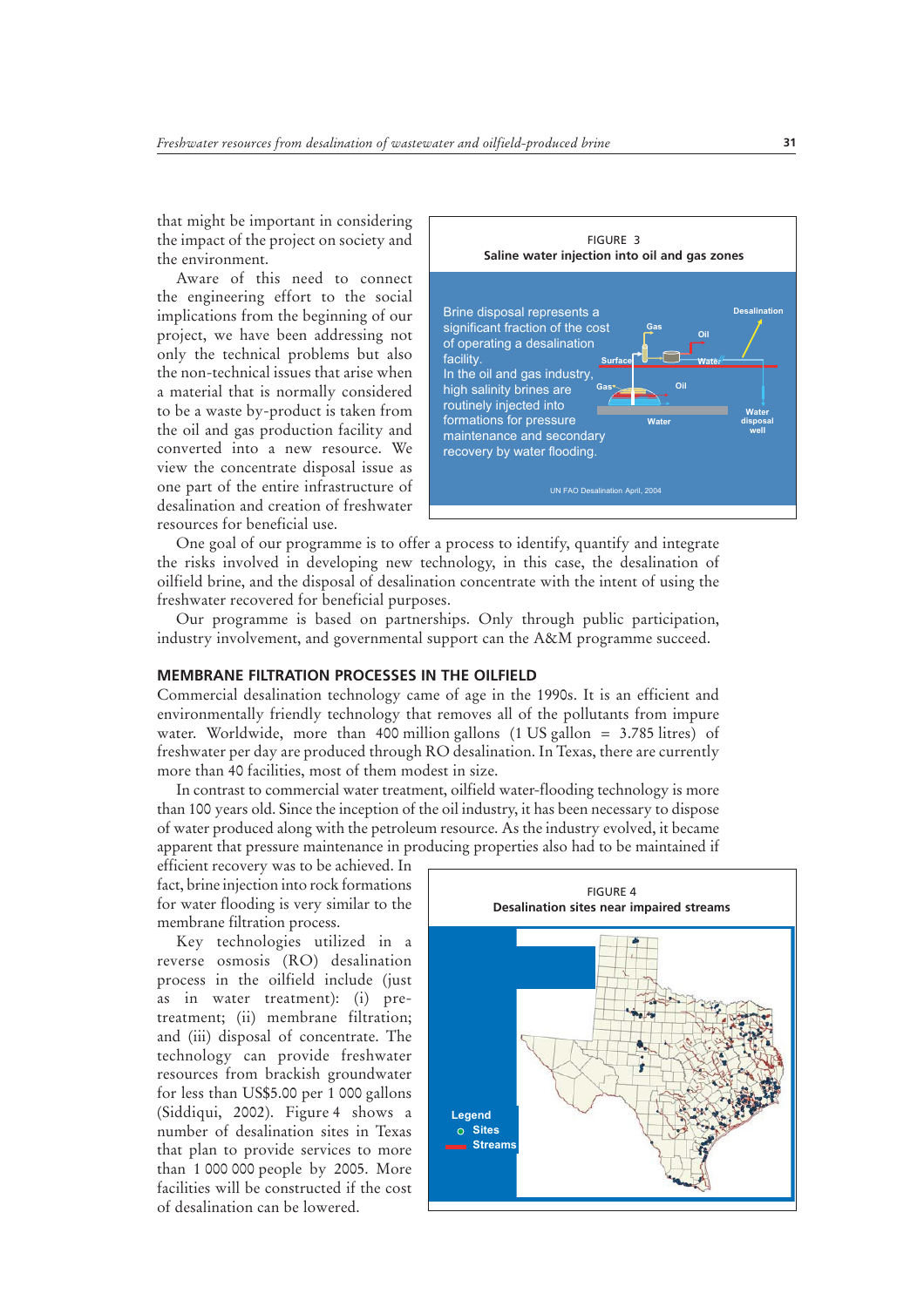that might be important in considering the impact of the project on society and the environment.

Aware of this need to connect the engineering effort to the social implications from the beginning of our project, we have been addressing not only the technical problems but also the non-technical issues that arise when a material that is normally considered to be a waste by-product is taken from the oil and gas production facility and converted into a new resource. We view the concentrate disposal issue as one part of the entire infrastructure of desalination and creation of freshwater resources for beneficial use.

FIGURE 3
**Saline water injection into oil and gas zones**

Brine disposal represents a significant fraction of the cost of operating a desalination facility.
In the oil and gas industry, high salinity brines are routinely injected into formations for pressure maintenance and secondary recovery by water flooding.

One goal of our programme is to offer a process to identify, quantify and integrate the risks involved in developing new technology, in this case, the desalination of oilfield brine, and the disposal of desalination concentrate with the intent of using the freshwater recovered for beneficial purposes.

Our programme is based on partnerships. Only through public participation, industry involvement, and governmental support can the A&M programme succeed.

## MEMBRANE FILTRATION PROCESSES IN THE OILFIELD

Commercial desalination technology came of age in the 1990s. It is an efficient and environmentally friendly technology that removes all of the pollutants from impure water. Worldwide, more than 400 million gallons (1 US gallon = 3.785 litres) of freshwater per day are produced through RO desalination. In Texas, there are currently more than 40 facilities, most of them modest in size.

In contrast to commercial water treatment, oilfield water-flooding technology is more than 100 years old. Since the inception of the oil industry, it has been necessary to dispose of water produced along with the petroleum resource. As the industry evolved, it became apparent that pressure maintenance in producing properties also had to be maintained if efficient recovery was to be achieved. In fact, brine injection into rock formations for water flooding is very similar to the membrane filtration process.

Key technologies utilized in a reverse osmosis (RO) desalination process in the oilfield include (just as in water treatment): (i) pre-treatment; (ii) membrane filtration; and (iii) disposal of concentrate. The technology can provide freshwater resources from brackish groundwater for less than US$5.00 per 1 000 gallons (Siddiqui, 2002). Figure 4 shows a number of desalination sites in Texas that plan to provide services to more than 1 000 000 people by 2005. More facilities will be constructed if the cost of desalination can be lowered.

FIGURE 4
**Desalination sites near impaired streams**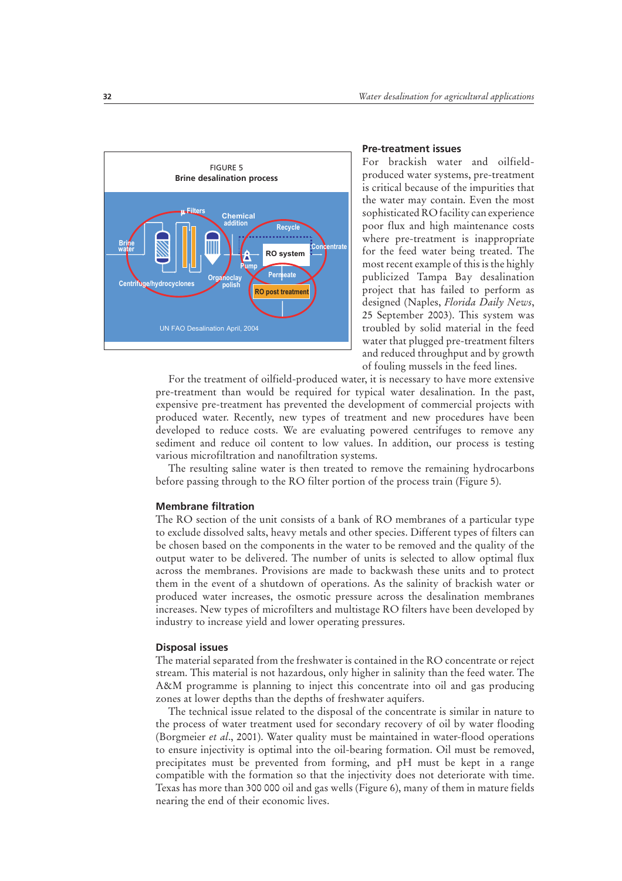FIGURE 5
**Brine desalination process**

## Pre-treatment issues

For brackish water and oilfield-produced water systems, pre-treatment is critical because of the impurities that the water may contain. Even the most sophisticated RO facility can experience poor flux and high maintenance costs where pre-treatment is inappropriate for the feed water being treated. The most recent example of this is the highly publicized Tampa Bay desalination project that has failed to perform as designed (Naples, *Florida Daily News*, 25 September 2003). This system was troubled by solid material in the feed water that plugged pre-treatment filters and reduced throughput and by growth of fouling mussels in the feed lines.

For the treatment of oilfield-produced water, it is necessary to have more extensive pre-treatment than would be required for typical water desalination. In the past, expensive pre-treatment has prevented the development of commercial projects with produced water. Recently, new types of treatment and new procedures have been developed to reduce costs. We are evaluating powered centrifuges to remove any sediment and reduce oil content to low values. In addition, our process is testing various microfiltration and nanofiltration systems.

The resulting saline water is then treated to remove the remaining hydrocarbons before passing through to the RO filter portion of the process train (Figure 5).

## Membrane filtration

The RO section of the unit consists of a bank of RO membranes of a particular type to exclude dissolved salts, heavy metals and other species. Different types of filters can be chosen based on the components in the water to be removed and the quality of the output water to be delivered. The number of units is selected to allow optimal flux across the membranes. Provisions are made to backwash these units and to protect them in the event of a shutdown of operations. As the salinity of brackish water or produced water increases, the osmotic pressure across the desalination membranes increases. New types of microfilters and multistage RO filters have been developed by industry to increase yield and lower operating pressures.

## Disposal issues

The material separated from the freshwater is contained in the RO concentrate or reject stream. This material is not hazardous, only higher in salinity than the feed water. The A&M programme is planning to inject this concentrate into oil and gas producing zones at lower depths than the depths of freshwater aquifers.

The technical issue related to the disposal of the concentrate is similar in nature to the process of water treatment used for secondary recovery of oil by water flooding (Borgmeier *et al*., 2001). Water quality must be maintained in water-flood operations to ensure injectivity is optimal into the oil-bearing formation. Oil must be removed, precipitates must be prevented from forming, and pH must be kept in a range compatible with the formation so that the injectivity does not deteriorate with time. Texas has more than 300 000 oil and gas wells (Figure 6), many of them in mature fields nearing the end of their economic lives.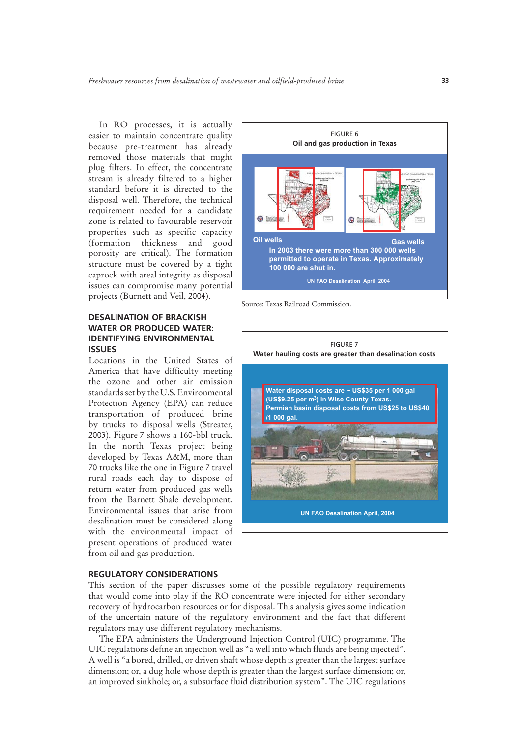In RO processes, it is actually easier to maintain concentrate quality because pre-treatment has already removed those materials that might plug filters. In effect, the concentrate stream is already filtered to a higher standard before it is directed to the disposal well. Therefore, the technical requirement needed for a candidate zone is related to favourable reservoir properties such as specific capacity (formation thickness and good porosity are critical). The formation structure must be covered by a tight caprock with areal integrity as disposal issues can compromise many potential projects (Burnett and Veil, 2004).

FIGURE 6
**Oil and gas production in Texas**

Oil wells

Gas wells

In 2003 there were more than 300 000 wells permitted to operate in Texas. Approximately 100 000 are shut in.

UN FAO Desalination April, 2004

Source: Texas Railroad Commission.

## DESALINATION OF BRACKISH WATER OR PRODUCED WATER: IDENTIFYING ENVIRONMENTAL ISSUES

Locations in the United States of America that have difficulty meeting the ozone and other air emission standards set by the U.S. Environmental Protection Agency (EPA) can reduce transportation of produced brine by trucks to disposal wells (Streater, 2003). Figure 7 shows a 160-bbl truck. In the north Texas project being developed by Texas A&M, more than 70 trucks like the one in Figure 7 travel rural roads each day to dispose of return water from produced gas wells from the Barnett Shale development. Environmental issues that arise from desalination must be considered along with the environmental impact of present operations of produced water from oil and gas production.

FIGURE 7
**Water hauling costs are greater than desalination costs**

Water disposal costs are ~ US$35 per 1 000 gal (US$9.25 per $m^3$) in Wise County Texas. Permian basin disposal costs from US$25 to US$40 /1 000 gal.

UN FAO Desalination April, 2004

## REGULATORY CONSIDERATIONS

This section of the paper discusses some of the possible regulatory requirements that would come into play if the RO concentrate were injected for either secondary recovery of hydrocarbon resources or for disposal. This analysis gives some indication of the uncertain nature of the regulatory environment and the fact that different regulators may use different regulatory mechanisms.

The EPA administers the Underground Injection Control (UIC) programme. The UIC regulations define an injection well as "a well into which fluids are being injected". A well is "a bored, drilled, or driven shaft whose depth is greater than the largest surface dimension; or, a dug hole whose depth is greater than the largest surface dimension; or, an improved sinkhole; or, a subsurface fluid distribution system". The UIC regulations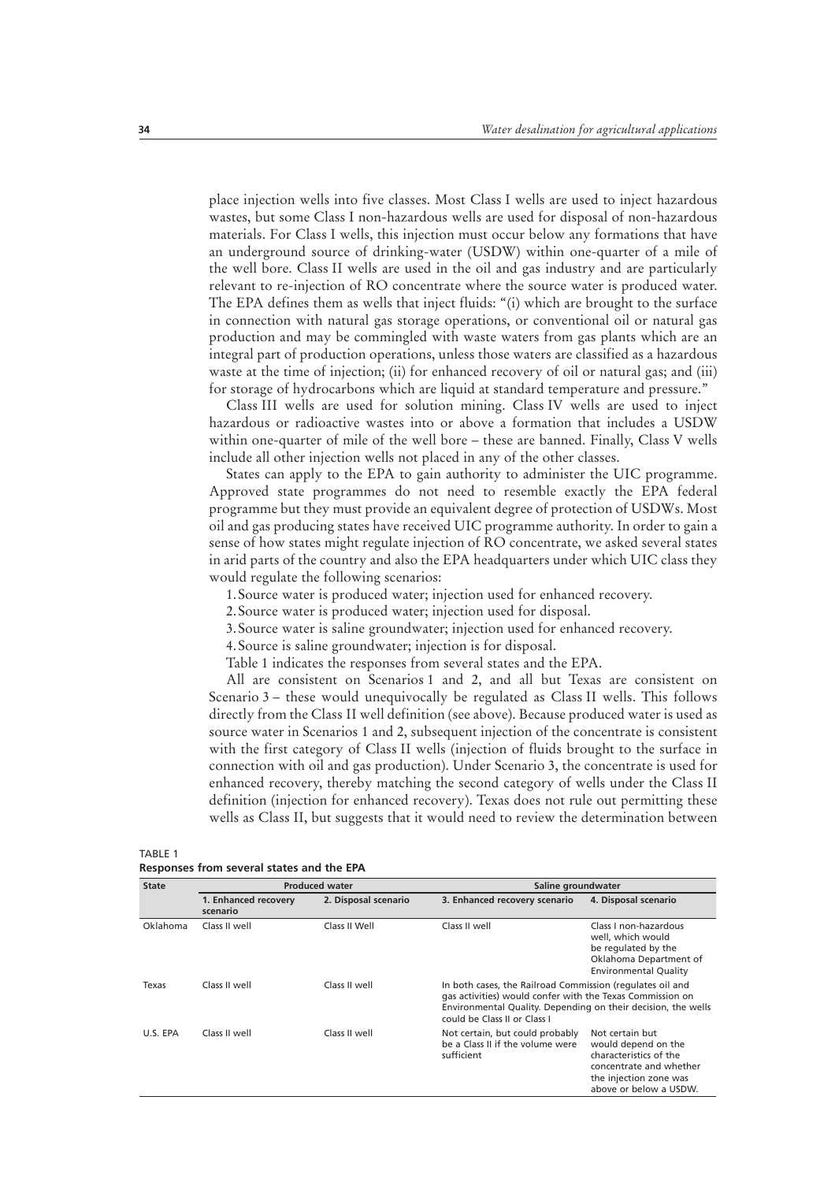place injection wells into five classes. Most Class I wells are used to inject hazardous wastes, but some Class I non-hazardous wells are used for disposal of non-hazardous materials. For Class I wells, this injection must occur below any formations that have an underground source of drinking-water (USDW) within one-quarter of a mile of the well bore. Class II wells are used in the oil and gas industry and are particularly relevant to re-injection of RO concentrate where the source water is produced water. The EPA defines them as wells that inject fluids: "(i) which are brought to the surface in connection with natural gas storage operations, or conventional oil or natural gas production and may be commingled with waste waters from gas plants which are an integral part of production operations, unless those waters are classified as a hazardous waste at the time of injection; (ii) for enhanced recovery of oil or natural gas; and (iii) for storage of hydrocarbons which are liquid at standard temperature and pressure."

Class III wells are used for solution mining. Class IV wells are used to inject hazardous or radioactive wastes into or above a formation that includes a USDW within one-quarter of mile of the well bore – these are banned. Finally, Class V wells include all other injection wells not placed in any of the other classes.

States can apply to the EPA to gain authority to administer the UIC programme. Approved state programmes do not need to resemble exactly the EPA federal programme but they must provide an equivalent degree of protection of USDWs. Most oil and gas producing states have received UIC programme authority. In order to gain a sense of how states might regulate injection of RO concentrate, we asked several states in arid parts of the country and also the EPA headquarters under which UIC class they would regulate the following scenarios:

1. Source water is produced water; injection used for enhanced recovery.
2. Source water is produced water; injection used for disposal.
3. Source water is saline groundwater; injection used for enhanced recovery.
4. Source is saline groundwater; injection is for disposal.

Table 1 indicates the responses from several states and the EPA.

All are consistent on Scenarios 1 and 2, and all but Texas are consistent on Scenario 3 – these would unequivocally be regulated as Class II wells. This follows directly from the Class II well definition (see above). Because produced water is used as source water in Scenarios 1 and 2, subsequent injection of the concentrate is consistent with the first category of Class II wells (injection of fluids brought to the surface in connection with oil and gas production). Under Scenario 3, the concentrate is used for enhanced recovery, thereby matching the second category of wells under the Class II definition (injection for enhanced recovery). Texas does not rule out permitting these wells as Class II, but suggests that it would need to review the determination between

TABLE 1
**Responses from several states and the EPA**

| State | Produced water | | Saline groundwater | |
|---|---|---|---|---|
| | 1. Enhanced recovery scenario | 2. Disposal scenario | 3. Enhanced recovery scenario | 4. Disposal scenario |
| Oklahoma | Class II well | Class II Well | Class II well | Class I non-hazardous well, which would be regulated by the Oklahoma Department of Environmental Quality |
| Texas | Class II well | Class II well | In both cases, the Railroad Commission (regulates oil and gas activities) would confer with the Texas Commission on Environmental Quality. Depending on their decision, the wells could be Class II or Class I | |
| U.S. EPA | Class II well | Class II well | Not certain, but could probably be a Class II if the volume were sufficient | Not certain but would depend on the characteristics of the concentrate and whether the injection zone was above or below a USDW. |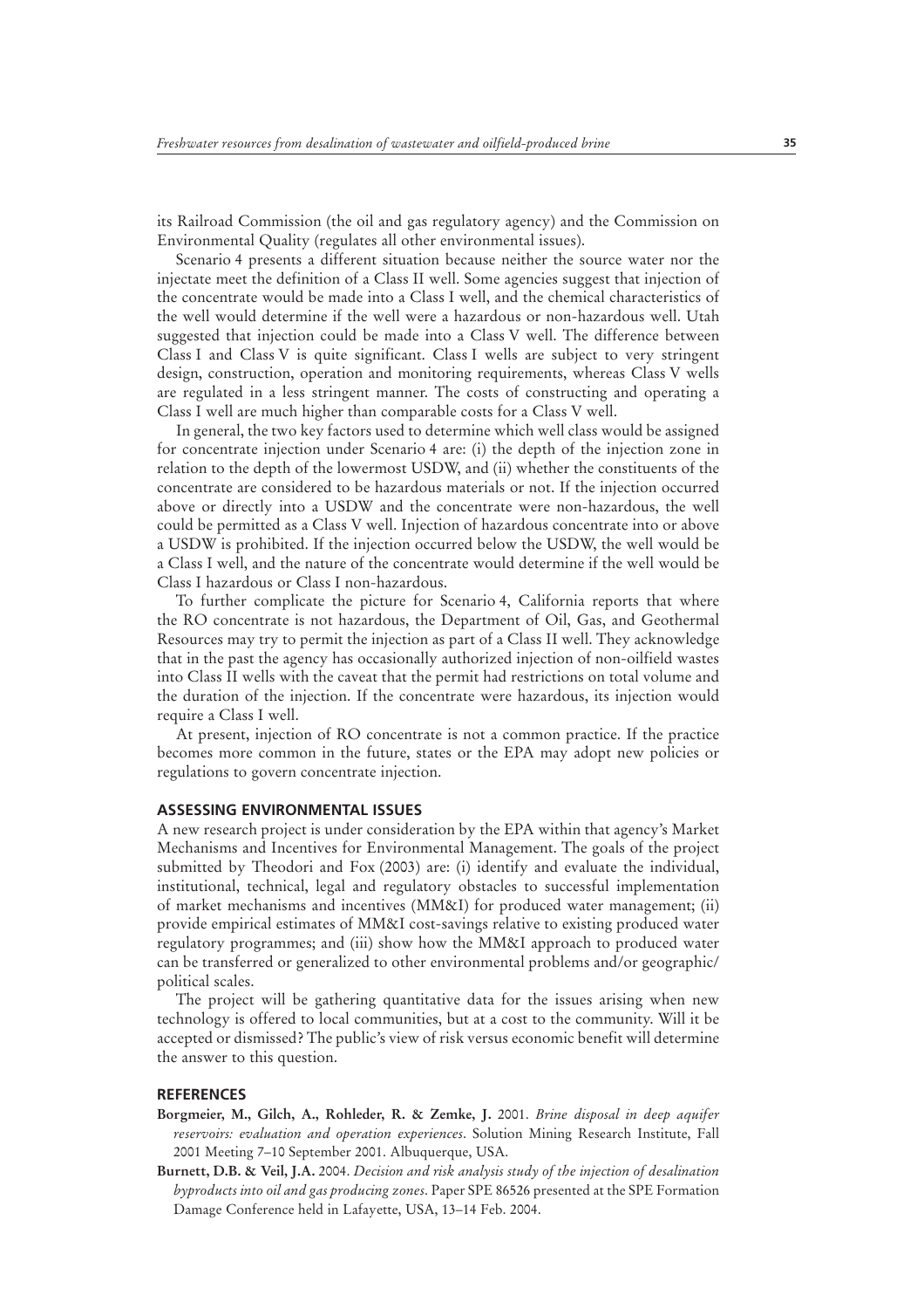its Railroad Commission (the oil and gas regulatory agency) and the Commission on Environmental Quality (regulates all other environmental issues).

Scenario 4 presents a different situation because neither the source water nor the injectate meet the definition of a Class II well. Some agencies suggest that injection of the concentrate would be made into a Class I well, and the chemical characteristics of the well would determine if the well were a hazardous or non-hazardous well. Utah suggested that injection could be made into a Class V well. The difference between Class I and Class V is quite significant. Class I wells are subject to very stringent design, construction, operation and monitoring requirements, whereas Class V wells are regulated in a less stringent manner. The costs of constructing and operating a Class I well are much higher than comparable costs for a Class V well.

In general, the two key factors used to determine which well class would be assigned for concentrate injection under Scenario 4 are: (i) the depth of the injection zone in relation to the depth of the lowermost USDW, and (ii) whether the constituents of the concentrate are considered to be hazardous materials or not. If the injection occurred above or directly into a USDW and the concentrate were non-hazardous, the well could be permitted as a Class V well. Injection of hazardous concentrate into or above a USDW is prohibited. If the injection occurred below the USDW, the well would be a Class I well, and the nature of the concentrate would determine if the well would be Class I hazardous or Class I non-hazardous.

To further complicate the picture for Scenario 4, California reports that where the RO concentrate is not hazardous, the Department of Oil, Gas, and Geothermal Resources may try to permit the injection as part of a Class II well. They acknowledge that in the past the agency has occasionally authorized injection of non-oilfield wastes into Class II wells with the caveat that the permit had restrictions on total volume and the duration of the injection. If the concentrate were hazardous, its injection would require a Class I well.

At present, injection of RO concentrate is not a common practice. If the practice becomes more common in the future, states or the EPA may adopt new policies or regulations to govern concentrate injection.

## ASSESSING ENVIRONMENTAL ISSUES

A new research project is under consideration by the EPA within that agency's Market Mechanisms and Incentives for Environmental Management. The goals of the project submitted by Theodori and Fox (2003) are: (i) identify and evaluate the individual, institutional, technical, legal and regulatory obstacles to successful implementation of market mechanisms and incentives (MM&I) for produced water management; (ii) provide empirical estimates of MM&I cost-savings relative to existing produced water regulatory programmes; and (iii) show how the MM&I approach to produced water can be transferred or generalized to other environmental problems and/or geographic/political scales.

The project will be gathering quantitative data for the issues arising when new technology is offered to local communities, but at a cost to the community. Will it be accepted or dismissed? The public's view of risk versus economic benefit will determine the answer to this question.

## REFERENCES

**Borgmeier, M., Gilch, A., Rohleder, R. & Zemke, J.** 2001. *Brine disposal in deep aquifer reservoirs: evaluation and operation experiences*. Solution Mining Research Institute, Fall 2001 Meeting 7–10 September 2001. Albuquerque, USA.

**Burnett, D.B. & Veil, J.A.** 2004. *Decision and risk analysis study of the injection of desalination byproducts into oil and gas producing zones*. Paper SPE 86526 presented at the SPE Formation Damage Conference held in Lafayette, USA, 13–14 Feb. 2004.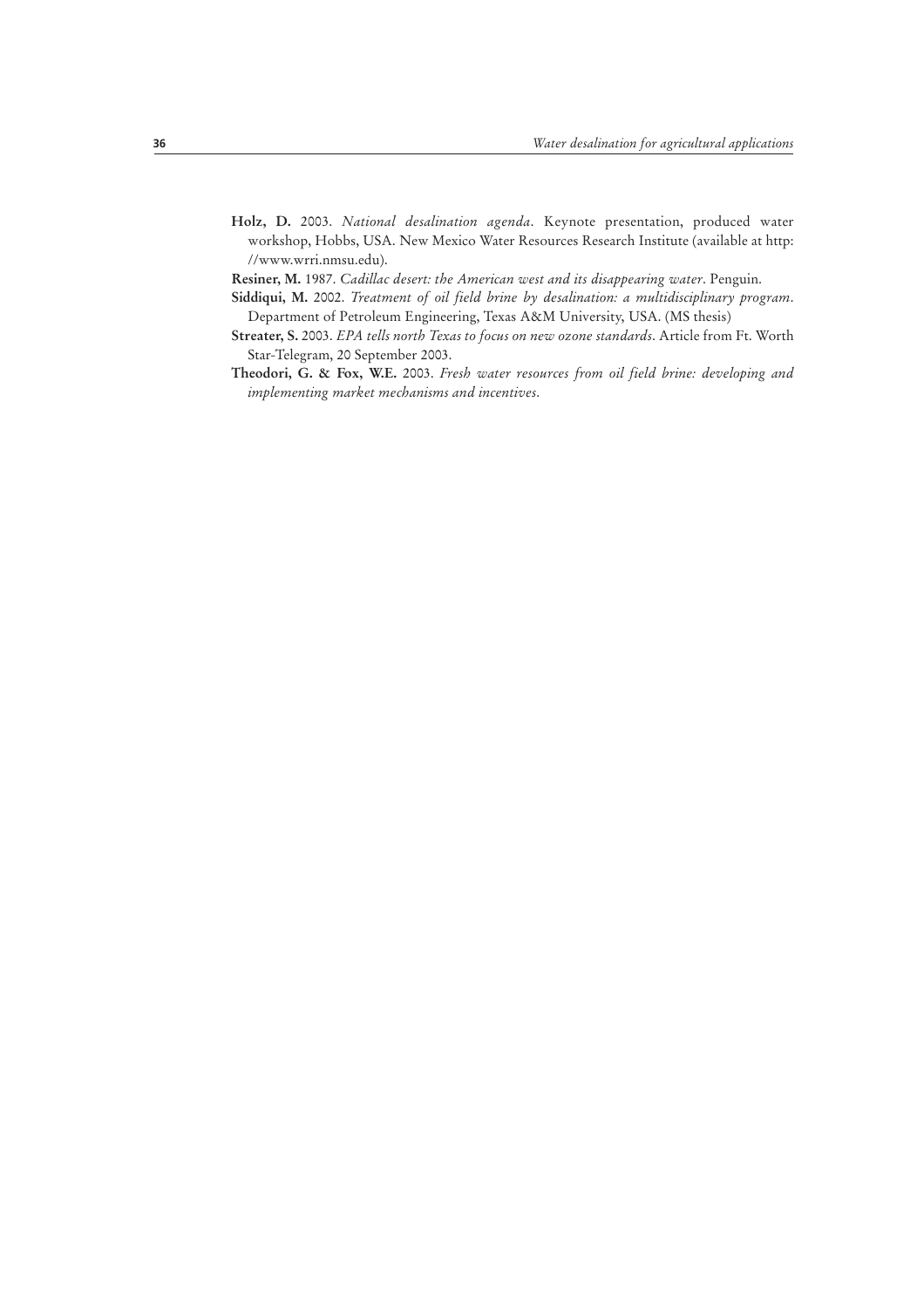**Holz, D.** 2003. *National desalination agenda*. Keynote presentation, produced water workshop, Hobbs, USA. New Mexico Water Resources Research Institute (available at http://www.wrri.nmsu.edu).

**Resiner, M.** 1987. *Cadillac desert: the American west and its disappearing water*. Penguin.

**Siddiqui, M.** 2002. *Treatment of oil field brine by desalination: a multidisciplinary program*. Department of Petroleum Engineering, Texas A&M University, USA. (MS thesis)

**Streater, S.** 2003. *EPA tells north Texas to focus on new ozone standards*. Article from Ft. Worth Star-Telegram, 20 September 2003.

**Theodori, G. & Fox, W.E.** 2003. *Fresh water resources from oil field brine: developing and implementing market mechanisms and incentives*.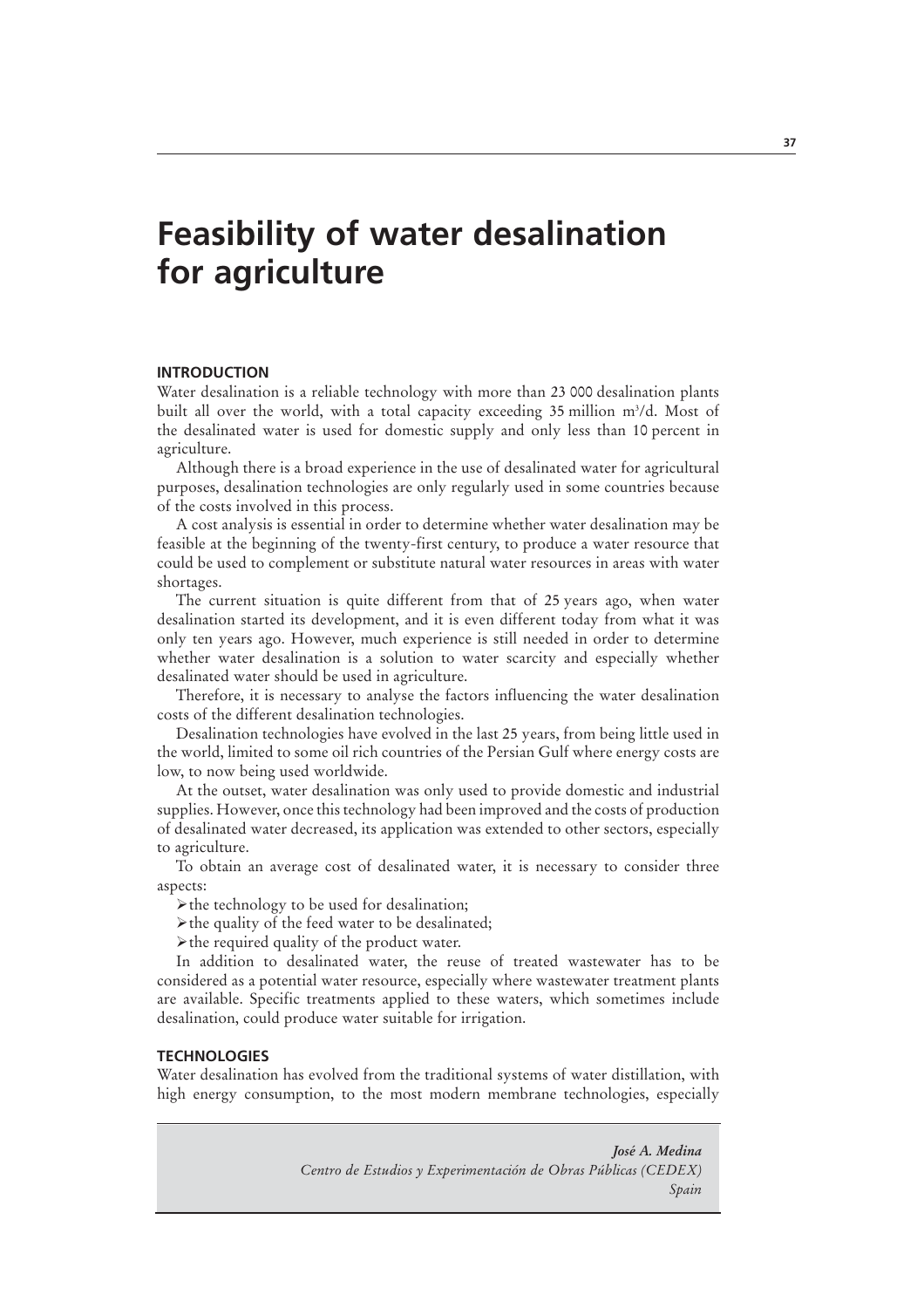# Feasibility of water desalination for agriculture

## INTRODUCTION

Water desalination is a reliable technology with more than 23 000 desalination plants built all over the world, with a total capacity exceeding 35 million m$^3$/d. Most of the desalinated water is used for domestic supply and only less than 10 percent in agriculture.

Although there is a broad experience in the use of desalinated water for agricultural purposes, desalination technologies are only regularly used in some countries because of the costs involved in this process.

A cost analysis is essential in order to determine whether water desalination may be feasible at the beginning of the twenty-first century, to produce a water resource that could be used to complement or substitute natural water resources in areas with water shortages.

The current situation is quite different from that of 25 years ago, when water desalination started its development, and it is even different today from what it was only ten years ago. However, much experience is still needed in order to determine whether water desalination is a solution to water scarcity and especially whether desalinated water should be used in agriculture.

Therefore, it is necessary to analyse the factors influencing the water desalination costs of the different desalination technologies.

Desalination technologies have evolved in the last 25 years, from being little used in the world, limited to some oil rich countries of the Persian Gulf where energy costs are low, to now being used worldwide.

At the outset, water desalination was only used to provide domestic and industrial supplies. However, once this technology had been improved and the costs of production of desalinated water decreased, its application was extended to other sectors, especially to agriculture.

To obtain an average cost of desalinated water, it is necessary to consider three aspects:

- the technology to be used for desalination;
- the quality of the feed water to be desalinated;
- the required quality of the product water.

In addition to desalinated water, the reuse of treated wastewater has to be considered as a potential water resource, especially where wastewater treatment plants are available. Specific treatments applied to these waters, which sometimes include desalination, could produce water suitable for irrigation.

## TECHNOLOGIES

Water desalination has evolved from the traditional systems of water distillation, with high energy consumption, to the most modern membrane technologies, especially

*José A. Medina*
*Centro de Estudios y Experimentación de Obras Públicas (CEDEX)*
*Spain*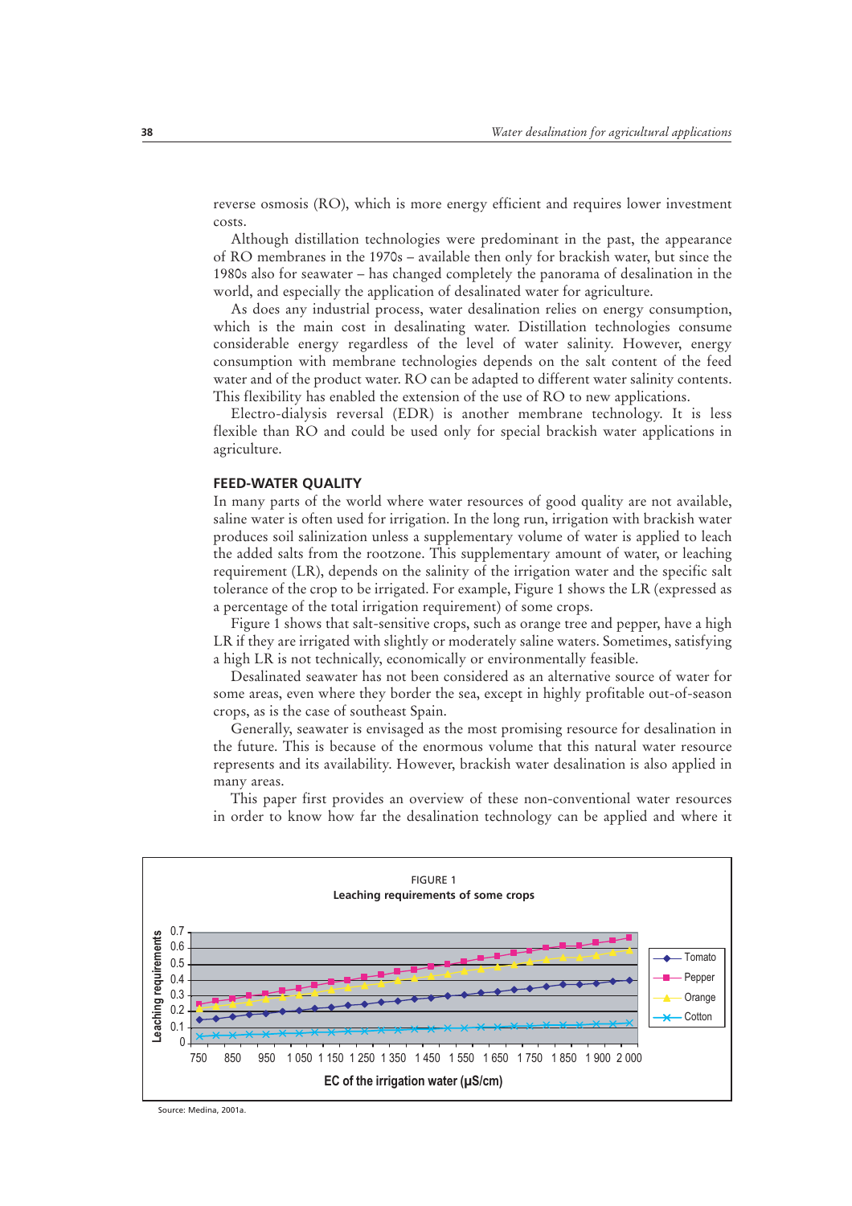reverse osmosis (RO), which is more energy efficient and requires lower investment costs.

Although distillation technologies were predominant in the past, the appearance of RO membranes in the 1970s – available then only for brackish water, but since the 1980s also for seawater – has changed completely the panorama of desalination in the world, and especially the application of desalinated water for agriculture.

As does any industrial process, water desalination relies on energy consumption, which is the main cost in desalinating water. Distillation technologies consume considerable energy regardless of the level of water salinity. However, energy consumption with membrane technologies depends on the salt content of the feed water and of the product water. RO can be adapted to different water salinity contents. This flexibility has enabled the extension of the use of RO to new applications.

Electro-dialysis reversal (EDR) is another membrane technology. It is less flexible than RO and could be used only for special brackish water applications in agriculture.

## FEED-WATER QUALITY

In many parts of the world where water resources of good quality are not available, saline water is often used for irrigation. In the long run, irrigation with brackish water produces soil salinization unless a supplementary volume of water is applied to leach the added salts from the rootzone. This supplementary amount of water, or leaching requirement (LR), depends on the salinity of the irrigation water and the specific salt tolerance of the crop to be irrigated. For example, Figure 1 shows the LR (expressed as a percentage of the total irrigation requirement) of some crops.

Figure 1 shows that salt-sensitive crops, such as orange tree and pepper, have a high LR if they are irrigated with slightly or moderately saline waters. Sometimes, satisfying a high LR is not technically, economically or environmentally feasible.

Desalinated seawater has not been considered as an alternative source of water for some areas, even where they border the sea, except in highly profitable out-of-season crops, as is the case of southeast Spain.

Generally, seawater is envisaged as the most promising resource for desalination in the future. This is because of the enormous volume that this natural water resource represents and its availability. However, brackish water desalination is also applied in many areas.

This paper first provides an overview of these non-conventional water resources in order to know how far the desalination technology can be applied and where it

FIGURE 1
**Leaching requirements of some crops**

Source: Medina, 2001a.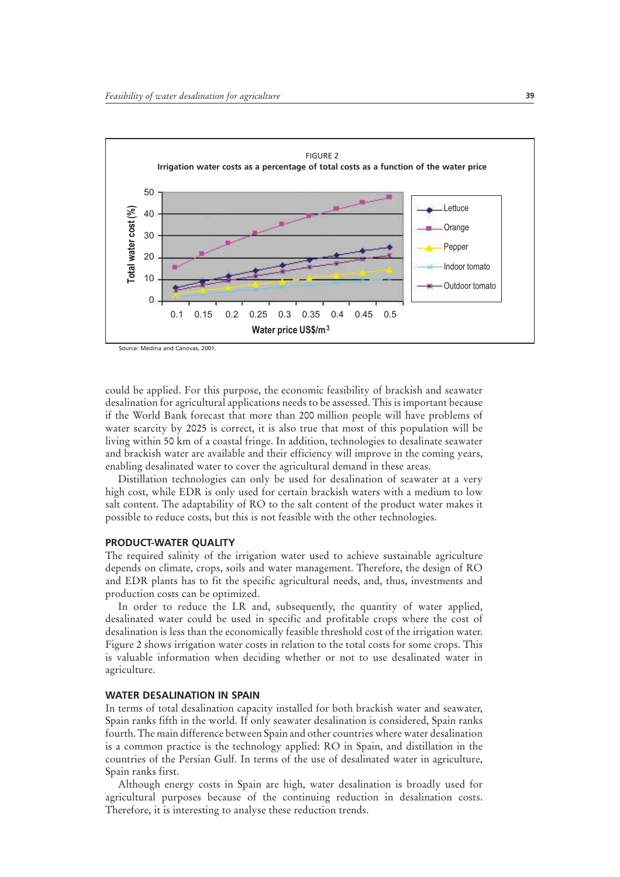FIGURE 2

**Irrigation water costs as a percentage of total costs as a function of the water price**

Source: Medina and Cánovas, 2001.

could be applied. For this purpose, the economic feasibility of brackish and seawater desalination for agricultural applications needs to be assessed. This is important because if the World Bank forecast that more than 200 million people will have problems of water scarcity by 2025 is correct, it is also true that most of this population will be living within 50 km of a coastal fringe. In addition, technologies to desalinate seawater and brackish water are available and their efficiency will improve in the coming years, enabling desalinated water to cover the agricultural demand in these areas.

Distillation technologies can only be used for desalination of seawater at a very high cost, while EDR is only used for certain brackish waters with a medium to low salt content. The adaptability of RO to the salt content of the product water makes it possible to reduce costs, but this is not feasible with the other technologies.

## PRODUCT-WATER QUALITY

The required salinity of the irrigation water used to achieve sustainable agriculture depends on climate, crops, soils and water management. Therefore, the design of RO and EDR plants has to fit the specific agricultural needs, and, thus, investments and production costs can be optimized.

In order to reduce the LR and, subsequently, the quantity of water applied, desalinated water could be used in specific and profitable crops where the cost of desalination is less than the economically feasible threshold cost of the irrigation water. Figure 2 shows irrigation water costs in relation to the total costs for some crops. This is valuable information when deciding whether or not to use desalinated water in agriculture.

## WATER DESALINATION IN SPAIN

In terms of total desalination capacity installed for both brackish water and seawater, Spain ranks fifth in the world. If only seawater desalination is considered, Spain ranks fourth. The main difference between Spain and other countries where water desalination is a common practice is the technology applied: RO in Spain, and distillation in the countries of the Persian Gulf. In terms of the use of desalinated water in agriculture, Spain ranks first.

Although energy costs in Spain are high, water desalination is broadly used for agricultural purposes because of the continuing reduction in desalination costs. Therefore, it is interesting to analyse these reduction trends.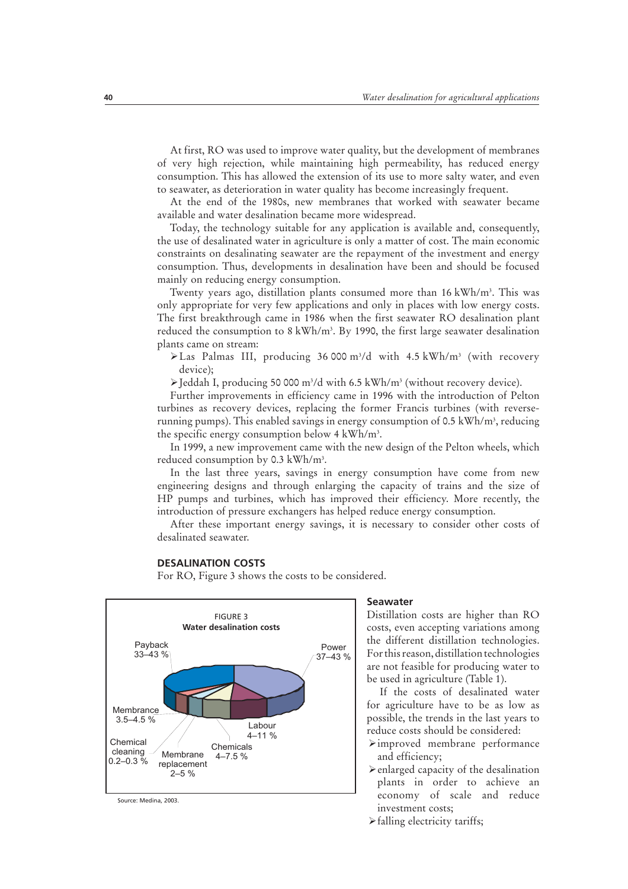At first, RO was used to improve water quality, but the development of membranes of very high rejection, while maintaining high permeability, has reduced energy consumption. This has allowed the extension of its use to more salty water, and even to seawater, as deterioration in water quality has become increasingly frequent.

At the end of the 1980s, new membranes that worked with seawater became available and water desalination became more widespread.

Today, the technology suitable for any application is available and, consequently, the use of desalinated water in agriculture is only a matter of cost. The main economic constraints on desalinating seawater are the repayment of the investment and energy consumption. Thus, developments in desalination have been and should be focused mainly on reducing energy consumption.

Twenty years ago, distillation plants consumed more than 16 kWh/m$^3$. This was only appropriate for very few applications and only in places with low energy costs. The first breakthrough came in 1986 when the first seawater RO desalination plant reduced the consumption to 8 kWh/m$^3$. By 1990, the first large seawater desalination plants came on stream:

- Las Palmas III, producing 36 000 m$^3$/d with 4.5 kWh/m$^3$ (with recovery device);
- Jeddah I, producing 50 000 m$^3$/d with 6.5 kWh/m$^3$ (without recovery device).

Further improvements in efficiency came in 1996 with the introduction of Pelton turbines as recovery devices, replacing the former Francis turbines (with reverse-running pumps). This enabled savings in energy consumption of 0.5 kWh/m$^3$, reducing the specific energy consumption below 4 kWh/m$^3$.

In 1999, a new improvement came with the new design of the Pelton wheels, which reduced consumption by 0.3 kWh/m$^3$.

In the last three years, savings in energy consumption have come from new engineering designs and through enlarging the capacity of trains and the size of HP pumps and turbines, which has improved their efficiency. More recently, the introduction of pressure exchangers has helped reduce energy consumption.

After these important energy savings, it is necessary to consider other costs of desalinated seawater.

## DESALINATION COSTS

For RO, Figure 3 shows the costs to be considered.

FIGURE 3
**Water desalination costs**

Payback 33–43 %
Power 37–43 %
Membrance 3.5–4.5 %
Labour 4–11 %
Chemical cleaning 0.2–0.3 %
Chemicals 4–7.5 %
Membrane replacement 2–5 %

Source: Medina, 2003.

### Seawater

Distillation costs are higher than RO costs, even accepting variations among the different distillation technologies. For this reason, distillation technologies are not feasible for producing water to be used in agriculture (Table 1).

If the costs of desalinated water for agriculture have to be as low as possible, the trends in the last years to reduce costs should be considered:

- improved membrane performance and efficiency;
- enlarged capacity of the desalination plants in order to achieve an economy of scale and reduce investment costs;
- falling electricity tariffs;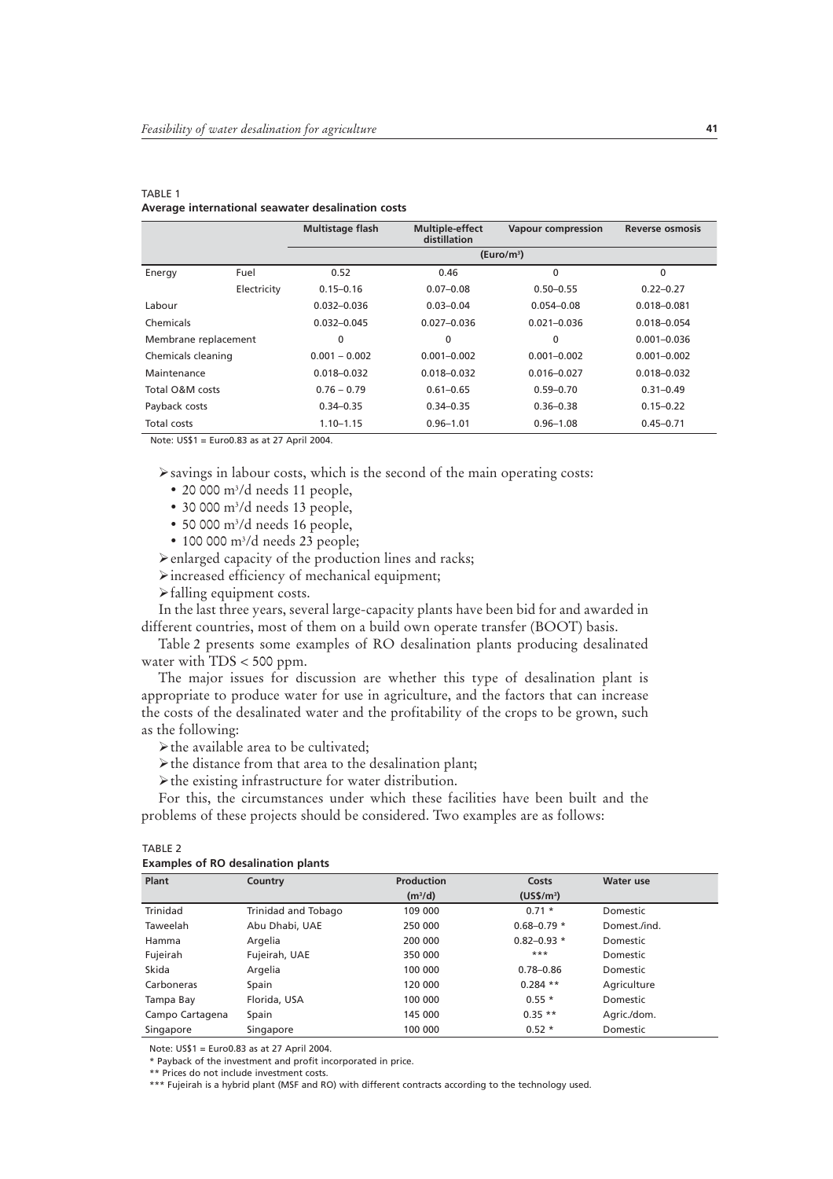TABLE 1
**Average international seawater desalination costs**

| | | Multistage flash | Multiple-effect distillation | Vapour compression | Reverse osmosis |
|---|---|---|---|---|---|
| | | (Euro/m³) | | | |
| Energy | Fuel | 0.52 | 0.46 | 0 | 0 |
| | Electricity | 0.15–0.16 | 0.07–0.08 | 0.50–0.55 | 0.22–0.27 |
| Labour | | 0.032–0.036 | 0.03–0.04 | 0.054–0.08 | 0.018–0.081 |
| Chemicals | | 0.032–0.045 | 0.027–0.036 | 0.021–0.036 | 0.018–0.054 |
| Membrane replacement | | 0 | 0 | 0 | 0.001–0.036 |
| Chemicals cleaning | | 0.001 – 0.002 | 0.001–0.002 | 0.001–0.002 | 0.001–0.002 |
| Maintenance | | 0.018–0.032 | 0.018–0.032 | 0.016–0.027 | 0.018–0.032 |
| Total O&M costs | | 0.76 – 0.79 | 0.61–0.65 | 0.59–0.70 | 0.31–0.49 |
| Payback costs | | 0.34–0.35 | 0.34–0.35 | 0.36–0.38 | 0.15–0.22 |
| Total costs | | 1.10–1.15 | 0.96–1.01 | 0.96–1.08 | 0.45–0.71 |

Note: US$1 = Euro0.83 as at 27 April 2004.

- savings in labour costs, which is the second of the main operating costs:
  - 20 000 m³/d needs 11 people,
  - 30 000 m³/d needs 13 people,
  - 50 000 m³/d needs 16 people,
  - 100 000 m³/d needs 23 people;
- enlarged capacity of the production lines and racks;
- increased efficiency of mechanical equipment;
- falling equipment costs.

In the last three years, several large-capacity plants have been bid for and awarded in different countries, most of them on a build own operate transfer (BOOT) basis.

Table 2 presents some examples of RO desalination plants producing desalinated water with TDS < 500 ppm.

The major issues for discussion are whether this type of desalination plant is appropriate to produce water for use in agriculture, and the factors that can increase the costs of the desalinated water and the profitability of the crops to be grown, such as the following:

- the available area to be cultivated;
- the distance from that area to the desalination plant;
- the existing infrastructure for water distribution.

For this, the circumstances under which these facilities have been built and the problems of these projects should be considered. Two examples are as follows:

TABLE 2
**Examples of RO desalination plants**

| Plant | Country | Production (m³/d) | Costs (US$/m³) | Water use |
|---|---|---|---|---|
| Trinidad | Trinidad and Tobago | 109 000 | 0.71 * | Domestic |
| Taweelah | Abu Dhabi, UAE | 250 000 | 0.68–0.79 * | Domest./ind. |
| Hamma | Argelia | 200 000 | 0.82–0.93 * | Domestic |
| Fujeirah | Fujeirah, UAE | 350 000 | *** | Domestic |
| Skida | Argelia | 100 000 | 0.78–0.86 | Domestic |
| Carboneras | Spain | 120 000 | 0.284 ** | Agriculture |
| Tampa Bay | Florida, USA | 100 000 | 0.55 * | Domestic |
| Campo Cartagena | Spain | 145 000 | 0.35 ** | Agric./dom. |
| Singapore | Singapore | 100 000 | 0.52 * | Domestic |

Note: US$1 = Euro0.83 as at 27 April 2004.

\* Payback of the investment and profit incorporated in price.

\*\* Prices do not include investment costs.

\*\*\* Fujeirah is a hybrid plant (MSF and RO) with different contracts according to the technology used.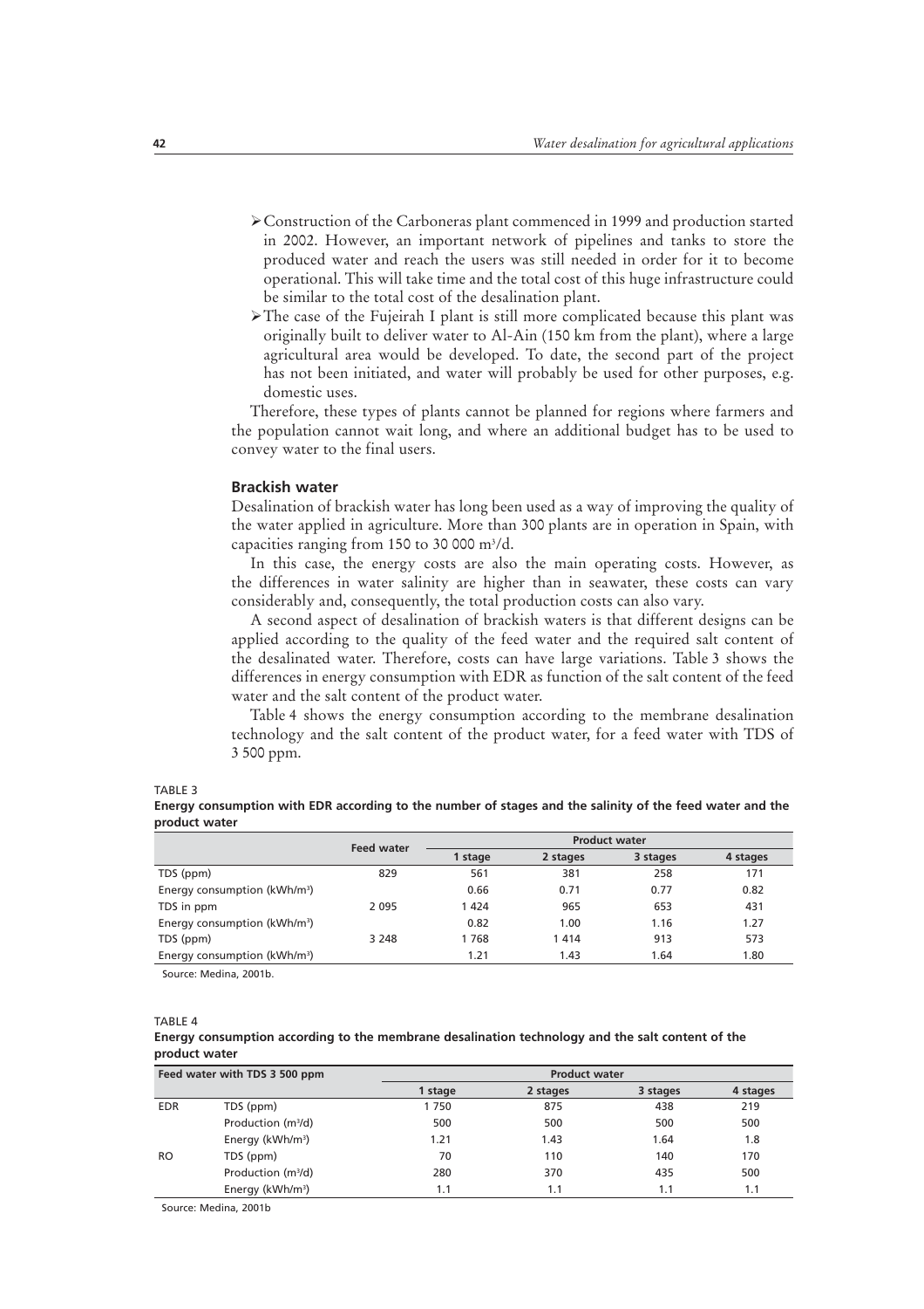- Construction of the Carboneras plant commenced in 1999 and production started in 2002. However, an important network of pipelines and tanks to store the produced water and reach the users was still needed in order for it to become operational. This will take time and the total cost of this huge infrastructure could be similar to the total cost of the desalination plant.
- The case of the Fujeirah I plant is still more complicated because this plant was originally built to deliver water to Al-Ain (150 km from the plant), where a large agricultural area would be developed. To date, the second part of the project has not been initiated, and water will probably be used for other purposes, e.g. domestic uses.

Therefore, these types of plants cannot be planned for regions where farmers and the population cannot wait long, and where an additional budget has to be used to convey water to the final users.

### Brackish water

Desalination of brackish water has long been used as a way of improving the quality of the water applied in agriculture. More than 300 plants are in operation in Spain, with capacities ranging from 150 to 30 000 m³/d.

In this case, the energy costs are also the main operating costs. However, as the differences in water salinity are higher than in seawater, these costs can vary considerably and, consequently, the total production costs can also vary.

A second aspect of desalination of brackish waters is that different designs can be applied according to the quality of the feed water and the required salt content of the desalinated water. Therefore, costs can have large variations. Table 3 shows the differences in energy consumption with EDR as function of the salt content of the feed water and the salt content of the product water.

Table 4 shows the energy consumption according to the membrane desalination technology and the salt content of the product water, for a feed water with TDS of 3 500 ppm.

TABLE 3
**Energy consumption with EDR according to the number of stages and the salinity of the feed water and the product water**

| | Feed water | Product water | | | |
|---|---|---|---|---|---|
| | | 1 stage | 2 stages | 3 stages | 4 stages |
| TDS (ppm) | 829 | 561 | 381 | 258 | 171 |
| Energy consumption (kWh/m³) | | 0.66 | 0.71 | 0.77 | 0.82 |
| TDS in ppm | 2 095 | 1 424 | 965 | 653 | 431 |
| Energy consumption (kWh/m³) | | 0.82 | 1.00 | 1.16 | 1.27 |
| TDS (ppm) | 3 248 | 1 768 | 1 414 | 913 | 573 |
| Energy consumption (kWh/m³) | | 1.21 | 1.43 | 1.64 | 1.80 |

Source: Medina, 2001b.

TABLE 4
**Energy consumption according to the membrane desalination technology and the salt content of the product water**

| Feed water with TDS 3 500 ppm | | Product water | | | |
|---|---|---|---|---|---|
| | | 1 stage | 2 stages | 3 stages | 4 stages |
| EDR | TDS (ppm) | 1 750 | 875 | 438 | 219 |
| | Production (m³/d) | 500 | 500 | 500 | 500 |
| | Energy (kWh/m³) | 1.21 | 1.43 | 1.64 | 1.8 |
| RO | TDS (ppm) | 70 | 110 | 140 | 170 |
| | Production (m³/d) | 280 | 370 | 435 | 500 |
| | Energy (kWh/m³) | 1.1 | 1.1 | 1.1 | 1.1 |

Source: Medina, 2001b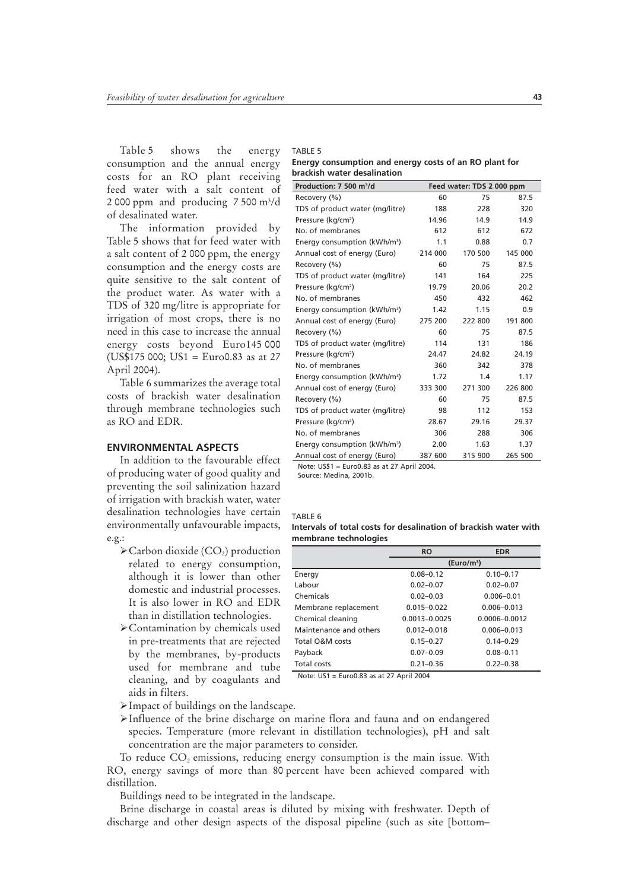Table 5 shows the energy consumption and the annual energy costs for an RO plant receiving feed water with a salt content of 2 000 ppm and producing 7 500 $m^3$/d of desalinated water.

The information provided by Table 5 shows that for feed water with a salt content of 2 000 ppm, the energy consumption and the energy costs are quite sensitive to the salt content of the product water. As water with a TDS of 320 mg/litre is appropriate for irrigation of most crops, there is no need in this case to increase the annual energy costs beyond Euro145 000 (US$175 000; US1 = Euro0.83 as at 27 April 2004).

Table 6 summarizes the average total costs of brackish water desalination through membrane technologies such as RO and EDR.

TABLE 5

**Energy consumption and energy costs of an RO plant for brackish water desalination**

| Production: 7 500 $m^3$/d | Feed water: TDS 2 000 ppm | | |
|---|---|---|---|
| Recovery (%) | 60 | 75 | 87.5 |
| TDS of product water (mg/litre) | 188 | 228 | 320 |
| Pressure (kg/$cm^2$) | 14.96 | 14.9 | 14.9 |
| No. of membranes | 612 | 612 | 672 |
| Energy consumption (kWh/$m^3$) | 1.1 | 0.88 | 0.7 |
| Annual cost of energy (Euro) | 214 000 | 170 500 | 145 000 |
| Recovery (%) | 60 | 75 | 87.5 |
| TDS of product water (mg/litre) | 141 | 164 | 225 |
| Pressure (kg/$cm^2$) | 19.79 | 20.06 | 20.2 |
| No. of membranes | 450 | 432 | 462 |
| Energy consumption (kWh/$m^3$) | 1.42 | 1.15 | 0.9 |
| Annual cost of energy (Euro) | 275 200 | 222 800 | 191 800 |
| Recovery (%) | 60 | 75 | 87.5 |
| TDS of product water (mg/litre) | 114 | 131 | 186 |
| Pressure (kg/$cm^2$) | 24.47 | 24.82 | 24.19 |
| No. of membranes | 360 | 342 | 378 |
| Energy consumption (kWh/$m^3$) | 1.72 | 1.4 | 1.17 |
| Annual cost of energy (Euro) | 333 300 | 271 300 | 226 800 |
| Recovery (%) | 60 | 75 | 87.5 |
| TDS of product water (mg/litre) | 98 | 112 | 153 |
| Pressure (kg/$cm^2$) | 28.67 | 29.16 | 29.37 |
| No. of membranes | 306 | 288 | 306 |
| Energy consumption (kWh/$m^3$) | 2.00 | 1.63 | 1.37 |
| Annual cost of energy (Euro) | 387 600 | 315 900 | 265 500 |

Note: US$1 = Euro0.83 as at 27 April 2004.
Source: Medina, 2001b.

TABLE 6

**Intervals of total costs for desalination of brackish water with membrane technologies**

| | RO | EDR |
|---|---|---|
| | (Euro/$m^3$) | |
| Energy | 0.08–0.12 | 0.10–0.17 |
| Labour | 0.02–0.07 | 0.02–0.07 |
| Chemicals | 0.02–0.03 | 0.006–0.01 |
| Membrane replacement | 0.015–0.022 | 0.006–0.013 |
| Chemical cleaning | 0.0013–0.0025 | 0.0006–0.0012 |
| Maintenance and others | 0.012–0.018 | 0.006–0.013 |
| Total O&M costs | 0.15–0.27 | 0.14–0.29 |
| Payback | 0.07–0.09 | 0.08–0.11 |
| Total costs | 0.21–0.36 | 0.22–0.38 |

Note: US1 = Euro0.83 as at 27 April 2004

## ENVIRONMENTAL ASPECTS

In addition to the favourable effect of producing water of good quality and preventing the soil salinization hazard of irrigation with brackish water, water desalination technologies have certain environmentally unfavourable impacts, e.g.:

- Carbon dioxide ($CO_2$) production related to energy consumption, although it is lower than other domestic and industrial processes. It is also lower in RO and EDR than in distillation technologies.
- Contamination by chemicals used in pre-treatments that are rejected by the membranes, by-products used for membrane and tube cleaning, and by coagulants and aids in filters.
- Impact of buildings on the landscape.
- Influence of the brine discharge on marine flora and fauna and on endangered species. Temperature (more relevant in distillation technologies), pH and salt concentration are the major parameters to consider.

To reduce $CO_2$ emissions, reducing energy consumption is the main issue. With RO, energy savings of more than 80 percent have been achieved compared with distillation.

Buildings need to be integrated in the landscape.

Brine discharge in coastal areas is diluted by mixing with freshwater. Depth of discharge and other design aspects of the disposal pipeline (such as site [bottom–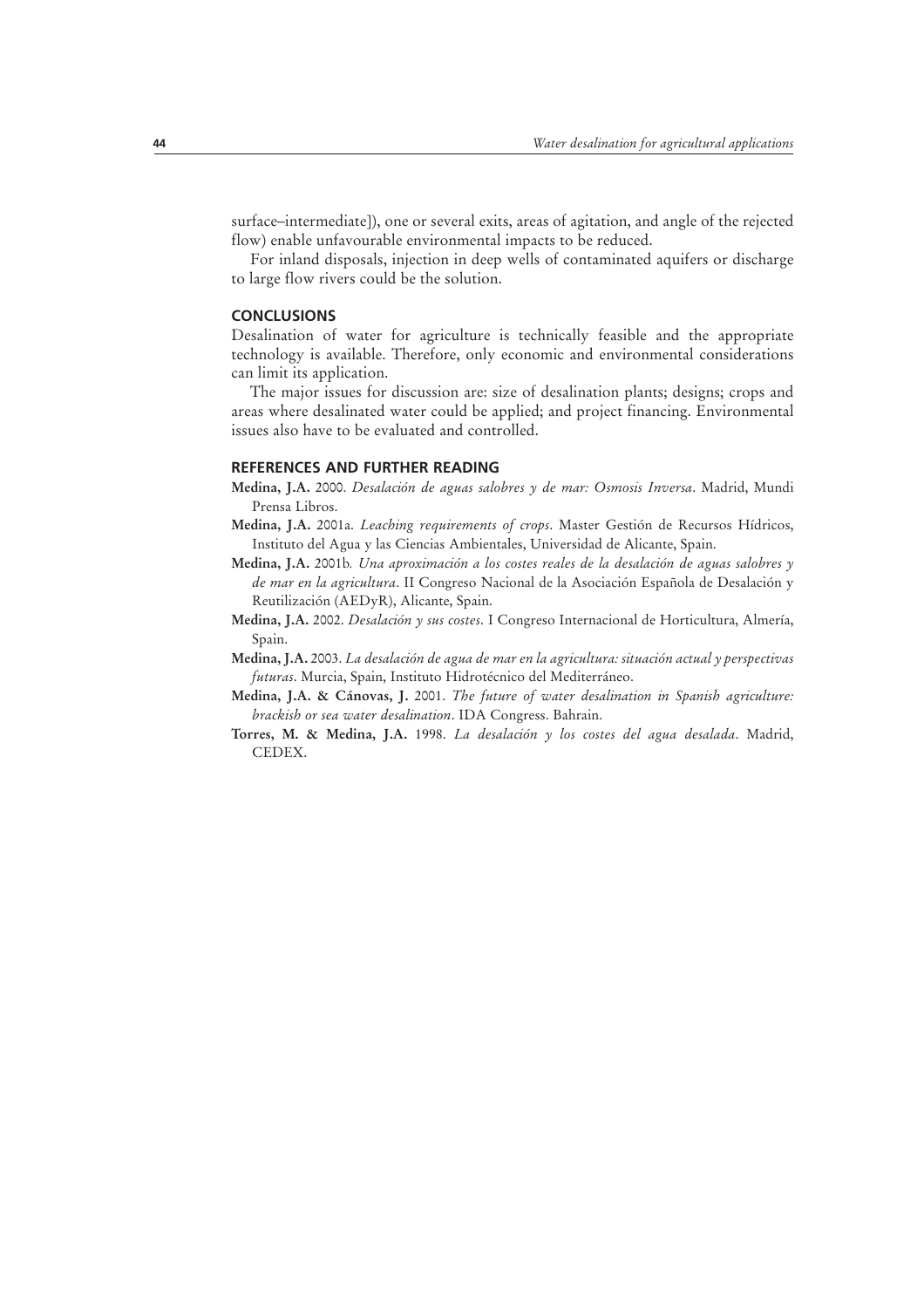surface–intermediate]), one or several exits, areas of agitation, and angle of the rejected flow) enable unfavourable environmental impacts to be reduced.

For inland disposals, injection in deep wells of contaminated aquifers or discharge to large flow rivers could be the solution.

## CONCLUSIONS

Desalination of water for agriculture is technically feasible and the appropriate technology is available. Therefore, only economic and environmental considerations can limit its application.

The major issues for discussion are: size of desalination plants; designs; crops and areas where desalinated water could be applied; and project financing. Environmental issues also have to be evaluated and controlled.

## REFERENCES AND FURTHER READING

**Medina, J.A.** 2000. *Desalación de aguas salobres y de mar: Osmosis Inversa*. Madrid, Mundi Prensa Libros.

**Medina, J.A.** 2001a. *Leaching requirements of crops*. Master Gestión de Recursos Hídricos, Instituto del Agua y las Ciencias Ambientales, Universidad de Alicante, Spain.

**Medina, J.A.** 2001b. *Una aproximación a los costes reales de la desalación de aguas salobres y de mar en la agricultura*. II Congreso Nacional de la Asociación Española de Desalación y Reutilización (AEDyR), Alicante, Spain.

**Medina, J.A.** 2002. *Desalación y sus costes*. I Congreso Internacional de Horticultura, Almería, Spain.

**Medina, J.A.** 2003. *La desalación de agua de mar en la agricultura: situación actual y perspectivas futuras*. Murcia, Spain, Instituto Hidrotécnico del Mediterráneo.

**Medina, J.A. & Cánovas, J.** 2001. *The future of water desalination in Spanish agriculture: brackish or sea water desalination*. IDA Congress. Bahrain.

**Torres, M. & Medina, J.A.** 1998. *La desalación y los costes del agua desalada*. Madrid, CEDEX.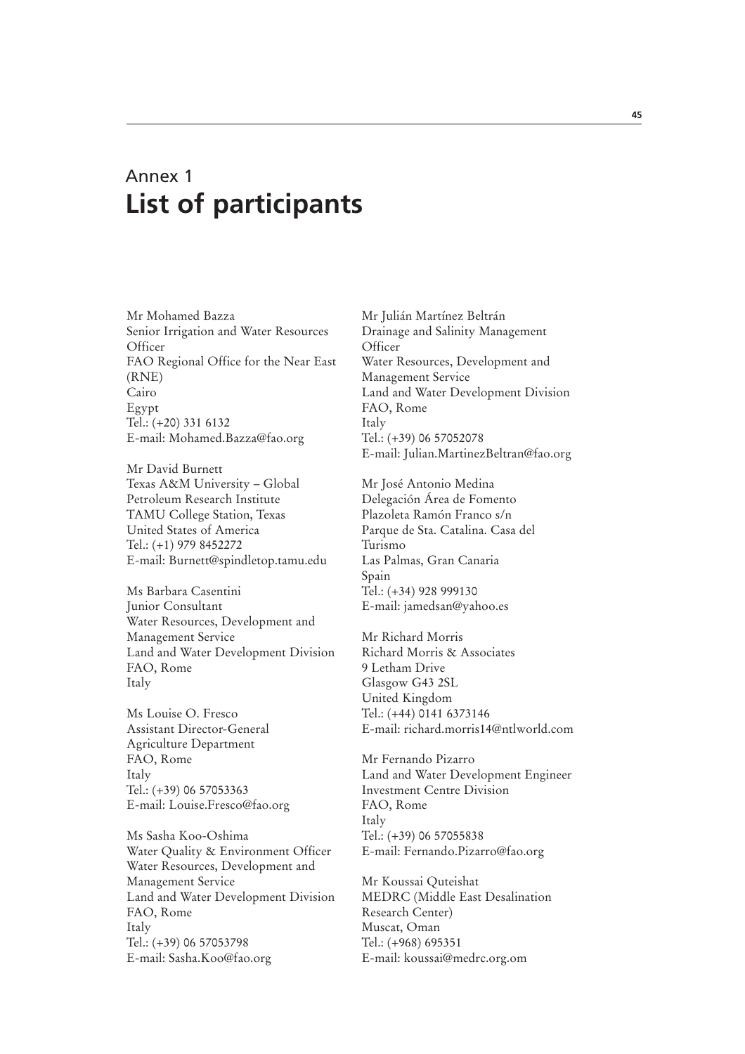# Annex 1
## List of participants

Mr Mohamed Bazza
Senior Irrigation and Water Resources Officer
FAO Regional Office for the Near East (RNE)
Cairo
Egypt
Tel.: (+20) 331 6132
E-mail: Mohamed.Bazza@fao.org

Mr David Burnett
Texas A&M University – Global Petroleum Research Institute
TAMU College Station, Texas
United States of America
Tel.: (+1) 979 8452272
E-mail: Burnett@spindletop.tamu.edu

Ms Barbara Casentini
Junior Consultant
Water Resources, Development and Management Service
Land and Water Development Division
FAO, Rome
Italy

Ms Louise O. Fresco
Assistant Director-General
Agriculture Department
FAO, Rome
Italy
Tel.: (+39) 06 57053363
E-mail: Louise.Fresco@fao.org

Ms Sasha Koo-Oshima
Water Quality & Environment Officer
Water Resources, Development and Management Service
Land and Water Development Division
FAO, Rome
Italy
Tel.: (+39) 06 57053798
E-mail: Sasha.Koo@fao.org

Mr Julián Martínez Beltrán
Drainage and Salinity Management Officer
Water Resources, Development and Management Service
Land and Water Development Division
FAO, Rome
Italy
Tel.: (+39) 06 57052078
E-mail: Julian.MartinezBeltran@fao.org

Mr José Antonio Medina
Delegación Área de Fomento
Plazoleta Ramón Franco s/n
Parque de Sta. Catalina. Casa del Turismo
Las Palmas, Gran Canaria
Spain
Tel.: (+34) 928 999130
E-mail: jamedsan@yahoo.es

Mr Richard Morris
Richard Morris & Associates
9 Letham Drive
Glasgow G43 2SL
United Kingdom
Tel.: (+44) 0141 6373146
E-mail: richard.morris14@ntlworld.com

Mr Fernando Pizarro
Land and Water Development Engineer
Investment Centre Division
FAO, Rome
Italy
Tel.: (+39) 06 57055838
E-mail: Fernando.Pizarro@fao.org

Mr Koussai Quteishat
MEDRC (Middle East Desalination Research Center)
Muscat, Oman
Tel.: (+968) 695351
E-mail: koussai@medrc.org.om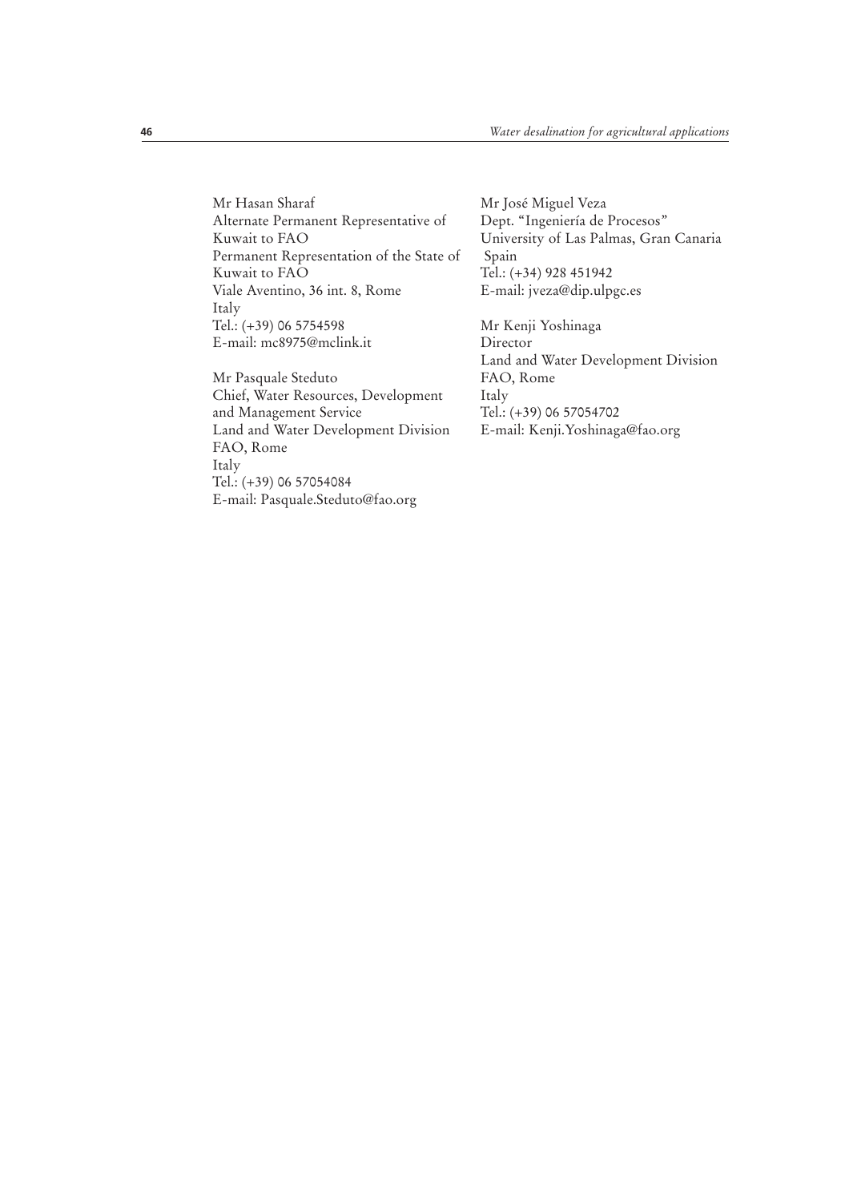Mr Hasan Sharaf
Alternate Permanent Representative of Kuwait to FAO
Permanent Representation of the State of Kuwait to FAO
Viale Aventino, 36 int. 8, Rome
Italy
Tel.: (+39) 06 5754598
E-mail: mc8975@mclink.it

Mr Pasquale Steduto
Chief, Water Resources, Development and Management Service
Land and Water Development Division
FAO, Rome
Italy
Tel.: (+39) 06 57054084
E-mail: Pasquale.Steduto@fao.org

Mr José Miguel Veza
Dept. "Ingeniería de Procesos"
University of Las Palmas, Gran Canaria
Spain
Tel.: (+34) 928 451942
E-mail: jveza@dip.ulpgc.es

Mr Kenji Yoshinaga
Director
Land and Water Development Division
FAO, Rome
Italy
Tel.: (+39) 06 57054702
E-mail: Kenji.Yoshinaga@fao.org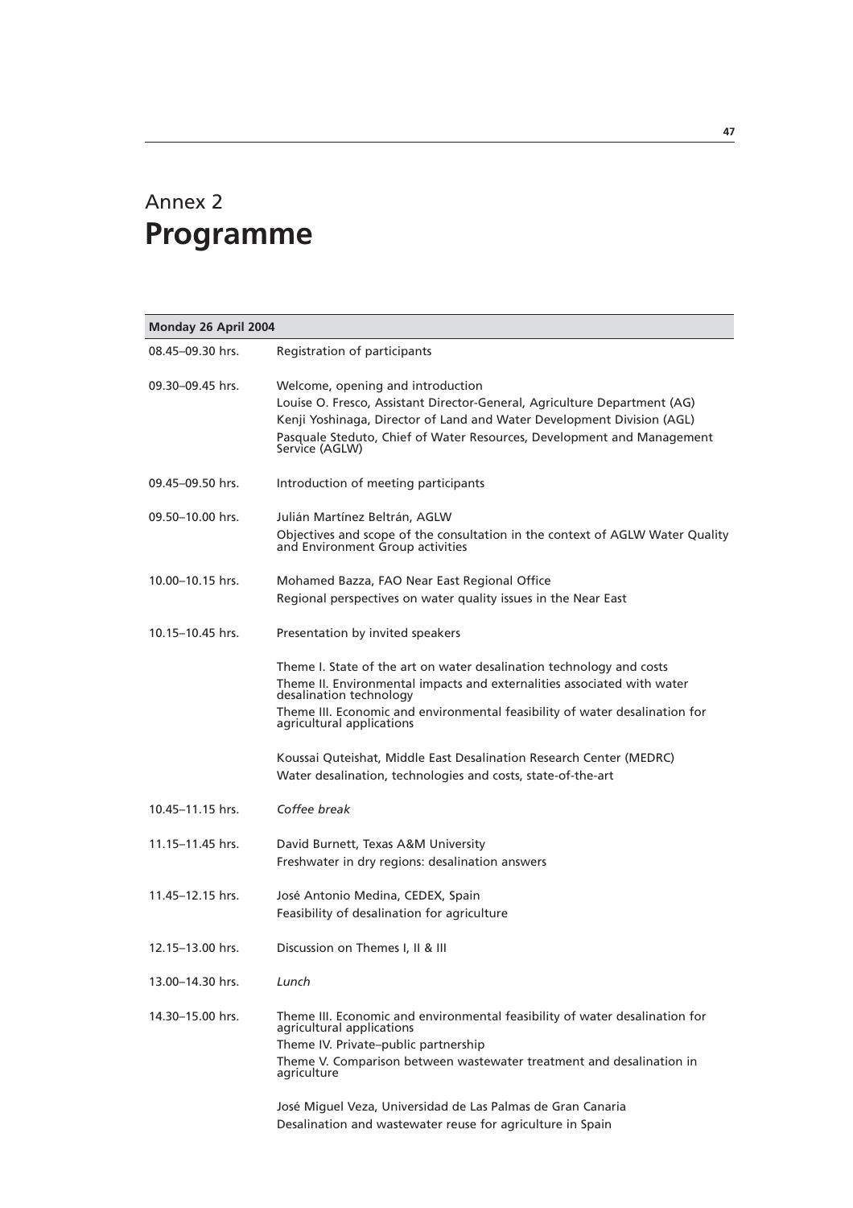# Annex 2
# Programme

| Monday 26 April 2004 | |
|---|---|
| 08.45–09.30 hrs. | Registration of participants |
| 09.30–09.45 hrs. | Welcome, opening and introduction<br>Louise O. Fresco, Assistant Director-General, Agriculture Department (AG)<br>Kenji Yoshinaga, Director of Land and Water Development Division (AGL)<br>Pasquale Steduto, Chief of Water Resources, Development and Management Service (AGLW) |
| 09.45–09.50 hrs. | Introduction of meeting participants |
| 09.50–10.00 hrs. | Julián Martínez Beltrán, AGLW<br>Objectives and scope of the consultation in the context of AGLW Water Quality and Environment Group activities |
| 10.00–10.15 hrs. | Mohamed Bazza, FAO Near East Regional Office<br>Regional perspectives on water quality issues in the Near East |
| 10.15–10.45 hrs. | Presentation by invited speakers<br><br>Theme I. State of the art on water desalination technology and costs<br>Theme II. Environmental impacts and externalities associated with water desalination technology<br>Theme III. Economic and environmental feasibility of water desalination for agricultural applications<br><br>Koussai Quteishat, Middle East Desalination Research Center (MEDRC)<br>Water desalination, technologies and costs, state-of-the-art |
| 10.45–11.15 hrs. | *Coffee break* |
| 11.15–11.45 hrs. | David Burnett, Texas A&M University<br>Freshwater in dry regions: desalination answers |
| 11.45–12.15 hrs. | José Antonio Medina, CEDEX, Spain<br>Feasibility of desalination for agriculture |
| 12.15–13.00 hrs. | Discussion on Themes I, II & III |
| 13.00–14.30 hrs. | *Lunch* |
| 14.30–15.00 hrs. | Theme III. Economic and environmental feasibility of water desalination for agricultural applications<br>Theme IV. Private–public partnership<br>Theme V. Comparison between wastewater treatment and desalination in agriculture<br><br>José Miguel Veza, Universidad de Las Palmas de Gran Canaria<br>Desalination and wastewater reuse for agriculture in Spain |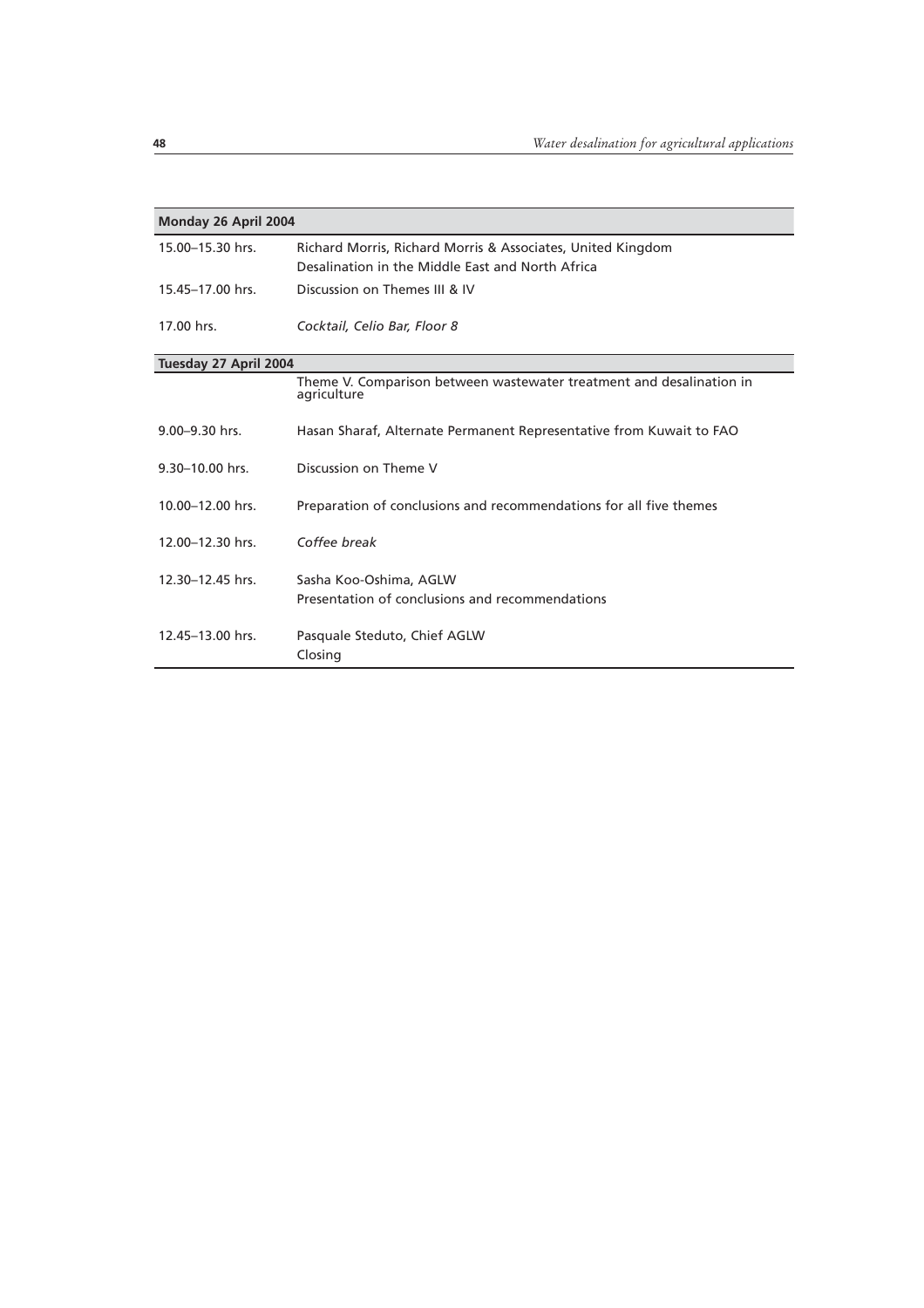| **Monday 26 April 2004** | |
|---|---|
| 15.00–15.30 hrs. | Richard Morris, Richard Morris & Associates, United Kingdom<br>Desalination in the Middle East and North Africa |
| 15.45–17.00 hrs. | Discussion on Themes III & IV |
| 17.00 hrs. | *Cocktail, Celio Bar, Floor 8* |
| **Tuesday 27 April 2004** | |
| | Theme V. Comparison between wastewater treatment and desalination in agriculture |
| 9.00–9.30 hrs. | Hasan Sharaf, Alternate Permanent Representative from Kuwait to FAO |
| 9.30–10.00 hrs. | Discussion on Theme V |
| 10.00–12.00 hrs. | Preparation of conclusions and recommendations for all five themes |
| 12.00–12.30 hrs. | *Coffee break* |
| 12.30–12.45 hrs. | Sasha Koo-Oshima, AGLW<br>Presentation of conclusions and recommendations |
| 12.45–13.00 hrs. | Pasquale Steduto, Chief AGLW<br>Closing |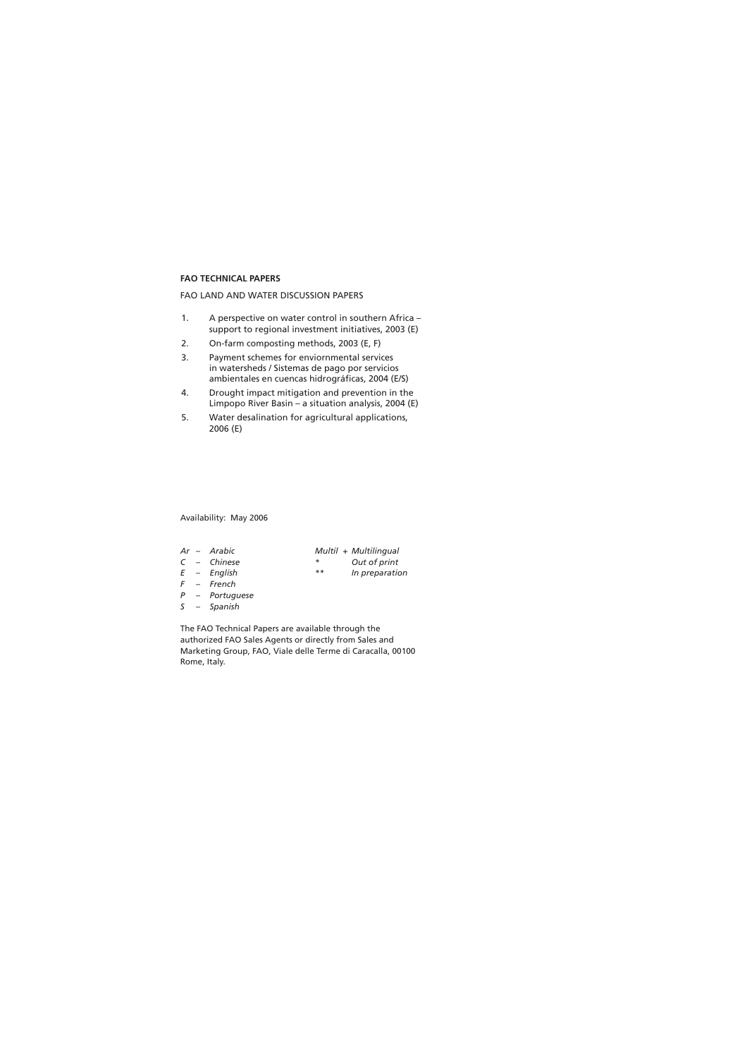**FAO TECHNICAL PAPERS**

FAO LAND AND WATER DISCUSSION PAPERS

1. A perspective on water control in southern Africa – support to regional investment initiatives, 2003 (E)
2. On-farm composting methods, 2003 (E, F)
3. Payment schemes for enviornmental services in watersheds / Sistemas de pago por servicios ambientales en cuencas hidrográficas, 2004 (E/S)
4. Drought impact mitigation and prevention in the Limpopo River Basin – a situation analysis, 2004 (E)
5. Water desalination for agricultural applications, 2006 (E)

Availability: May 2006

| | | | |
|---|---|---|---|
| *Ar* | – *Arabic* | *Multil* | + *Multilingual* |
| *C* | – *Chinese* | * | *Out of print* |
| *E* | – *English* | ** | *In preparation* |
| *F* | – *French* | | |
| *P* | – *Portuguese* | | |
| *S* | – *Spanish* | | |

The FAO Technical Papers are available through the authorized FAO Sales Agents or directly from Sales and Marketing Group, FAO, Viale delle Terme di Caracalla, 00100 Rome, Italy.